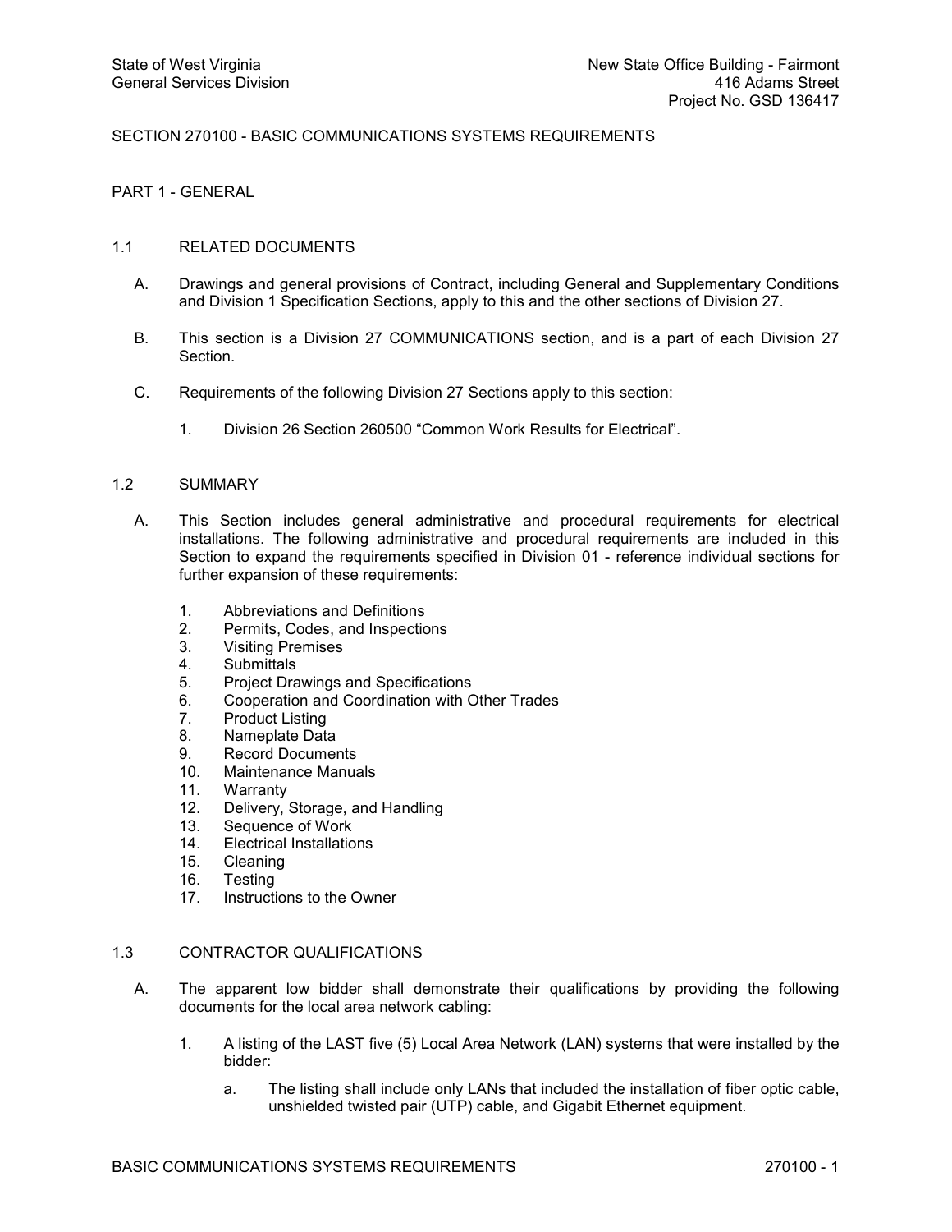# SECTION 270100 - BASIC COMMUNICATIONS SYSTEMS REQUIREMENTS

## PART 1 - GENERAL

### 1.1 RELATED DOCUMENTS

A. Drawings and general provisions of Contract, including General and Supplementary Conditions and Division 1 Specification Sections, apply to this and the other sections of Division 27.

B. This section is a Division 27 COMMUNICATIONS section, and is a part of each Division 27 Section.

C. Requirements of the following Division 27 Sections apply to this section:

1. Division 26 Section 260500 "Common Work Results for Electrical".

### 1.2 SUMMARY

A. This Section includes general administrative and procedural requirements for electrical installations. The following administrative and procedural requirements are included in this Section to expand the requirements specified in Division 01 - reference individual sections for further expansion of these requirements:

1. Abbreviations and Definitions
2. Permits, Codes, and Inspections
3. Visiting Premises
4. Submittals
5. Project Drawings and Specifications
6. Cooperation and Coordination with Other Trades
7. Product Listing
8. Nameplate Data
9. Record Documents
10. Maintenance Manuals
11. Warranty
12. Delivery, Storage, and Handling
13. Sequence of Work
14. Electrical Installations
15. Cleaning
16. Testing
17. Instructions to the Owner

### 1.3 CONTRACTOR QUALIFICATIONS

A. The apparent low bidder shall demonstrate their qualifications by providing the following documents for the local area network cabling:

1. A listing of the LAST five (5) Local Area Network (LAN) systems that were installed by the bidder:
   a. The listing shall include only LANs that included the installation of fiber optic cable, unshielded twisted pair (UTP) cable, and Gigabit Ethernet equipment.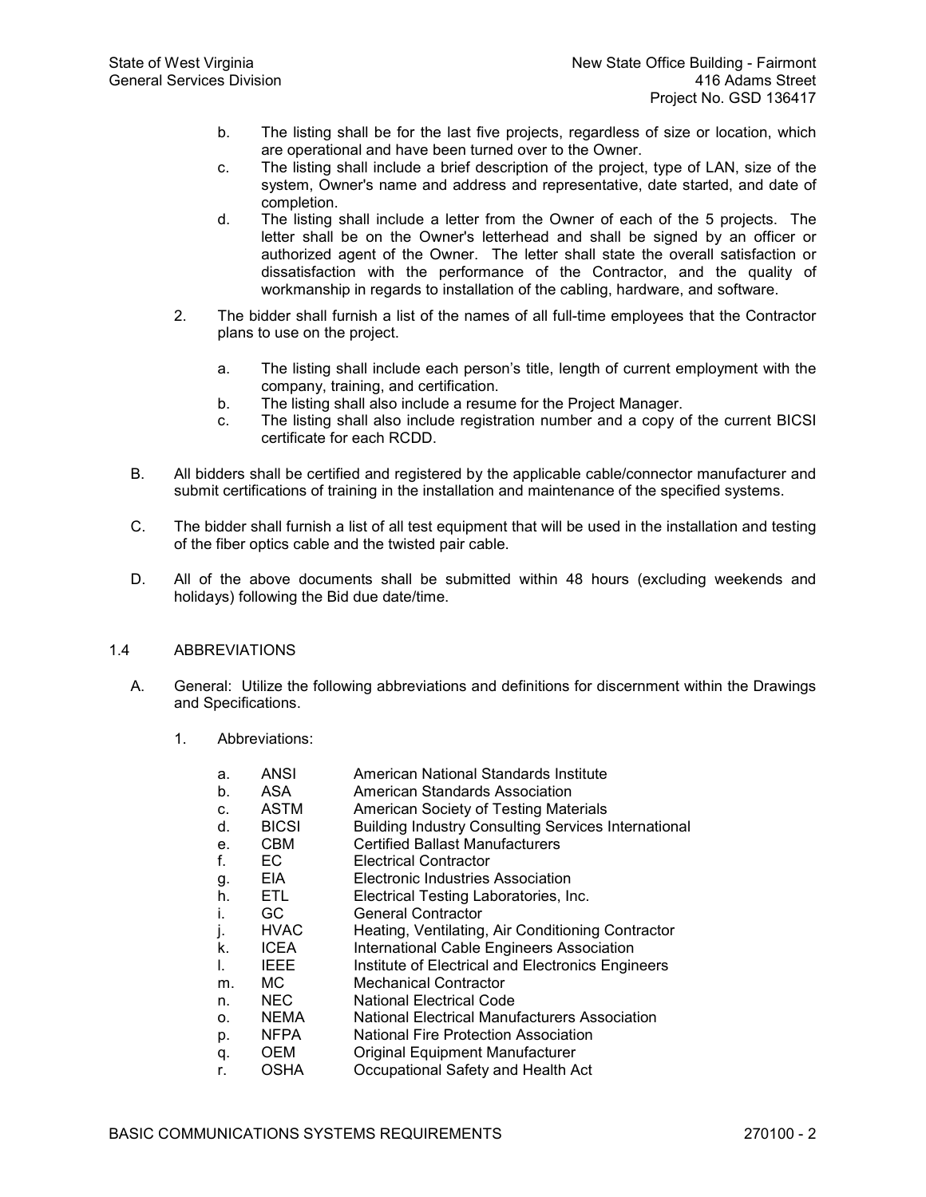b. The listing shall be for the last five projects, regardless of size or location, which are operational and have been turned over to the Owner.

c. The listing shall include a brief description of the project, type of LAN, size of the system, Owner's name and address and representative, date started, and date of completion.

d. The listing shall include a letter from the Owner of each of the 5 projects. The letter shall be on the Owner's letterhead and shall be signed by an officer or authorized agent of the Owner. The letter shall state the overall satisfaction or dissatisfaction with the performance of the Contractor, and the quality of workmanship in regards to installation of the cabling, hardware, and software.

2. The bidder shall furnish a list of the names of all full-time employees that the Contractor plans to use on the project.

   a. The listing shall include each person's title, length of current employment with the company, training, and certification.
   b. The listing shall also include a resume for the Project Manager.
   c. The listing shall also include registration number and a copy of the current BICSI certificate for each RCDD.

B. All bidders shall be certified and registered by the applicable cable/connector manufacturer and submit certifications of training in the installation and maintenance of the specified systems.

C. The bidder shall furnish a list of all test equipment that will be used in the installation and testing of the fiber optics cable and the twisted pair cable.

D. All of the above documents shall be submitted within 48 hours (excluding weekends and holidays) following the Bid due date/time.

## 1.4 ABBREVIATIONS

A. General: Utilize the following abbreviations and definitions for discernment within the Drawings and Specifications.

1. Abbreviations:

   a. ANSI American National Standards Institute
   b. ASA American Standards Association
   c. ASTM American Society of Testing Materials
   d. BICSI Building Industry Consulting Services International
   e. CBM Certified Ballast Manufacturers
   f. EC Electrical Contractor
   g. EIA Electronic Industries Association
   h. ETL Electrical Testing Laboratories, Inc.
   i. GC General Contractor
   j. HVAC Heating, Ventilating, Air Conditioning Contractor
   k. ICEA International Cable Engineers Association
   l. IEEE Institute of Electrical and Electronics Engineers
   m. MC Mechanical Contractor
   n. NEC National Electrical Code
   o. NEMA National Electrical Manufacturers Association
   p. NFPA National Fire Protection Association
   q. OEM Original Equipment Manufacturer
   r. OSHA Occupational Safety and Health Act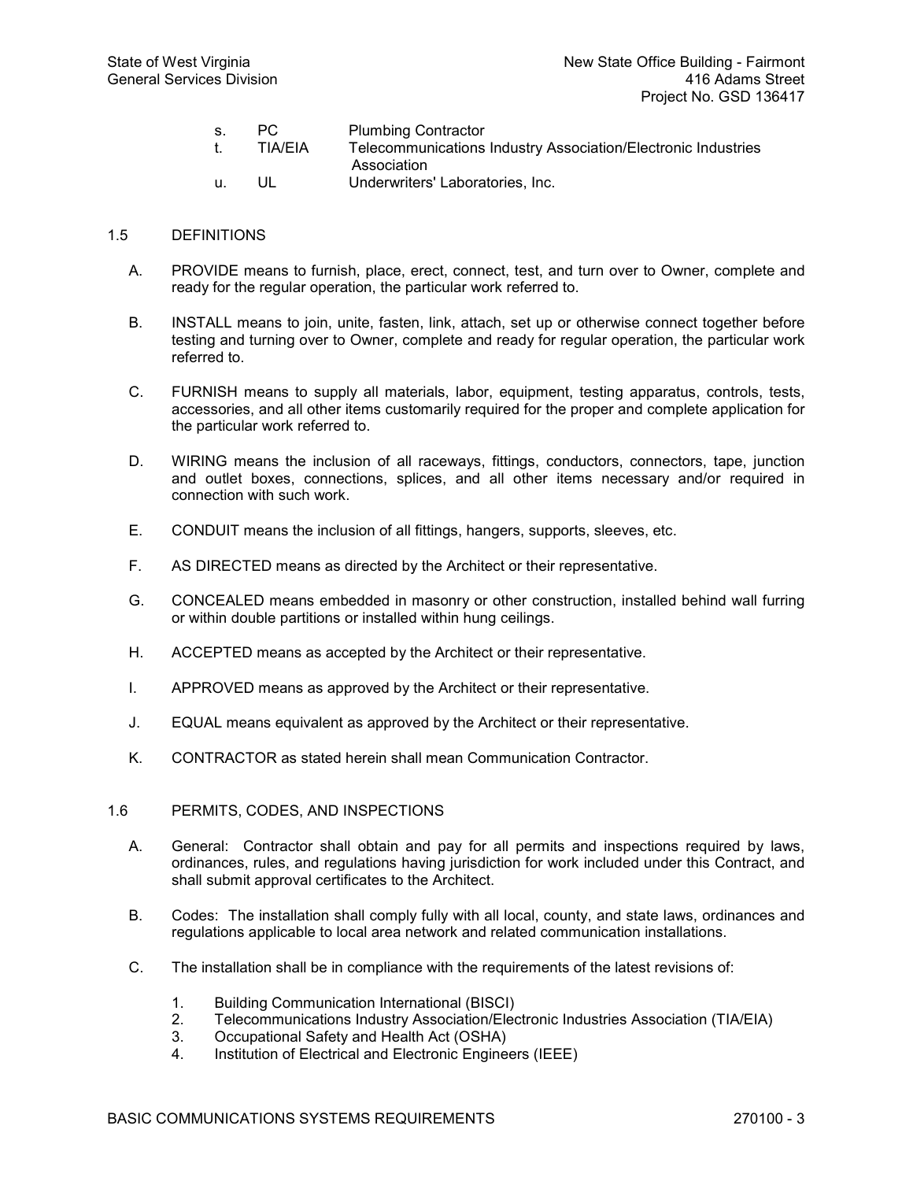s. PC Plumbing Contractor
t. TIA/EIA Telecommunications Industry Association/Electronic Industries Association
u. UL Underwriters' Laboratories, Inc.

## 1.5 DEFINITIONS

A. PROVIDE means to furnish, place, erect, connect, test, and turn over to Owner, complete and ready for the regular operation, the particular work referred to.

B. INSTALL means to join, unite, fasten, link, attach, set up or otherwise connect together before testing and turning over to Owner, complete and ready for regular operation, the particular work referred to.

C. FURNISH means to supply all materials, labor, equipment, testing apparatus, controls, tests, accessories, and all other items customarily required for the proper and complete application for the particular work referred to.

D. WIRING means the inclusion of all raceways, fittings, conductors, connectors, tape, junction and outlet boxes, connections, splices, and all other items necessary and/or required in connection with such work.

E. CONDUIT means the inclusion of all fittings, hangers, supports, sleeves, etc.

F. AS DIRECTED means as directed by the Architect or their representative.

G. CONCEALED means embedded in masonry or other construction, installed behind wall furring or within double partitions or installed within hung ceilings.

H. ACCEPTED means as accepted by the Architect or their representative.

I. APPROVED means as approved by the Architect or their representative.

J. EQUAL means equivalent as approved by the Architect or their representative.

K. CONTRACTOR as stated herein shall mean Communication Contractor.

## 1.6 PERMITS, CODES, AND INSPECTIONS

A. General: Contractor shall obtain and pay for all permits and inspections required by laws, ordinances, rules, and regulations having jurisdiction for work included under this Contract, and shall submit approval certificates to the Architect.

B. Codes: The installation shall comply fully with all local, county, and state laws, ordinances and regulations applicable to local area network and related communication installations.

C. The installation shall be in compliance with the requirements of the latest revisions of:

1. Building Communication International (BISCI)
2. Telecommunications Industry Association/Electronic Industries Association (TIA/EIA)
3. Occupational Safety and Health Act (OSHA)
4. Institution of Electrical and Electronic Engineers (IEEE)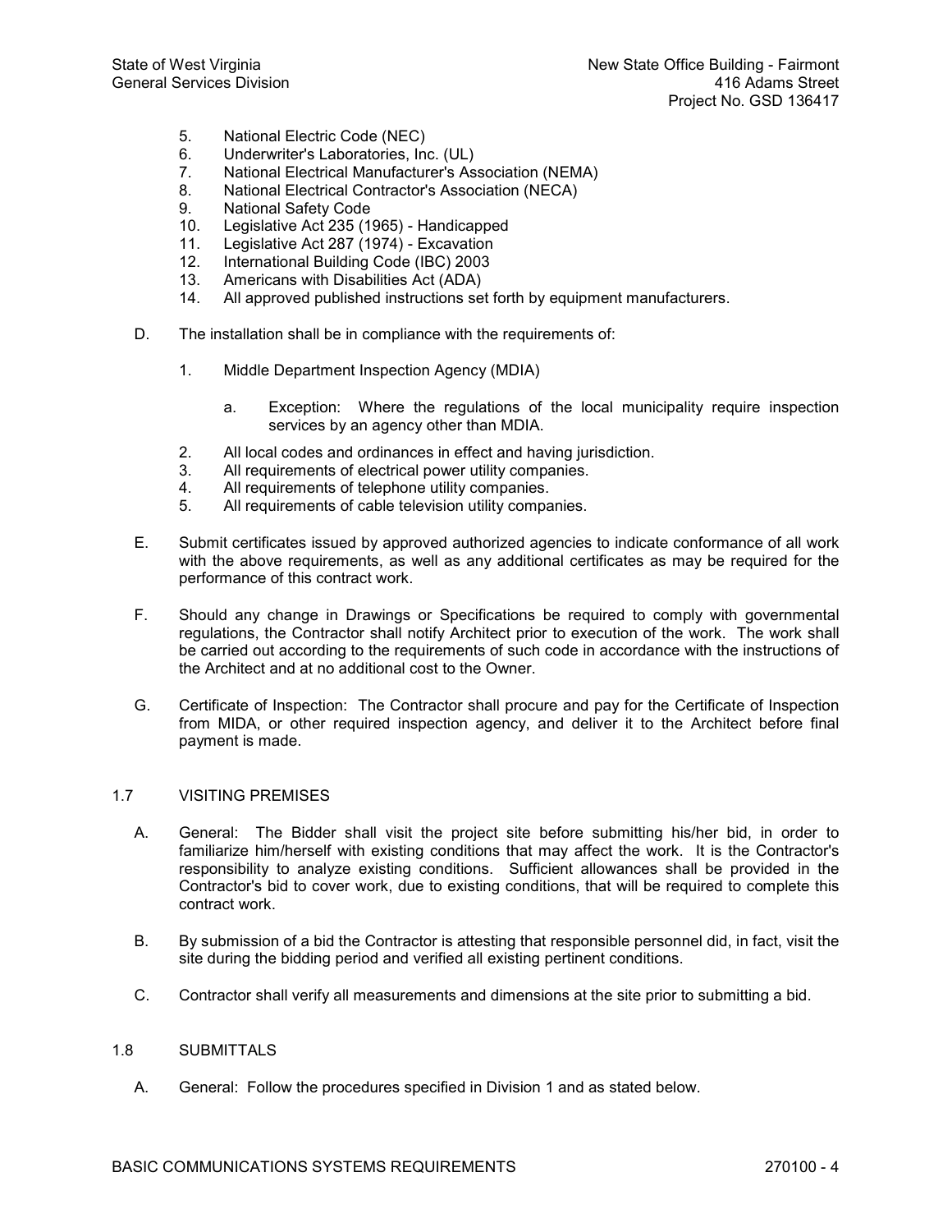5. National Electric Code (NEC)
6. Underwriter's Laboratories, Inc. (UL)
7. National Electrical Manufacturer's Association (NEMA)
8. National Electrical Contractor's Association (NECA)
9. National Safety Code
10. Legislative Act 235 (1965) - Handicapped
11. Legislative Act 287 (1974) - Excavation
12. International Building Code (IBC) 2003
13. Americans with Disabilities Act (ADA)
14. All approved published instructions set forth by equipment manufacturers.

D. The installation shall be in compliance with the requirements of:

1. Middle Department Inspection Agency (MDIA)

   a. Exception: Where the regulations of the local municipality require inspection services by an agency other than MDIA.

2. All local codes and ordinances in effect and having jurisdiction.
3. All requirements of electrical power utility companies.
4. All requirements of telephone utility companies.
5. All requirements of cable television utility companies.

E. Submit certificates issued by approved authorized agencies to indicate conformance of all work with the above requirements, as well as any additional certificates as may be required for the performance of this contract work.

F. Should any change in Drawings or Specifications be required to comply with governmental regulations, the Contractor shall notify Architect prior to execution of the work. The work shall be carried out according to the requirements of such code in accordance with the instructions of the Architect and at no additional cost to the Owner.

G. Certificate of Inspection: The Contractor shall procure and pay for the Certificate of Inspection from MIDA, or other required inspection agency, and deliver it to the Architect before final payment is made.

## 1.7 VISITING PREMISES

A. General: The Bidder shall visit the project site before submitting his/her bid, in order to familiarize him/herself with existing conditions that may affect the work. It is the Contractor's responsibility to analyze existing conditions. Sufficient allowances shall be provided in the Contractor's bid to cover work, due to existing conditions, that will be required to complete this contract work.

B. By submission of a bid the Contractor is attesting that responsible personnel did, in fact, visit the site during the bidding period and verified all existing pertinent conditions.

C. Contractor shall verify all measurements and dimensions at the site prior to submitting a bid.

## 1.8 SUBMITTALS

A. General: Follow the procedures specified in Division 1 and as stated below.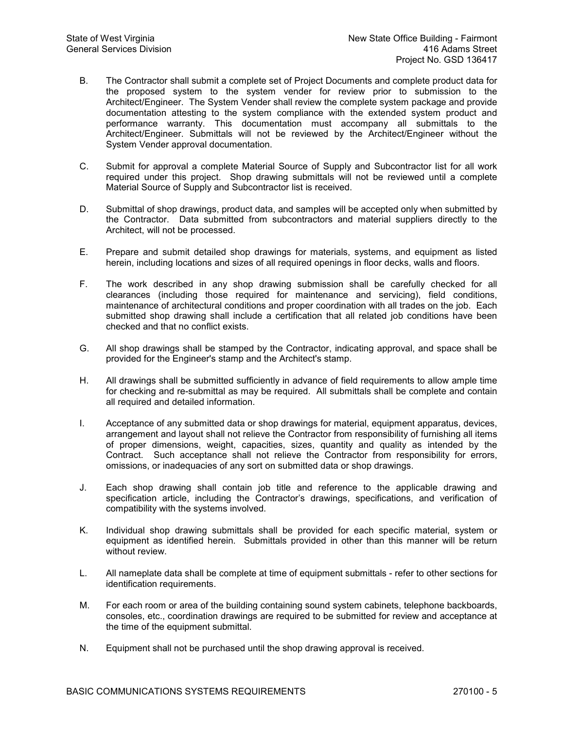B. The Contractor shall submit a complete set of Project Documents and complete product data for the proposed system to the system vender for review prior to submission to the Architect/Engineer. The System Vender shall review the complete system package and provide documentation attesting to the system compliance with the extended system product and performance warranty. This documentation must accompany all submittals to the Architect/Engineer. Submittals will not be reviewed by the Architect/Engineer without the System Vender approval documentation.

C. Submit for approval a complete Material Source of Supply and Subcontractor list for all work required under this project. Shop drawing submittals will not be reviewed until a complete Material Source of Supply and Subcontractor list is received.

D. Submittal of shop drawings, product data, and samples will be accepted only when submitted by the Contractor. Data submitted from subcontractors and material suppliers directly to the Architect, will not be processed.

E. Prepare and submit detailed shop drawings for materials, systems, and equipment as listed herein, including locations and sizes of all required openings in floor decks, walls and floors.

F. The work described in any shop drawing submission shall be carefully checked for all clearances (including those required for maintenance and servicing), field conditions, maintenance of architectural conditions and proper coordination with all trades on the job. Each submitted shop drawing shall include a certification that all related job conditions have been checked and that no conflict exists.

G. All shop drawings shall be stamped by the Contractor, indicating approval, and space shall be provided for the Engineer's stamp and the Architect's stamp.

H. All drawings shall be submitted sufficiently in advance of field requirements to allow ample time for checking and re-submittal as may be required. All submittals shall be complete and contain all required and detailed information.

I. Acceptance of any submitted data or shop drawings for material, equipment apparatus, devices, arrangement and layout shall not relieve the Contractor from responsibility of furnishing all items of proper dimensions, weight, capacities, sizes, quantity and quality as intended by the Contract. Such acceptance shall not relieve the Contractor from responsibility for errors, omissions, or inadequacies of any sort on submitted data or shop drawings.

J. Each shop drawing shall contain job title and reference to the applicable drawing and specification article, including the Contractor's drawings, specifications, and verification of compatibility with the systems involved.

K. Individual shop drawing submittals shall be provided for each specific material, system or equipment as identified herein. Submittals provided in other than this manner will be return without review.

L. All nameplate data shall be complete at time of equipment submittals - refer to other sections for identification requirements.

M. For each room or area of the building containing sound system cabinets, telephone backboards, consoles, etc., coordination drawings are required to be submitted for review and acceptance at the time of the equipment submittal.

N. Equipment shall not be purchased until the shop drawing approval is received.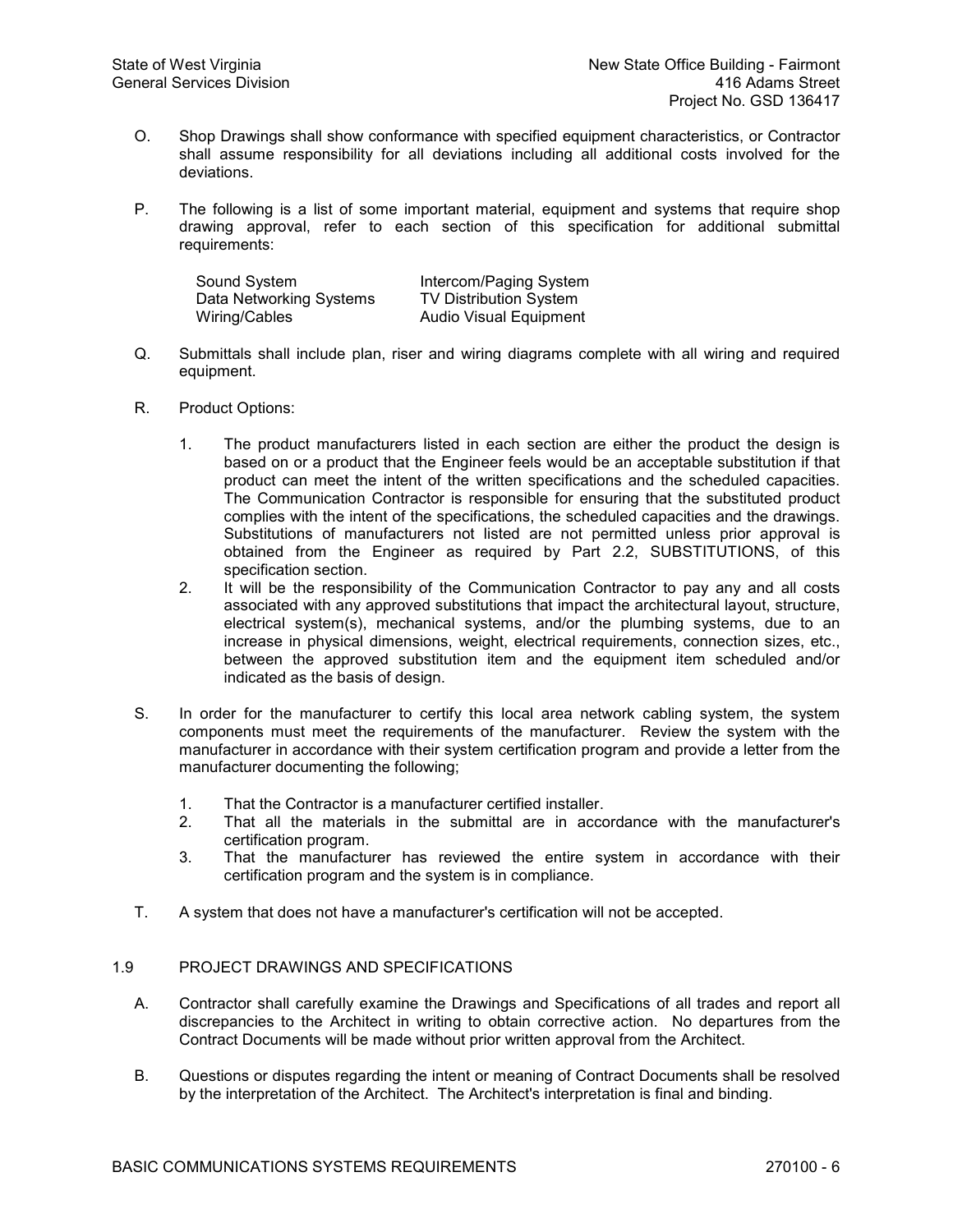O. Shop Drawings shall show conformance with specified equipment characteristics, or Contractor shall assume responsibility for all deviations including all additional costs involved for the deviations.

P. The following is a list of some important material, equipment and systems that require shop drawing approval, refer to each section of this specification for additional submittal requirements:

| | |
|---|---|
| Sound System | Intercom/Paging System |
| Data Networking Systems | TV Distribution System |
| Wiring/Cables | Audio Visual Equipment |

Q. Submittals shall include plan, riser and wiring diagrams complete with all wiring and required equipment.

R. Product Options:

1. The product manufacturers listed in each section are either the product the design is based on or a product that the Engineer feels would be an acceptable substitution if that product can meet the intent of the written specifications and the scheduled capacities. The Communication Contractor is responsible for ensuring that the substituted product complies with the intent of the specifications, the scheduled capacities and the drawings. Substitutions of manufacturers not listed are not permitted unless prior approval is obtained from the Engineer as required by Part 2.2, SUBSTITUTIONS, of this specification section.
2. It will be the responsibility of the Communication Contractor to pay any and all costs associated with any approved substitutions that impact the architectural layout, structure, electrical system(s), mechanical systems, and/or the plumbing systems, due to an increase in physical dimensions, weight, electrical requirements, connection sizes, etc., between the approved substitution item and the equipment item scheduled and/or indicated as the basis of design.

S. In order for the manufacturer to certify this local area network cabling system, the system components must meet the requirements of the manufacturer. Review the system with the manufacturer in accordance with their system certification program and provide a letter from the manufacturer documenting the following;

1. That the Contractor is a manufacturer certified installer.
2. That all the materials in the submittal are in accordance with the manufacturer's certification program.
3. That the manufacturer has reviewed the entire system in accordance with their certification program and the system is in compliance.

T. A system that does not have a manufacturer's certification will not be accepted.

## 1.9 PROJECT DRAWINGS AND SPECIFICATIONS

A. Contractor shall carefully examine the Drawings and Specifications of all trades and report all discrepancies to the Architect in writing to obtain corrective action. No departures from the Contract Documents will be made without prior written approval from the Architect.

B. Questions or disputes regarding the intent or meaning of Contract Documents shall be resolved by the interpretation of the Architect. The Architect's interpretation is final and binding.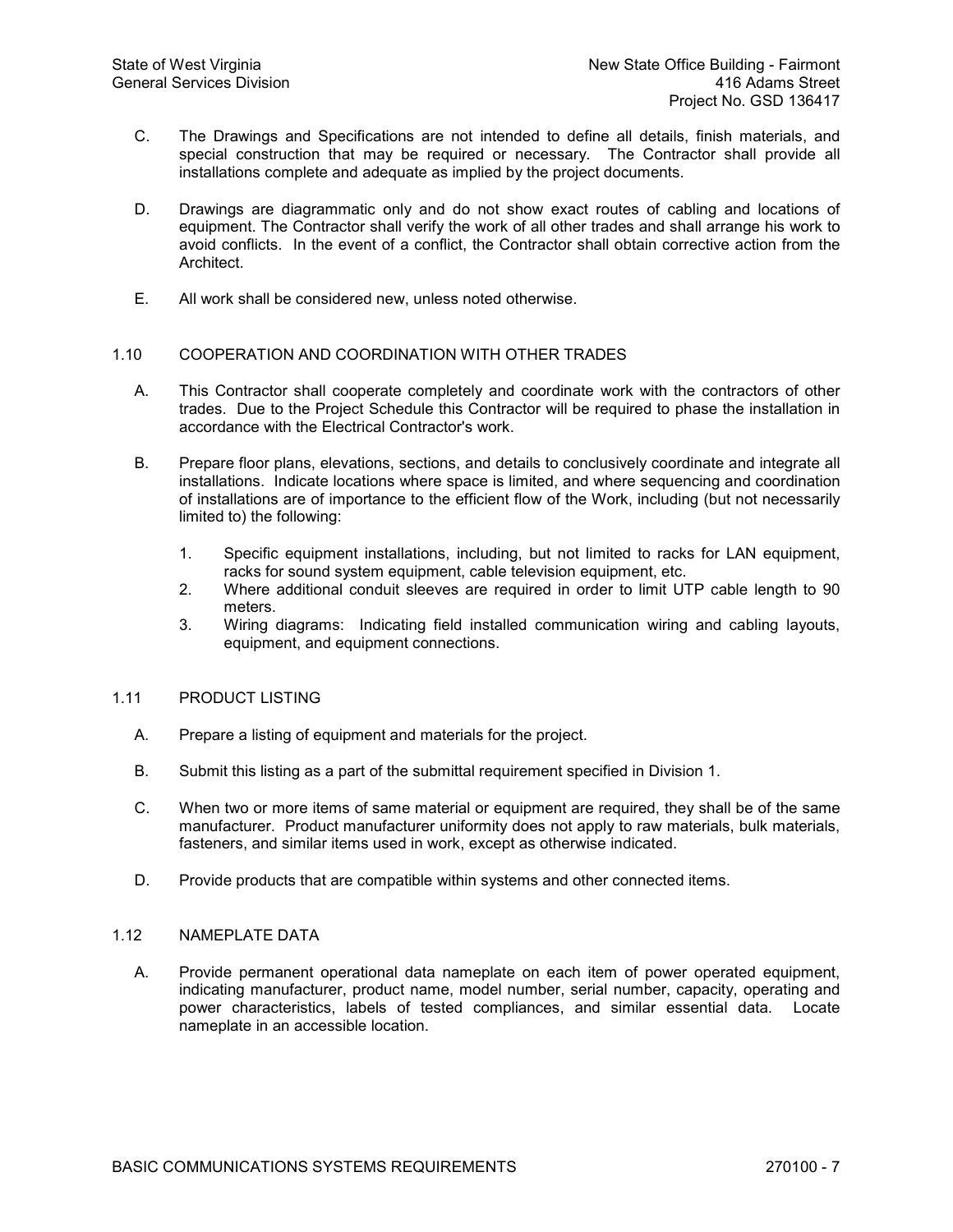C. The Drawings and Specifications are not intended to define all details, finish materials, and special construction that may be required or necessary. The Contractor shall provide all installations complete and adequate as implied by the project documents.

D. Drawings are diagrammatic only and do not show exact routes of cabling and locations of equipment. The Contractor shall verify the work of all other trades and shall arrange his work to avoid conflicts. In the event of a conflict, the Contractor shall obtain corrective action from the Architect.

E. All work shall be considered new, unless noted otherwise.

## 1.10 COOPERATION AND COORDINATION WITH OTHER TRADES

A. This Contractor shall cooperate completely and coordinate work with the contractors of other trades. Due to the Project Schedule this Contractor will be required to phase the installation in accordance with the Electrical Contractor's work.

B. Prepare floor plans, elevations, sections, and details to conclusively coordinate and integrate all installations. Indicate locations where space is limited, and where sequencing and coordination of installations are of importance to the efficient flow of the Work, including (but not necessarily limited to) the following:

1. Specific equipment installations, including, but not limited to racks for LAN equipment, racks for sound system equipment, cable television equipment, etc.
2. Where additional conduit sleeves are required in order to limit UTP cable length to 90 meters.
3. Wiring diagrams: Indicating field installed communication wiring and cabling layouts, equipment, and equipment connections.

## 1.11 PRODUCT LISTING

A. Prepare a listing of equipment and materials for the project.

B. Submit this listing as a part of the submittal requirement specified in Division 1.

C. When two or more items of same material or equipment are required, they shall be of the same manufacturer. Product manufacturer uniformity does not apply to raw materials, bulk materials, fasteners, and similar items used in work, except as otherwise indicated.

D. Provide products that are compatible within systems and other connected items.

## 1.12 NAMEPLATE DATA

A. Provide permanent operational data nameplate on each item of power operated equipment, indicating manufacturer, product name, model number, serial number, capacity, operating and power characteristics, labels of tested compliances, and similar essential data. Locate nameplate in an accessible location.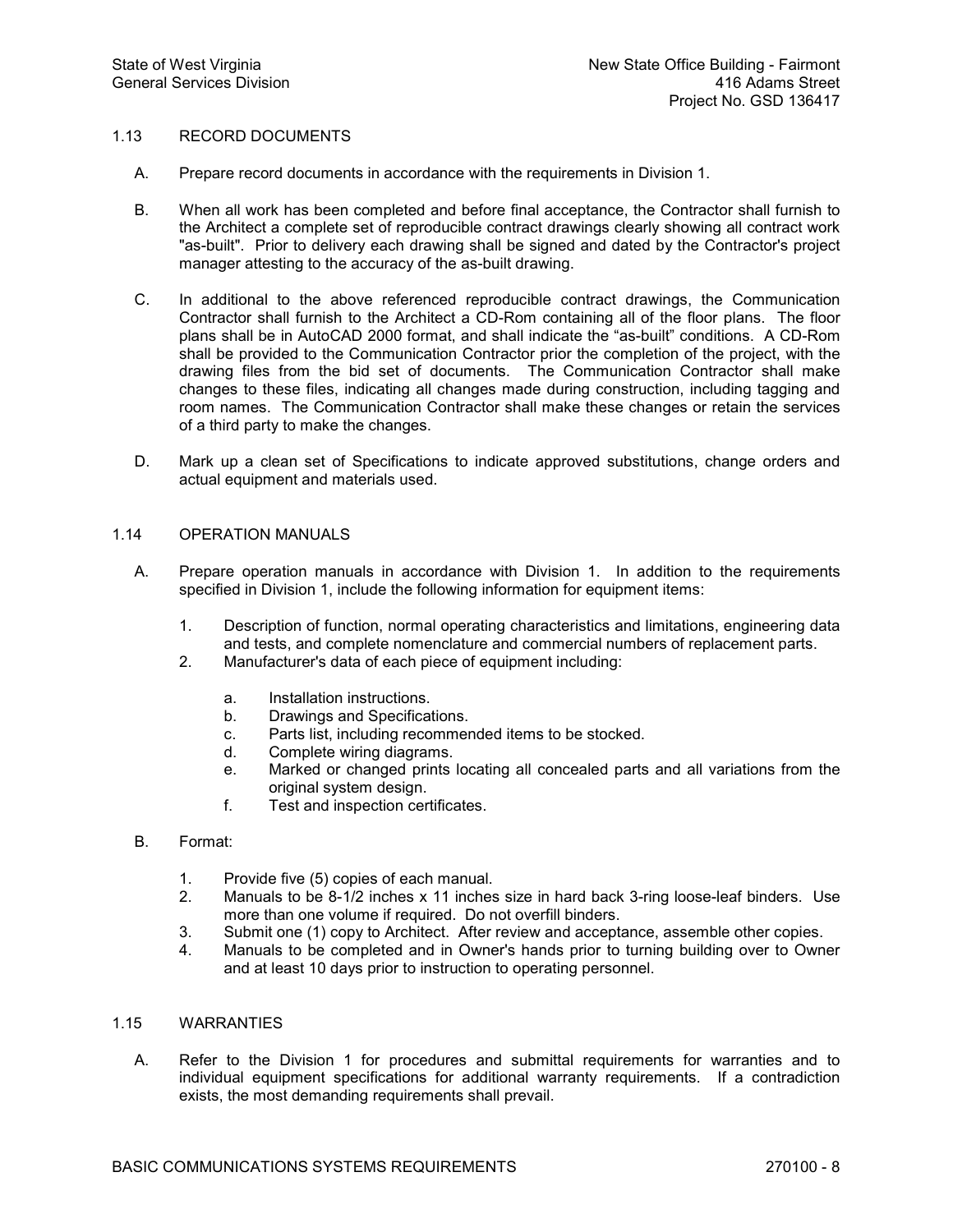## 1.13 RECORD DOCUMENTS

A. Prepare record documents in accordance with the requirements in Division 1.

B. When all work has been completed and before final acceptance, the Contractor shall furnish to the Architect a complete set of reproducible contract drawings clearly showing all contract work "as-built". Prior to delivery each drawing shall be signed and dated by the Contractor's project manager attesting to the accuracy of the as-built drawing.

C. In additional to the above referenced reproducible contract drawings, the Communication Contractor shall furnish to the Architect a CD-Rom containing all of the floor plans. The floor plans shall be in AutoCAD 2000 format, and shall indicate the "as-built" conditions. A CD-Rom shall be provided to the Communication Contractor prior the completion of the project, with the drawing files from the bid set of documents. The Communication Contractor shall make changes to these files, indicating all changes made during construction, including tagging and room names. The Communication Contractor shall make these changes or retain the services of a third party to make the changes.

D. Mark up a clean set of Specifications to indicate approved substitutions, change orders and actual equipment and materials used.

## 1.14 OPERATION MANUALS

A. Prepare operation manuals in accordance with Division 1. In addition to the requirements specified in Division 1, include the following information for equipment items:

1. Description of function, normal operating characteristics and limitations, engineering data and tests, and complete nomenclature and commercial numbers of replacement parts.
2. Manufacturer's data of each piece of equipment including:
   a. Installation instructions.
   b. Drawings and Specifications.
   c. Parts list, including recommended items to be stocked.
   d. Complete wiring diagrams.
   e. Marked or changed prints locating all concealed parts and all variations from the original system design.
   f. Test and inspection certificates.

B. Format:

1. Provide five (5) copies of each manual.
2. Manuals to be 8-1/2 inches x 11 inches size in hard back 3-ring loose-leaf binders. Use more than one volume if required. Do not overfill binders.
3. Submit one (1) copy to Architect. After review and acceptance, assemble other copies.
4. Manuals to be completed and in Owner's hands prior to turning building over to Owner and at least 10 days prior to instruction to operating personnel.

## 1.15 WARRANTIES

A. Refer to the Division 1 for procedures and submittal requirements for warranties and to individual equipment specifications for additional warranty requirements. If a contradiction exists, the most demanding requirements shall prevail.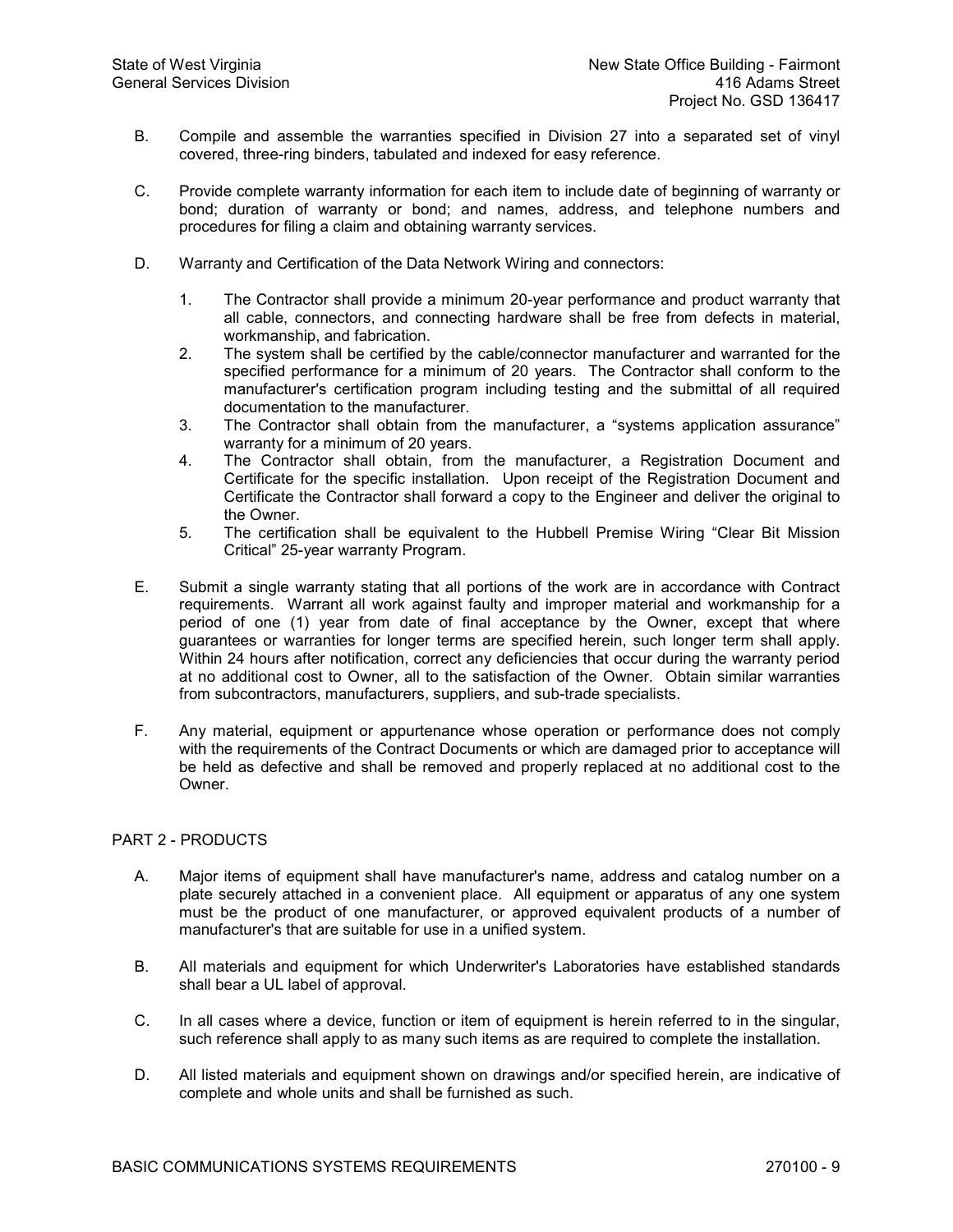B. Compile and assemble the warranties specified in Division 27 into a separated set of vinyl covered, three-ring binders, tabulated and indexed for easy reference.

C. Provide complete warranty information for each item to include date of beginning of warranty or bond; duration of warranty or bond; and names, address, and telephone numbers and procedures for filing a claim and obtaining warranty services.

D. Warranty and Certification of the Data Network Wiring and connectors:

1. The Contractor shall provide a minimum 20-year performance and product warranty that all cable, connectors, and connecting hardware shall be free from defects in material, workmanship, and fabrication.
2. The system shall be certified by the cable/connector manufacturer and warranted for the specified performance for a minimum of 20 years. The Contractor shall conform to the manufacturer's certification program including testing and the submittal of all required documentation to the manufacturer.
3. The Contractor shall obtain from the manufacturer, a "systems application assurance" warranty for a minimum of 20 years.
4. The Contractor shall obtain, from the manufacturer, a Registration Document and Certificate for the specific installation. Upon receipt of the Registration Document and Certificate the Contractor shall forward a copy to the Engineer and deliver the original to the Owner.
5. The certification shall be equivalent to the Hubbell Premise Wiring "Clear Bit Mission Critical" 25-year warranty Program.

E. Submit a single warranty stating that all portions of the work are in accordance with Contract requirements. Warrant all work against faulty and improper material and workmanship for a period of one (1) year from date of final acceptance by the Owner, except that where guarantees or warranties for longer terms are specified herein, such longer term shall apply. Within 24 hours after notification, correct any deficiencies that occur during the warranty period at no additional cost to Owner, all to the satisfaction of the Owner. Obtain similar warranties from subcontractors, manufacturers, suppliers, and sub-trade specialists.

F. Any material, equipment or appurtenance whose operation or performance does not comply with the requirements of the Contract Documents or which are damaged prior to acceptance will be held as defective and shall be removed and properly replaced at no additional cost to the Owner.

## PART 2 - PRODUCTS

A. Major items of equipment shall have manufacturer's name, address and catalog number on a plate securely attached in a convenient place. All equipment or apparatus of any one system must be the product of one manufacturer, or approved equivalent products of a number of manufacturer's that are suitable for use in a unified system.

B. All materials and equipment for which Underwriter's Laboratories have established standards shall bear a UL label of approval.

C. In all cases where a device, function or item of equipment is herein referred to in the singular, such reference shall apply to as many such items as are required to complete the installation.

D. All listed materials and equipment shown on drawings and/or specified herein, are indicative of complete and whole units and shall be furnished as such.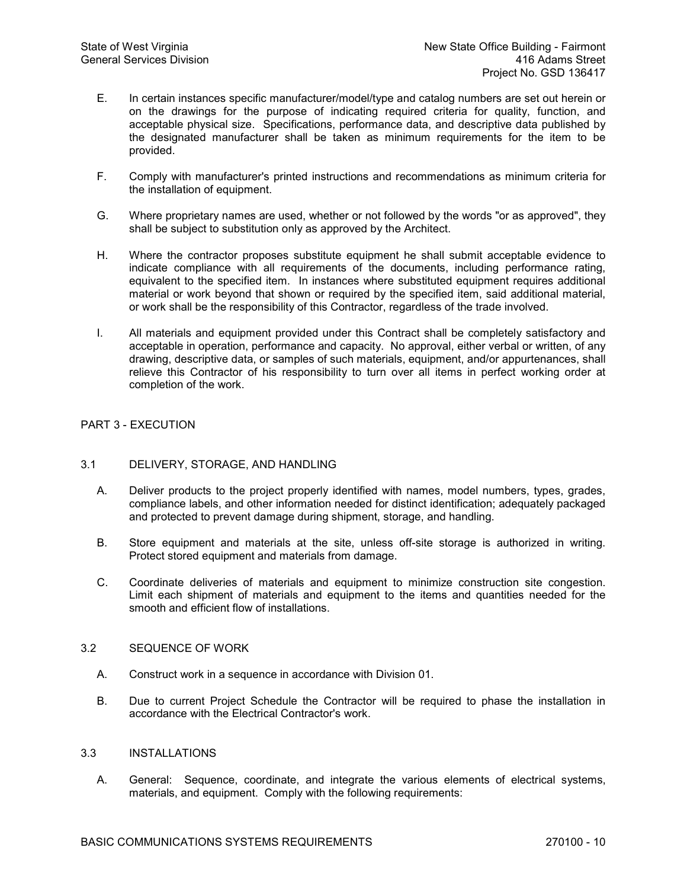E. In certain instances specific manufacturer/model/type and catalog numbers are set out herein or on the drawings for the purpose of indicating required criteria for quality, function, and acceptable physical size. Specifications, performance data, and descriptive data published by the designated manufacturer shall be taken as minimum requirements for the item to be provided.

F. Comply with manufacturer's printed instructions and recommendations as minimum criteria for the installation of equipment.

G. Where proprietary names are used, whether or not followed by the words "or as approved", they shall be subject to substitution only as approved by the Architect.

H. Where the contractor proposes substitute equipment he shall submit acceptable evidence to indicate compliance with all requirements of the documents, including performance rating, equivalent to the specified item. In instances where substituted equipment requires additional material or work beyond that shown or required by the specified item, said additional material, or work shall be the responsibility of this Contractor, regardless of the trade involved.

I. All materials and equipment provided under this Contract shall be completely satisfactory and acceptable in operation, performance and capacity. No approval, either verbal or written, of any drawing, descriptive data, or samples of such materials, equipment, and/or appurtenances, shall relieve this Contractor of his responsibility to turn over all items in perfect working order at completion of the work.

## PART 3 - EXECUTION

### 3.1 DELIVERY, STORAGE, AND HANDLING

A. Deliver products to the project properly identified with names, model numbers, types, grades, compliance labels, and other information needed for distinct identification; adequately packaged and protected to prevent damage during shipment, storage, and handling.

B. Store equipment and materials at the site, unless off-site storage is authorized in writing. Protect stored equipment and materials from damage.

C. Coordinate deliveries of materials and equipment to minimize construction site congestion. Limit each shipment of materials and equipment to the items and quantities needed for the smooth and efficient flow of installations.

### 3.2 SEQUENCE OF WORK

A. Construct work in a sequence in accordance with Division 01.

B. Due to current Project Schedule the Contractor will be required to phase the installation in accordance with the Electrical Contractor's work.

### 3.3 INSTALLATIONS

A. General: Sequence, coordinate, and integrate the various elements of electrical systems, materials, and equipment. Comply with the following requirements: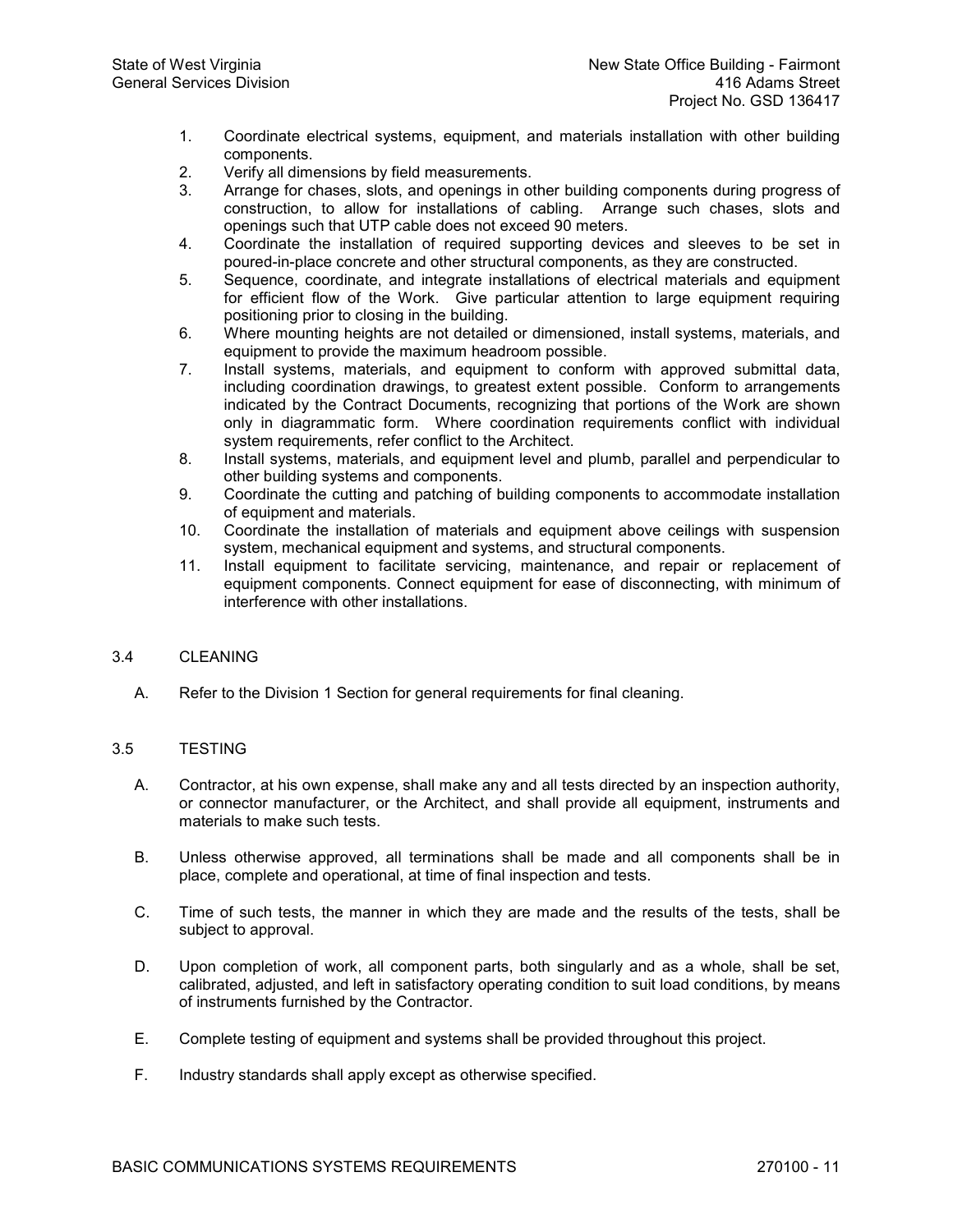1. Coordinate electrical systems, equipment, and materials installation with other building components.
2. Verify all dimensions by field measurements.
3. Arrange for chases, slots, and openings in other building components during progress of construction, to allow for installations of cabling. Arrange such chases, slots and openings such that UTP cable does not exceed 90 meters.
4. Coordinate the installation of required supporting devices and sleeves to be set in poured-in-place concrete and other structural components, as they are constructed.
5. Sequence, coordinate, and integrate installations of electrical materials and equipment for efficient flow of the Work. Give particular attention to large equipment requiring positioning prior to closing in the building.
6. Where mounting heights are not detailed or dimensioned, install systems, materials, and equipment to provide the maximum headroom possible.
7. Install systems, materials, and equipment to conform with approved submittal data, including coordination drawings, to greatest extent possible. Conform to arrangements indicated by the Contract Documents, recognizing that portions of the Work are shown only in diagrammatic form. Where coordination requirements conflict with individual system requirements, refer conflict to the Architect.
8. Install systems, materials, and equipment level and plumb, parallel and perpendicular to other building systems and components.
9. Coordinate the cutting and patching of building components to accommodate installation of equipment and materials.
10. Coordinate the installation of materials and equipment above ceilings with suspension system, mechanical equipment and systems, and structural components.
11. Install equipment to facilitate servicing, maintenance, and repair or replacement of equipment components. Connect equipment for ease of disconnecting, with minimum of interference with other installations.

## 3.4 CLEANING

A. Refer to the Division 1 Section for general requirements for final cleaning.

## 3.5 TESTING

A. Contractor, at his own expense, shall make any and all tests directed by an inspection authority, or connector manufacturer, or the Architect, and shall provide all equipment, instruments and materials to make such tests.

B. Unless otherwise approved, all terminations shall be made and all components shall be in place, complete and operational, at time of final inspection and tests.

C. Time of such tests, the manner in which they are made and the results of the tests, shall be subject to approval.

D. Upon completion of work, all component parts, both singularly and as a whole, shall be set, calibrated, adjusted, and left in satisfactory operating condition to suit load conditions, by means of instruments furnished by the Contractor.

E. Complete testing of equipment and systems shall be provided throughout this project.

F. Industry standards shall apply except as otherwise specified.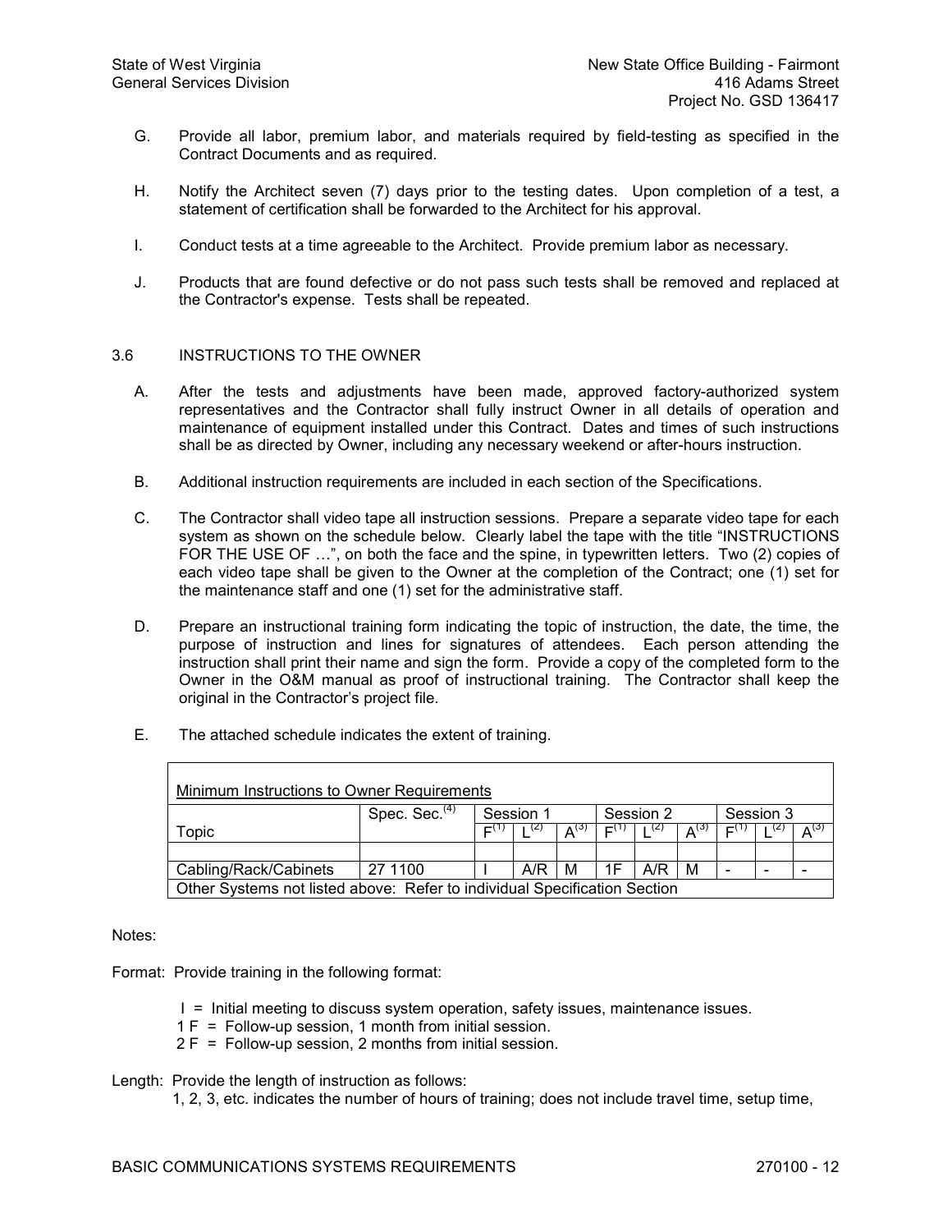G. Provide all labor, premium labor, and materials required by field-testing as specified in the Contract Documents and as required.

H. Notify the Architect seven (7) days prior to the testing dates. Upon completion of a test, a statement of certification shall be forwarded to the Architect for his approval.

I. Conduct tests at a time agreeable to the Architect. Provide premium labor as necessary.

J. Products that are found defective or do not pass such tests shall be removed and replaced at the Contractor's expense. Tests shall be repeated.

## 3.6 INSTRUCTIONS TO THE OWNER

A. After the tests and adjustments have been made, approved factory-authorized system representatives and the Contractor shall fully instruct Owner in all details of operation and maintenance of equipment installed under this Contract. Dates and times of such instructions shall be as directed by Owner, including any necessary weekend or after-hours instruction.

B. Additional instruction requirements are included in each section of the Specifications.

C. The Contractor shall video tape all instruction sessions. Prepare a separate video tape for each system as shown on the schedule below. Clearly label the tape with the title "INSTRUCTIONS FOR THE USE OF …", on both the face and the spine, in typewritten letters. Two (2) copies of each video tape shall be given to the Owner at the completion of the Contract; one (1) set for the maintenance staff and one (1) set for the administrative staff.

D. Prepare an instructional training form indicating the topic of instruction, the date, the time, the purpose of instruction and lines for signatures of attendees. Each person attending the instruction shall print their name and sign the form. Provide a copy of the completed form to the Owner in the O&M manual as proof of instructional training. The Contractor shall keep the original in the Contractor's project file.

E. The attached schedule indicates the extent of training.

| Minimum Instructions to Owner Requirements | | | | | | | | | | |
|---|---|---|---|---|---|---|---|---|---|---|
| | Spec. Sec.[4] | Session 1 | | | Session 2 | | | Session 3 | | |
| Topic | | F[1] | L[2] | A[3] | F[1] | L[2] | A[3] | F[1] | L[2] | A[3] |
| | | | | | | | | | | |
| Cabling/Rack/Cabinets | 27 1100 | I | A/R | M | 1F | A/R | M | - | - | - |
| Other Systems not listed above: Refer to individual Specification Section | | | | | | | | | | |

Notes:

Format: Provide training in the following format:

- I = Initial meeting to discuss system operation, safety issues, maintenance issues.
- 1 F = Follow-up session, 1 month from initial session.
- 2 F = Follow-up session, 2 months from initial session.

Length: Provide the length of instruction as follows:

1, 2, 3, etc. indicates the number of hours of training; does not include travel time, setup time,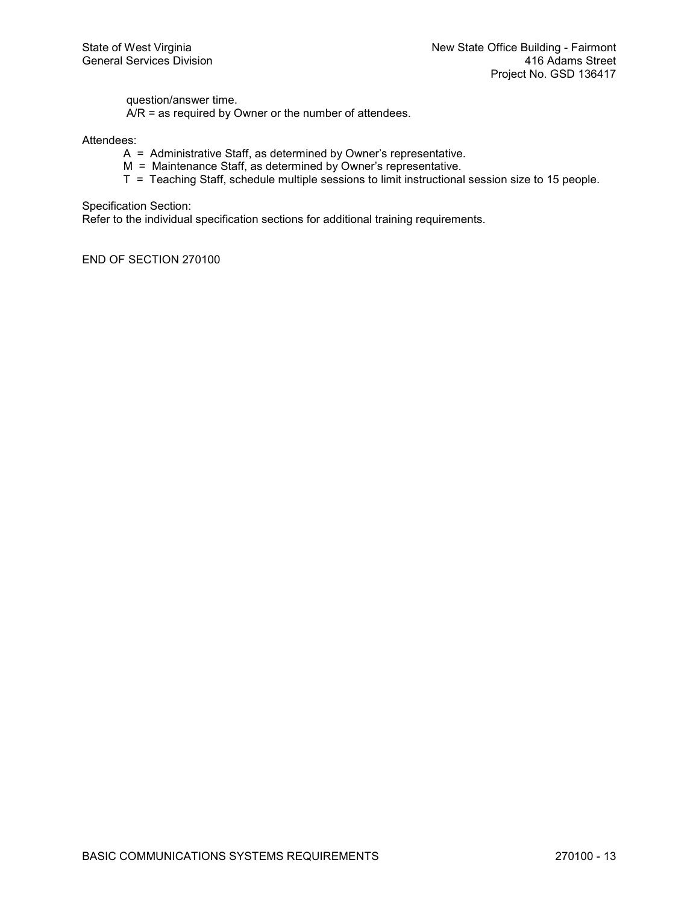question/answer time.
A/R = as required by Owner or the number of attendees.

Attendees:

A = Administrative Staff, as determined by Owner's representative.
M = Maintenance Staff, as determined by Owner's representative.
T = Teaching Staff, schedule multiple sessions to limit instructional session size to 15 people.

Specification Section:
Refer to the individual specification sections for additional training requirements.

END OF SECTION 270100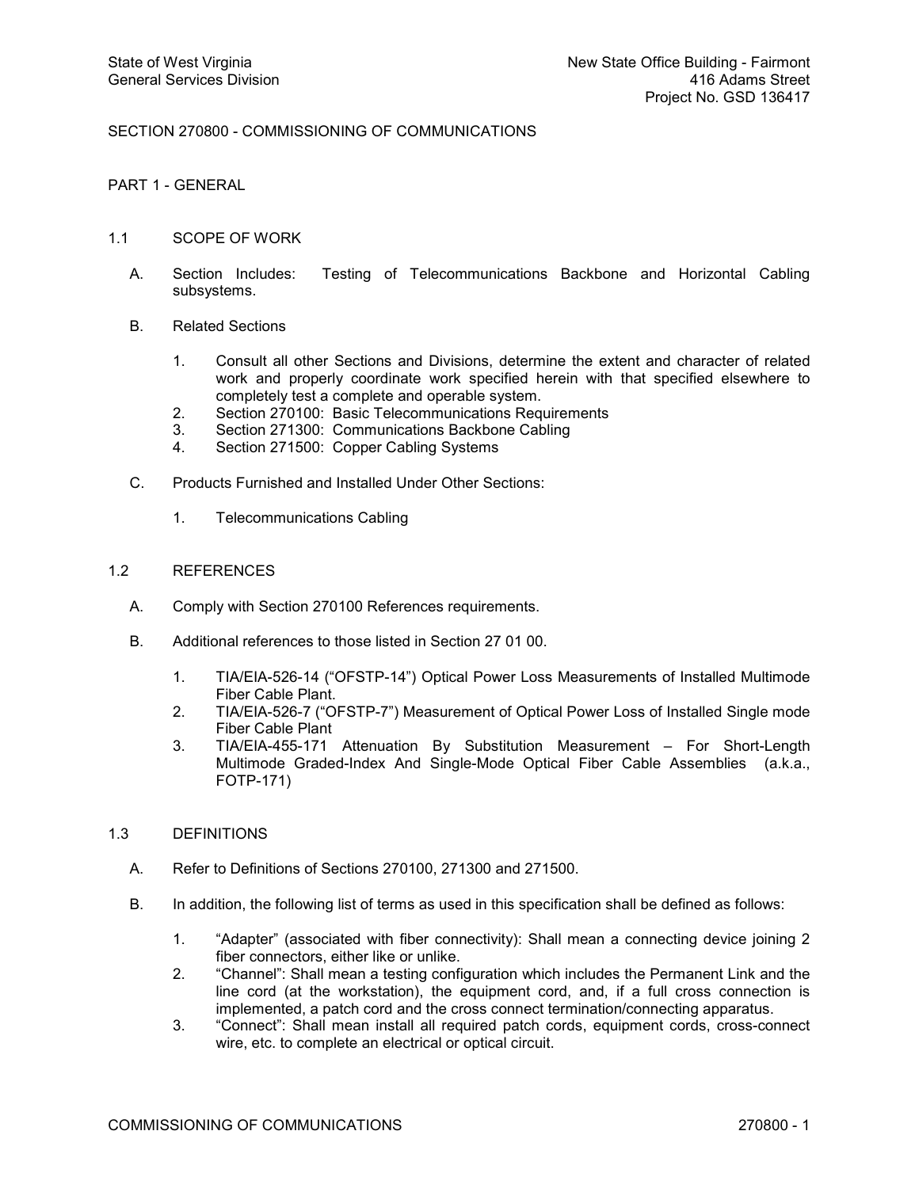SECTION 270800 - COMMISSIONING OF COMMUNICATIONS

PART 1 - GENERAL

1.1 SCOPE OF WORK

A. Section Includes: Testing of Telecommunications Backbone and Horizontal Cabling subsystems.

B. Related Sections

1. Consult all other Sections and Divisions, determine the extent and character of related work and properly coordinate work specified herein with that specified elsewhere to completely test a complete and operable system.
2. Section 270100: Basic Telecommunications Requirements
3. Section 271300: Communications Backbone Cabling
4. Section 271500: Copper Cabling Systems

C. Products Furnished and Installed Under Other Sections:

1. Telecommunications Cabling

1.2 REFERENCES

A. Comply with Section 270100 References requirements.

B. Additional references to those listed in Section 27 01 00.

1. TIA/EIA-526-14 ("OFSTP-14") Optical Power Loss Measurements of Installed Multimode Fiber Cable Plant.
2. TIA/EIA-526-7 ("OFSTP-7") Measurement of Optical Power Loss of Installed Single mode Fiber Cable Plant
3. TIA/EIA-455-171 Attenuation By Substitution Measurement – For Short-Length Multimode Graded-Index And Single-Mode Optical Fiber Cable Assemblies (a.k.a., FOTP-171)

1.3 DEFINITIONS

A. Refer to Definitions of Sections 270100, 271300 and 271500.

B. In addition, the following list of terms as used in this specification shall be defined as follows:

1. "Adapter" (associated with fiber connectivity): Shall mean a connecting device joining 2 fiber connectors, either like or unlike.
2. "Channel": Shall mean a testing configuration which includes the Permanent Link and the line cord (at the workstation), the equipment cord, and, if a full cross connection is implemented, a patch cord and the cross connect termination/connecting apparatus.
3. "Connect": Shall mean install all required patch cords, equipment cords, cross-connect wire, etc. to complete an electrical or optical circuit.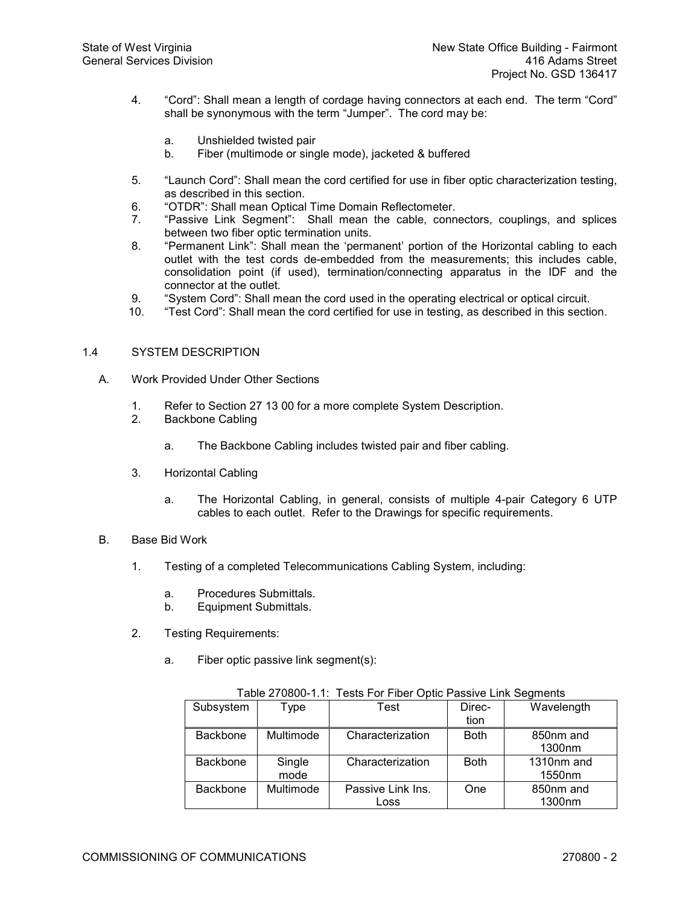4. "Cord": Shall mean a length of cordage having connectors at each end. The term "Cord" shall be synonymous with the term "Jumper". The cord may be:

   a. Unshielded twisted pair
   b. Fiber (multimode or single mode), jacketed & buffered

5. "Launch Cord": Shall mean the cord certified for use in fiber optic characterization testing, as described in this section.
6. "OTDR": Shall mean Optical Time Domain Reflectometer.
7. "Passive Link Segment": Shall mean the cable, connectors, couplings, and splices between two fiber optic termination units.
8. "Permanent Link": Shall mean the 'permanent' portion of the Horizontal cabling to each outlet with the test cords de-embedded from the measurements; this includes cable, consolidation point (if used), termination/connecting apparatus in the IDF and the connector at the outlet.
9. "System Cord": Shall mean the cord used in the operating electrical or optical circuit.
10. "Test Cord": Shall mean the cord certified for use in testing, as described in this section.

## 1.4 SYSTEM DESCRIPTION

A. Work Provided Under Other Sections

   1. Refer to Section 27 13 00 for a more complete System Description.
   2. Backbone Cabling

      a. The Backbone Cabling includes twisted pair and fiber cabling.

   3. Horizontal Cabling

      a. The Horizontal Cabling, in general, consists of multiple 4-pair Category 6 UTP cables to each outlet. Refer to the Drawings for specific requirements.

B. Base Bid Work

   1. Testing of a completed Telecommunications Cabling System, including:

      a. Procedures Submittals.
      b. Equipment Submittals.

   2. Testing Requirements:

      a. Fiber optic passive link segment(s):

Table 270800-1.1: Tests For Fiber Optic Passive Link Segments

| Subsystem | Type | Test | Direction | Wavelength |
|---|---|---|---|---|
| Backbone | Multimode | Characterization | Both | 850nm and 1300nm |
| Backbone | Single mode | Characterization | Both | 1310nm and 1550nm |
| Backbone | Multimode | Passive Link Ins. Loss | One | 850nm and 1300nm |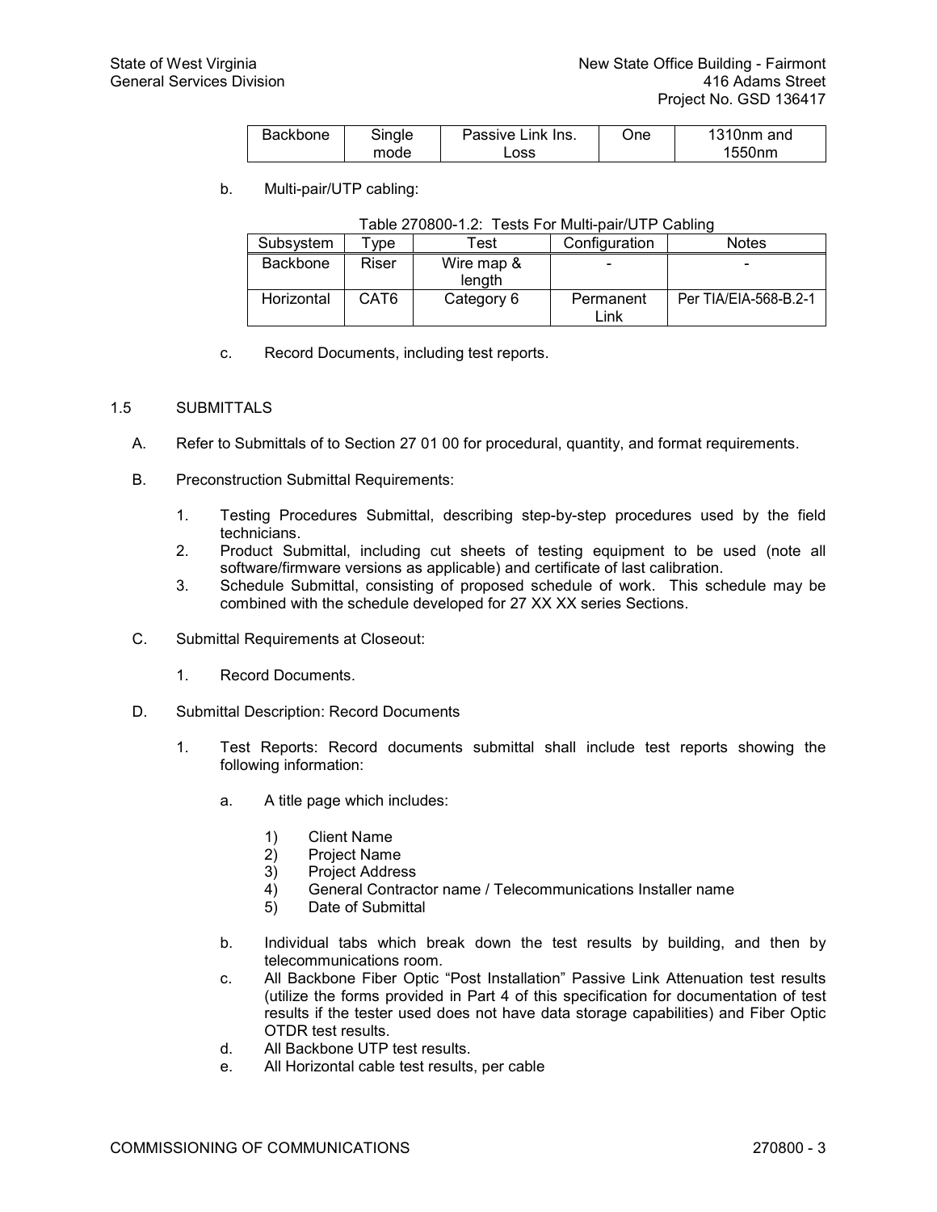| | | | | |
|---|---|---|---|---|
| Backbone | Single mode | Passive Link Ins. Loss | One | 1310nm and 1550nm |

b. Multi-pair/UTP cabling:

Table 270800-1.2: Tests For Multi-pair/UTP Cabling

| Subsystem | Type | Test | Configuration | Notes |
|---|---|---|---|---|
| Backbone | Riser | Wire map & length | - | - |
| Horizontal | CAT6 | Category 6 | Permanent Link | Per TIA/EIA-568-B.2-1 |

c. Record Documents, including test reports.

## 1.5 SUBMITTALS

A. Refer to Submittals of to Section 27 01 00 for procedural, quantity, and format requirements.

B. Preconstruction Submittal Requirements:

1. Testing Procedures Submittal, describing step-by-step procedures used by the field technicians.
2. Product Submittal, including cut sheets of testing equipment to be used (note all software/firmware versions as applicable) and certificate of last calibration.
3. Schedule Submittal, consisting of proposed schedule of work. This schedule may be combined with the schedule developed for 27 XX XX series Sections.

C. Submittal Requirements at Closeout:

1. Record Documents.

D. Submittal Description: Record Documents

1. Test Reports: Record documents submittal shall include test reports showing the following information:

   a. A title page which includes:

      1) Client Name
      2) Project Name
      3) Project Address
      4) General Contractor name / Telecommunications Installer name
      5) Date of Submittal

   b. Individual tabs which break down the test results by building, and then by telecommunications room.
   c. All Backbone Fiber Optic “Post Installation” Passive Link Attenuation test results (utilize the forms provided in Part 4 of this specification for documentation of test results if the tester used does not have data storage capabilities) and Fiber Optic OTDR test results.
   d. All Backbone UTP test results.
   e. All Horizontal cable test results, per cable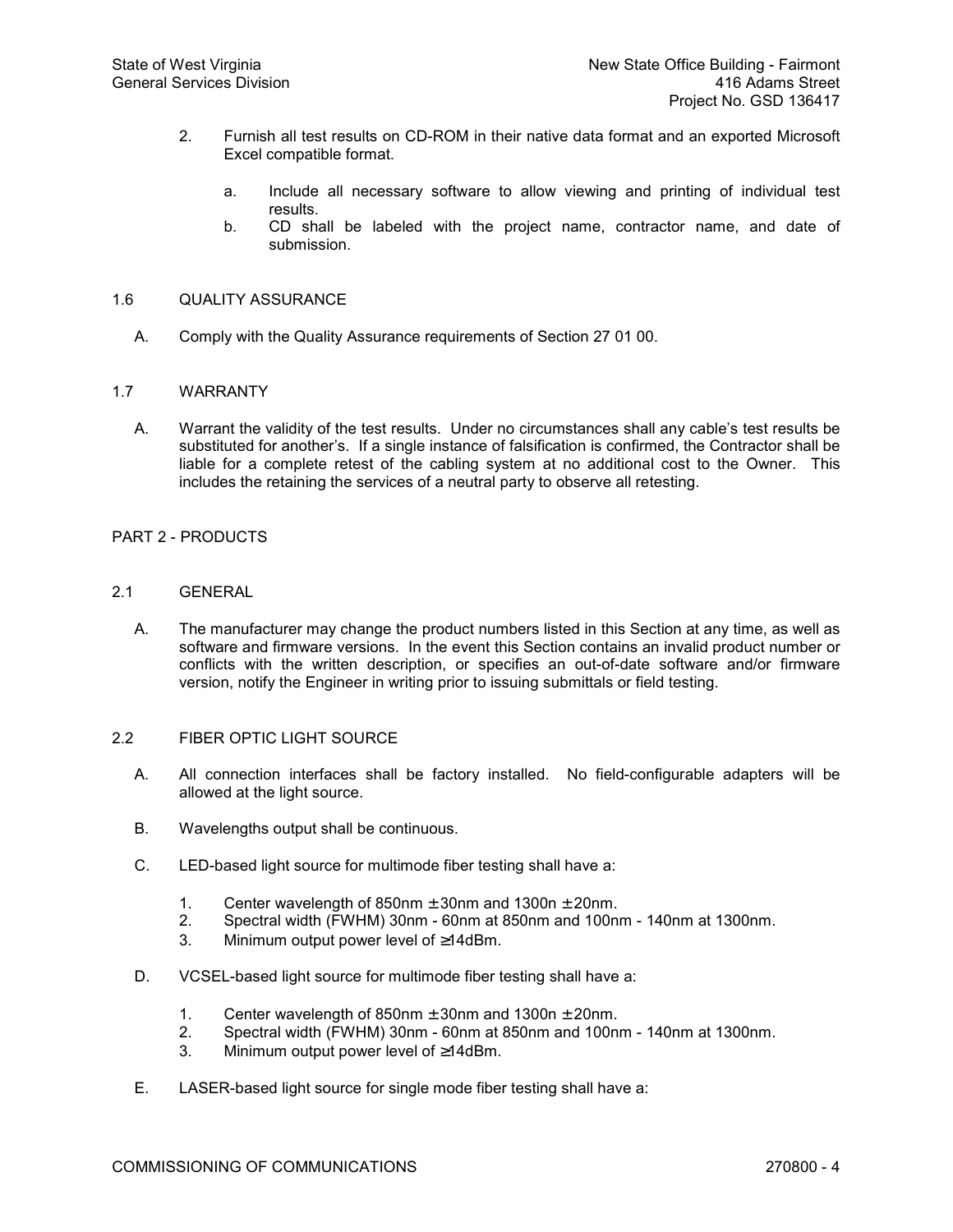2. Furnish all test results on CD-ROM in their native data format and an exported Microsoft Excel compatible format.

   a. Include all necessary software to allow viewing and printing of individual test results.
   b. CD shall be labeled with the project name, contractor name, and date of submission.

## 1.6 QUALITY ASSURANCE

A. Comply with the Quality Assurance requirements of Section 27 01 00.

## 1.7 WARRANTY

A. Warrant the validity of the test results. Under no circumstances shall any cable's test results be substituted for another's. If a single instance of falsification is confirmed, the Contractor shall be liable for a complete retest of the cabling system at no additional cost to the Owner. This includes the retaining the services of a neutral party to observe all retesting.

# PART 2 - PRODUCTS

## 2.1 GENERAL

A. The manufacturer may change the product numbers listed in this Section at any time, as well as software and firmware versions. In the event this Section contains an invalid product number or conflicts with the written description, or specifies an out-of-date software and/or firmware version, notify the Engineer in writing prior to issuing submittals or field testing.

## 2.2 FIBER OPTIC LIGHT SOURCE

A. All connection interfaces shall be factory installed. No field-configurable adapters will be allowed at the light source.

B. Wavelengths output shall be continuous.

C. LED-based light source for multimode fiber testing shall have a:

   1. Center wavelength of 850nm ±30nm and 1300n ±20nm.
   2. Spectral width (FWHM) 30nm - 60nm at 850nm and 100nm - 140nm at 1300nm.
   3. Minimum output power level of ≥14dBm.

D. VCSEL-based light source for multimode fiber testing shall have a:

   1. Center wavelength of 850nm ±30nm and 1300n ±20nm.
   2. Spectral width (FWHM) 30nm - 60nm at 850nm and 100nm - 140nm at 1300nm.
   3. Minimum output power level of ≥14dBm.

E. LASER-based light source for single mode fiber testing shall have a: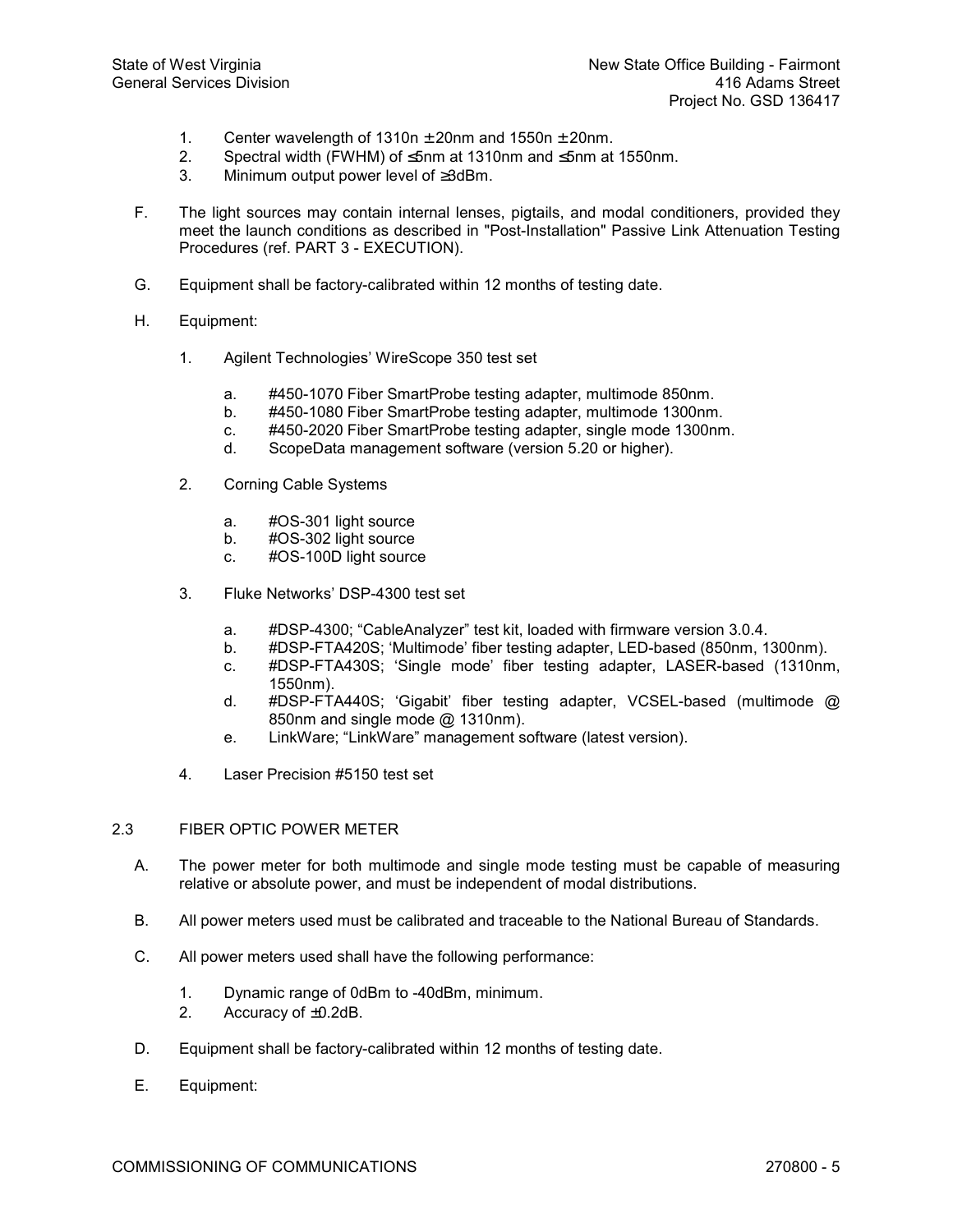1. Center wavelength of 1310n ±20nm and 1550n ±20nm.
2. Spectral width (FWHM) of ≤5nm at 1310nm and ≤5nm at 1550nm.
3. Minimum output power level of ≥3dBm.

F. The light sources may contain internal lenses, pigtails, and modal conditioners, provided they meet the launch conditions as described in "Post-Installation" Passive Link Attenuation Testing Procedures (ref. PART 3 - EXECUTION).

G. Equipment shall be factory-calibrated within 12 months of testing date.

H. Equipment:

1. Agilent Technologies' WireScope 350 test set
   a. #450-1070 Fiber SmartProbe testing adapter, multimode 850nm.
   b. #450-1080 Fiber SmartProbe testing adapter, multimode 1300nm.
   c. #450-2020 Fiber SmartProbe testing adapter, single mode 1300nm.
   d. ScopeData management software (version 5.20 or higher).

2. Corning Cable Systems
   a. #OS-301 light source
   b. #OS-302 light source
   c. #OS-100D light source

3. Fluke Networks' DSP-4300 test set
   a. #DSP-4300; "CableAnalyzer" test kit, loaded with firmware version 3.0.4.
   b. #DSP-FTA420S; 'Multimode' fiber testing adapter, LED-based (850nm, 1300nm).
   c. #DSP-FTA430S; 'Single mode' fiber testing adapter, LASER-based (1310nm, 1550nm).
   d. #DSP-FTA440S; 'Gigabit' fiber testing adapter, VCSEL-based (multimode @ 850nm and single mode @ 1310nm).
   e. LinkWare; "LinkWare" management software (latest version).

4. Laser Precision #5150 test set

## 2.3 FIBER OPTIC POWER METER

A. The power meter for both multimode and single mode testing must be capable of measuring relative or absolute power, and must be independent of modal distributions.

B. All power meters used must be calibrated and traceable to the National Bureau of Standards.

C. All power meters used shall have the following performance:

1. Dynamic range of 0dBm to -40dBm, minimum.
2. Accuracy of ±0.2dB.

D. Equipment shall be factory-calibrated within 12 months of testing date.

E. Equipment: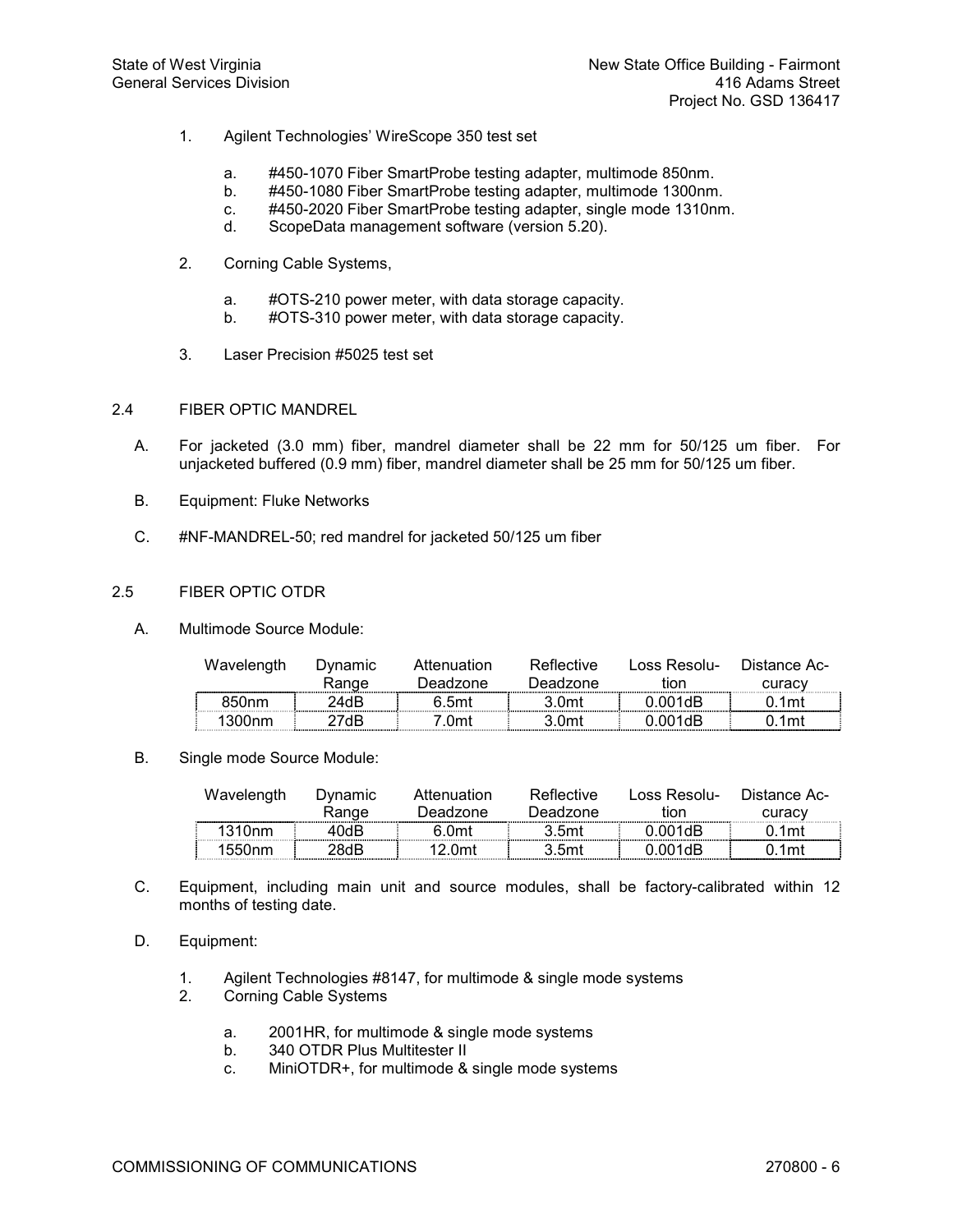1. Agilent Technologies' WireScope 350 test set

    a. #450-1070 Fiber SmartProbe testing adapter, multimode 850nm.
    b. #450-1080 Fiber SmartProbe testing adapter, multimode 1300nm.
    c. #450-2020 Fiber SmartProbe testing adapter, single mode 1310nm.
    d. ScopeData management software (version 5.20).

2. Corning Cable Systems,

    a. #OTS-210 power meter, with data storage capacity.
    b. #OTS-310 power meter, with data storage capacity.

3. Laser Precision #5025 test set

## 2.4 FIBER OPTIC MANDREL

A. For jacketed (3.0 mm) fiber, mandrel diameter shall be 22 mm for 50/125 um fiber. For unjacketed buffered (0.9 mm) fiber, mandrel diameter shall be 25 mm for 50/125 um fiber.

B. Equipment: Fluke Networks

C. #NF-MANDREL-50; red mandrel for jacketed 50/125 um fiber

## 2.5 FIBER OPTIC OTDR

A. Multimode Source Module:

| Wavelength | Dynamic Range | Attenuation Deadzone | Reflective Deadzone | Loss Resolution | Distance Accuracy |
|---|---|---|---|---|---|
| 850nm | 24dB | 6.5mt | 3.0mt | 0.001dB | 0.1mt |
| 1300nm | 27dB | 7.0mt | 3.0mt | 0.001dB | 0.1mt |

B. Single mode Source Module:

| Wavelength | Dynamic Range | Attenuation Deadzone | Reflective Deadzone | Loss Resolution | Distance Accuracy |
|---|---|---|---|---|---|
| 1310nm | 40dB | 6.0mt | 3.5mt | 0.001dB | 0.1mt |
| 1550nm | 28dB | 12.0mt | 3.5mt | 0.001dB | 0.1mt |

C. Equipment, including main unit and source modules, shall be factory-calibrated within 12 months of testing date.

D. Equipment:

1. Agilent Technologies #8147, for multimode & single mode systems
2. Corning Cable Systems

    a. 2001HR, for multimode & single mode systems
    b. 340 OTDR Plus Multitester II
    c. MiniOTDR+, for multimode & single mode systems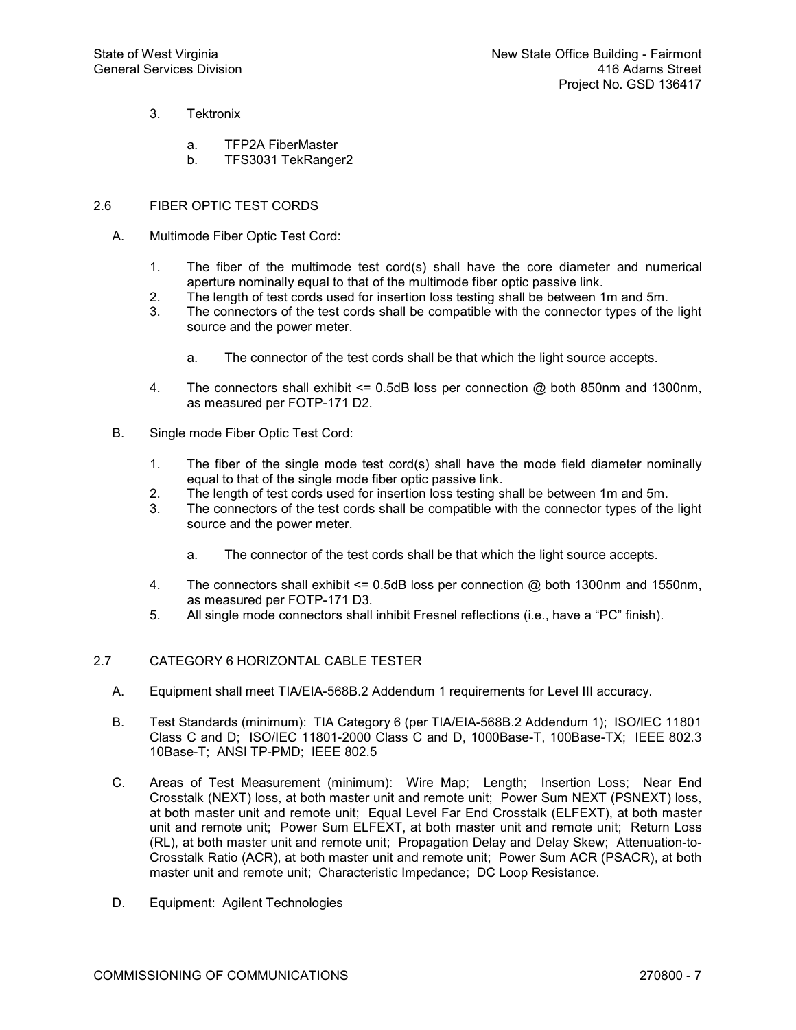3. Tektronix

    a. TFP2A FiberMaster
    b. TFS3031 TekRanger2

## 2.6 FIBER OPTIC TEST CORDS

A. Multimode Fiber Optic Test Cord:

1. The fiber of the multimode test cord(s) shall have the core diameter and numerical aperture nominally equal to that of the multimode fiber optic passive link.
2. The length of test cords used for insertion loss testing shall be between 1m and 5m.
3. The connectors of the test cords shall be compatible with the connector types of the light source and the power meter.

    a. The connector of the test cords shall be that which the light source accepts.

4. The connectors shall exhibit <= 0.5dB loss per connection @ both 850nm and 1300nm, as measured per FOTP-171 D2.

B. Single mode Fiber Optic Test Cord:

1. The fiber of the single mode test cord(s) shall have the mode field diameter nominally equal to that of the single mode fiber optic passive link.
2. The length of test cords used for insertion loss testing shall be between 1m and 5m.
3. The connectors of the test cords shall be compatible with the connector types of the light source and the power meter.

    a. The connector of the test cords shall be that which the light source accepts.

4. The connectors shall exhibit <= 0.5dB loss per connection @ both 1300nm and 1550nm, as measured per FOTP-171 D3.
5. All single mode connectors shall inhibit Fresnel reflections (i.e., have a "PC" finish).

## 2.7 CATEGORY 6 HORIZONTAL CABLE TESTER

A. Equipment shall meet TIA/EIA-568B.2 Addendum 1 requirements for Level III accuracy.

B. Test Standards (minimum): TIA Category 6 (per TIA/EIA-568B.2 Addendum 1); ISO/IEC 11801 Class C and D; ISO/IEC 11801-2000 Class C and D, 1000Base-T, 100Base-TX; IEEE 802.3 10Base-T; ANSI TP-PMD; IEEE 802.5

C. Areas of Test Measurement (minimum): Wire Map; Length; Insertion Loss; Near End Crosstalk (NEXT) loss, at both master unit and remote unit; Power Sum NEXT (PSNEXT) loss, at both master unit and remote unit; Equal Level Far End Crosstalk (ELFEXT), at both master unit and remote unit; Power Sum ELFEXT, at both master unit and remote unit; Return Loss (RL), at both master unit and remote unit; Propagation Delay and Delay Skew; Attenuation-to-Crosstalk Ratio (ACR), at both master unit and remote unit; Power Sum ACR (PSACR), at both master unit and remote unit; Characteristic Impedance; DC Loop Resistance.

D. Equipment: Agilent Technologies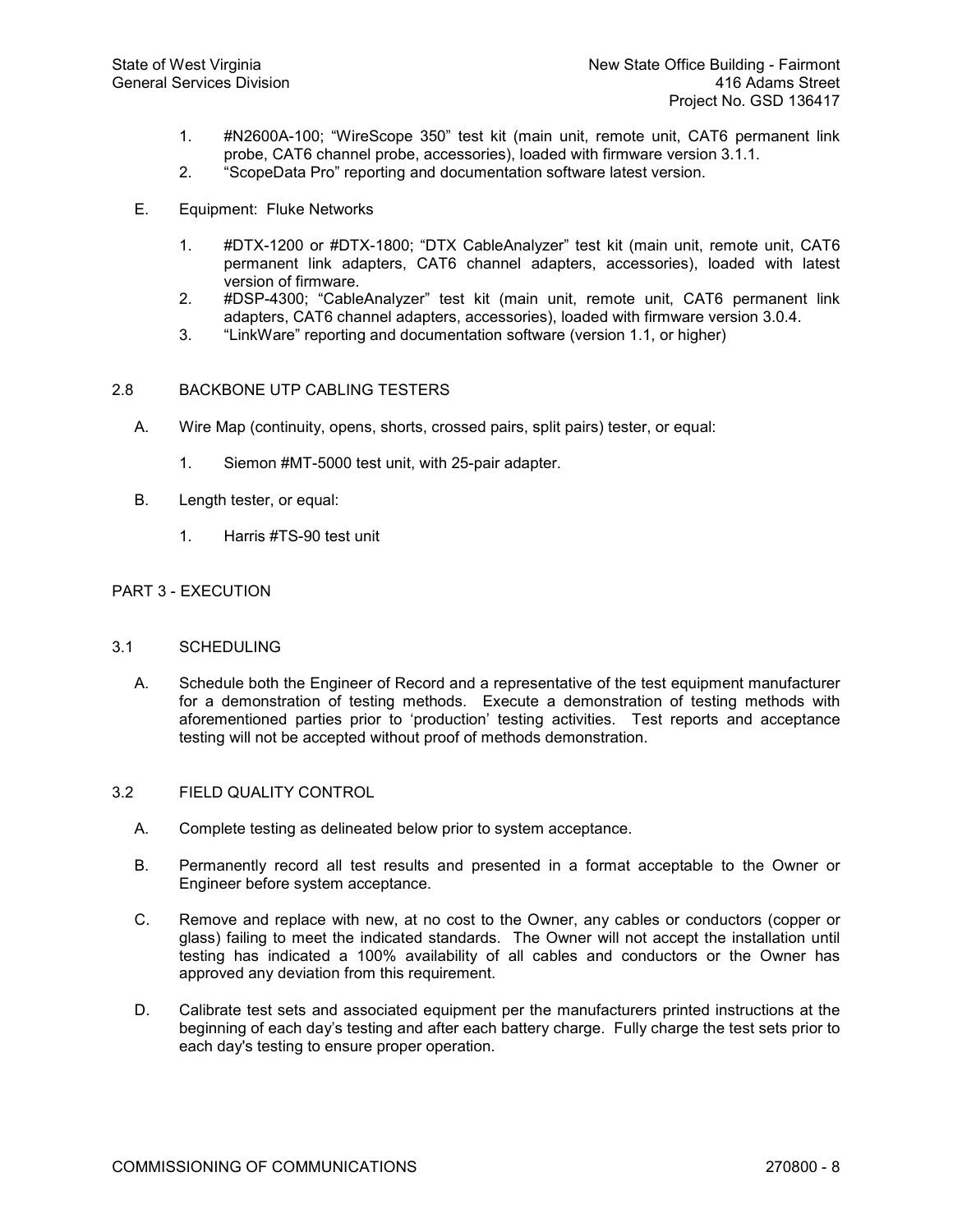1. #N2600A-100; “WireScope 350” test kit (main unit, remote unit, CAT6 permanent link probe, CAT6 channel probe, accessories), loaded with firmware version 3.1.1.
2. “ScopeData Pro” reporting and documentation software latest version.

E. Equipment: Fluke Networks

1. #DTX-1200 or #DTX-1800; “DTX CableAnalyzer” test kit (main unit, remote unit, CAT6 permanent link adapters, CAT6 channel adapters, accessories), loaded with latest version of firmware.
2. #DSP-4300; “CableAnalyzer” test kit (main unit, remote unit, CAT6 permanent link adapters, CAT6 channel adapters, accessories), loaded with firmware version 3.0.4.
3. “LinkWare” reporting and documentation software (version 1.1, or higher)

## 2.8 BACKBONE UTP CABLING TESTERS

A. Wire Map (continuity, opens, shorts, crossed pairs, split pairs) tester, or equal:

1. Siemon #MT-5000 test unit, with 25-pair adapter.

B. Length tester, or equal:

1. Harris #TS-90 test unit

# PART 3 - EXECUTION

## 3.1 SCHEDULING

A. Schedule both the Engineer of Record and a representative of the test equipment manufacturer for a demonstration of testing methods. Execute a demonstration of testing methods with aforementioned parties prior to ‘production’ testing activities. Test reports and acceptance testing will not be accepted without proof of methods demonstration.

## 3.2 FIELD QUALITY CONTROL

A. Complete testing as delineated below prior to system acceptance.

B. Permanently record all test results and presented in a format acceptable to the Owner or Engineer before system acceptance.

C. Remove and replace with new, at no cost to the Owner, any cables or conductors (copper or glass) failing to meet the indicated standards. The Owner will not accept the installation until testing has indicated a 100% availability of all cables and conductors or the Owner has approved any deviation from this requirement.

D. Calibrate test sets and associated equipment per the manufacturers printed instructions at the beginning of each day’s testing and after each battery charge. Fully charge the test sets prior to each day's testing to ensure proper operation.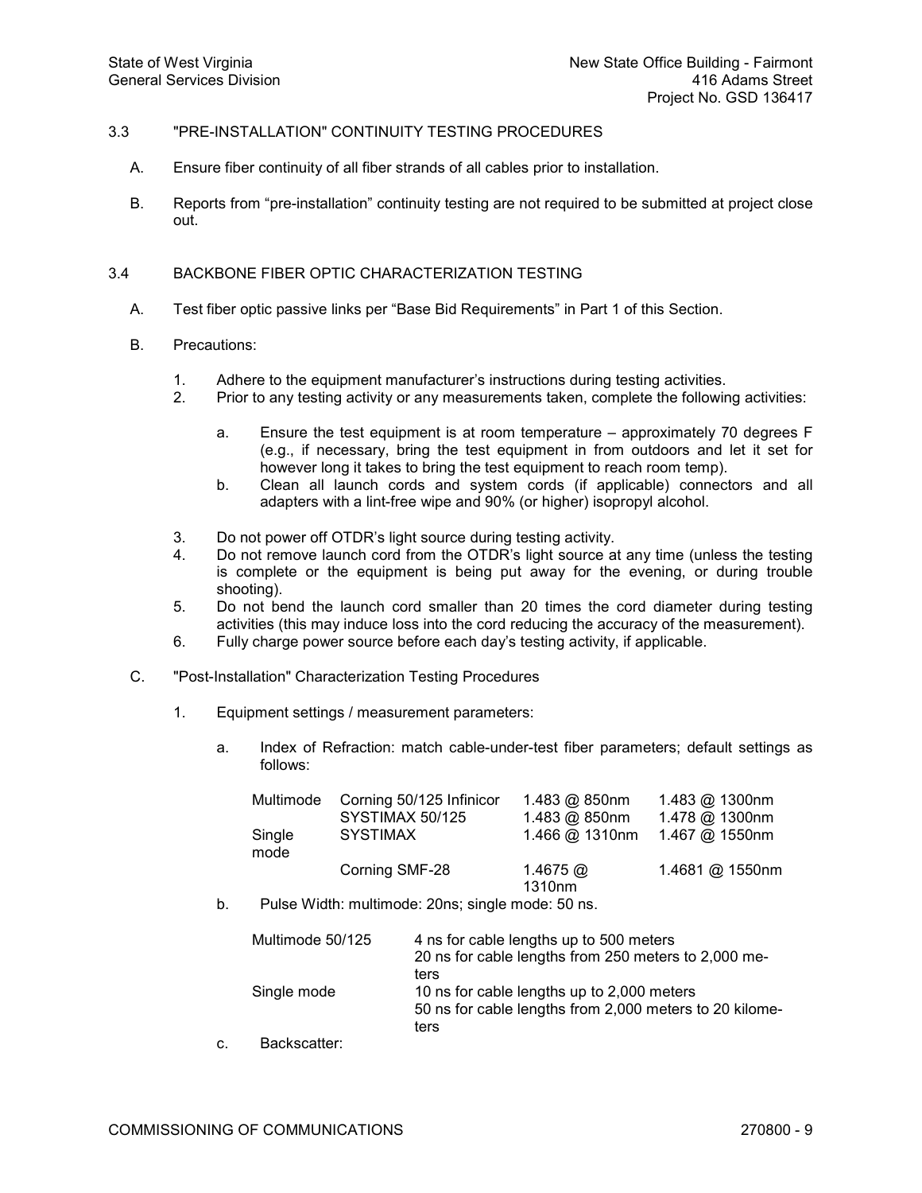## 3.3 "PRE-INSTALLATION" CONTINUITY TESTING PROCEDURES

A. Ensure fiber continuity of all fiber strands of all cables prior to installation.

B. Reports from "pre-installation" continuity testing are not required to be submitted at project close out.

## 3.4 BACKBONE FIBER OPTIC CHARACTERIZATION TESTING

A. Test fiber optic passive links per "Base Bid Requirements" in Part 1 of this Section.

B. Precautions:

1. Adhere to the equipment manufacturer's instructions during testing activities.
2. Prior to any testing activity or any measurements taken, complete the following activities:

    a. Ensure the test equipment is at room temperature – approximately 70 degrees F (e.g., if necessary, bring the test equipment in from outdoors and let it set for however long it takes to bring the test equipment to reach room temp).

    b. Clean all launch cords and system cords (if applicable) connectors and all adapters with a lint-free wipe and 90% (or higher) isopropyl alcohol.

3. Do not power off OTDR's light source during testing activity.
4. Do not remove launch cord from the OTDR's light source at any time (unless the testing is complete or the equipment is being put away for the evening, or during trouble shooting).
5. Do not bend the launch cord smaller than 20 times the cord diameter during testing activities (this may induce loss into the cord reducing the accuracy of the measurement).
6. Fully charge power source before each day's testing activity, if applicable.

C. "Post-Installation" Characterization Testing Procedures

1. Equipment settings / measurement parameters:

    a. Index of Refraction: match cable-under-test fiber parameters; default settings as follows:

| | | | |
|---|---|---|---|
| Multimode | Corning 50/125 Infinicor | 1.483 @ 850nm | 1.483 @ 1300nm |
| | SYSTIMAX 50/125 | 1.483 @ 850nm | 1.478 @ 1300nm |
| Single mode | SYSTIMAX | 1.466 @ 1310nm | 1.467 @ 1550nm |
| | Corning SMF-28 | 1.4675 @ 1310nm | 1.4681 @ 1550nm |

    b. Pulse Width: multimode: 20ns; single mode: 50 ns.

| | |
|---|---|
| Multimode 50/125 | 4 ns for cable lengths up to 500 meters<br>20 ns for cable lengths from 250 meters to 2,000 meters |
| Single mode | 10 ns for cable lengths up to 2,000 meters<br>50 ns for cable lengths from 2,000 meters to 20 kilometers |

    c. Backscatter: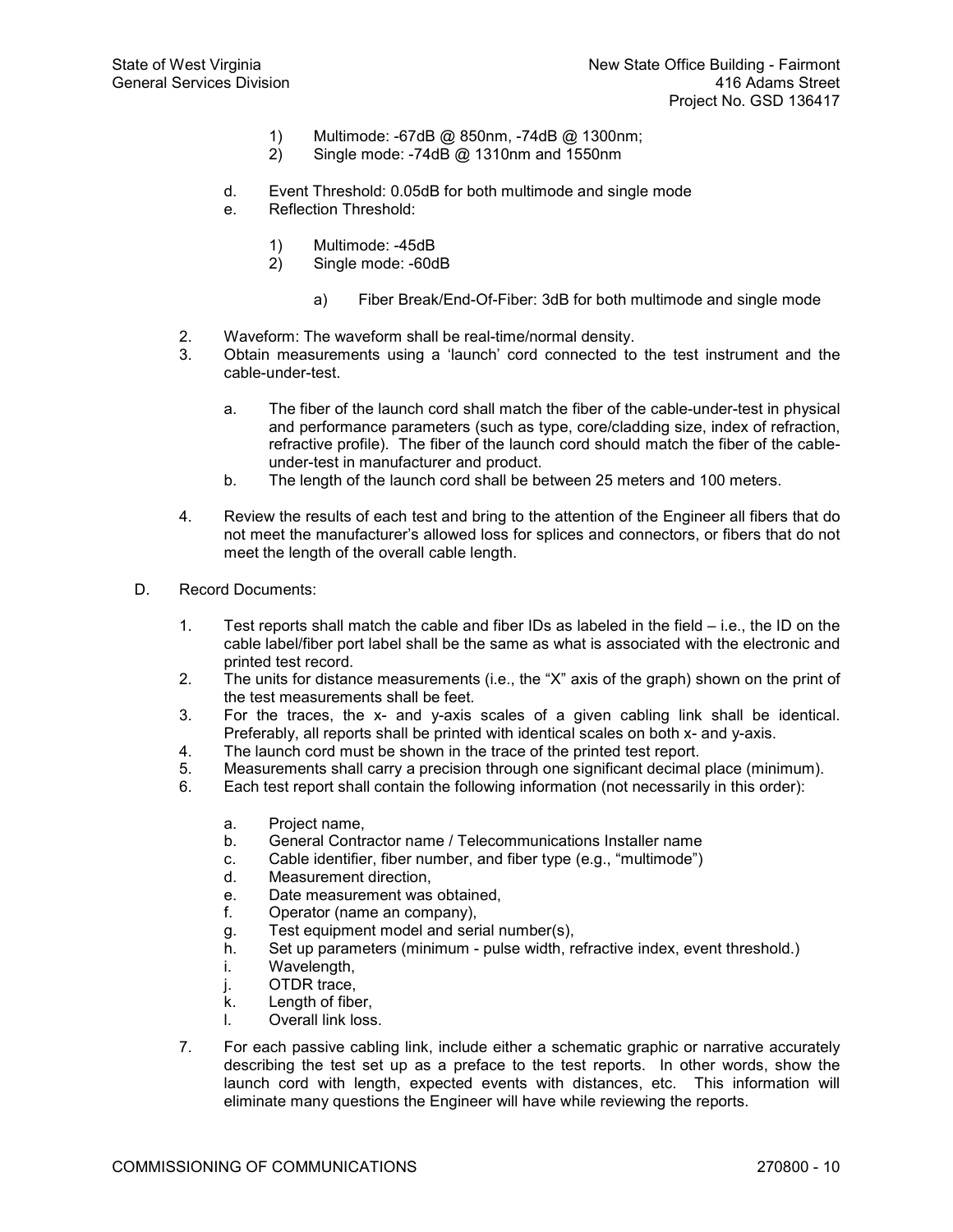1) Multimode: -67dB @ 850nm, -74dB @ 1300nm;
2) Single mode: -74dB @ 1310nm and 1550nm

d. Event Threshold: 0.05dB for both multimode and single mode

e. Reflection Threshold:

1) Multimode: -45dB
2) Single mode: -60dB

a) Fiber Break/End-Of-Fiber: 3dB for both multimode and single mode

2. Waveform: The waveform shall be real-time/normal density.

3. Obtain measurements using a 'launch' cord connected to the test instrument and the cable-under-test.

a. The fiber of the launch cord shall match the fiber of the cable-under-test in physical and performance parameters (such as type, core/cladding size, index of refraction, refractive profile). The fiber of the launch cord should match the fiber of the cable-under-test in manufacturer and product.

b. The length of the launch cord shall be between 25 meters and 100 meters.

4. Review the results of each test and bring to the attention of the Engineer all fibers that do not meet the manufacturer's allowed loss for splices and connectors, or fibers that do not meet the length of the overall cable length.

D. Record Documents:

1. Test reports shall match the cable and fiber IDs as labeled in the field – i.e., the ID on the cable label/fiber port label shall be the same as what is associated with the electronic and printed test record.

2. The units for distance measurements (i.e., the "X" axis of the graph) shown on the print of the test measurements shall be feet.

3. For the traces, the x- and y-axis scales of a given cabling link shall be identical. Preferably, all reports shall be printed with identical scales on both x- and y-axis.

4. The launch cord must be shown in the trace of the printed test report.

5. Measurements shall carry a precision through one significant decimal place (minimum).

6. Each test report shall contain the following information (not necessarily in this order):

a. Project name,
b. General Contractor name / Telecommunications Installer name
c. Cable identifier, fiber number, and fiber type (e.g., "multimode")
d. Measurement direction,
e. Date measurement was obtained,
f. Operator (name an company),
g. Test equipment model and serial number(s),
h. Set up parameters (minimum - pulse width, refractive index, event threshold.)
i. Wavelength,
j. OTDR trace,
k. Length of fiber,
l. Overall link loss.

7. For each passive cabling link, include either a schematic graphic or narrative accurately describing the test set up as a preface to the test reports. In other words, show the launch cord with length, expected events with distances, etc. This information will eliminate many questions the Engineer will have while reviewing the reports.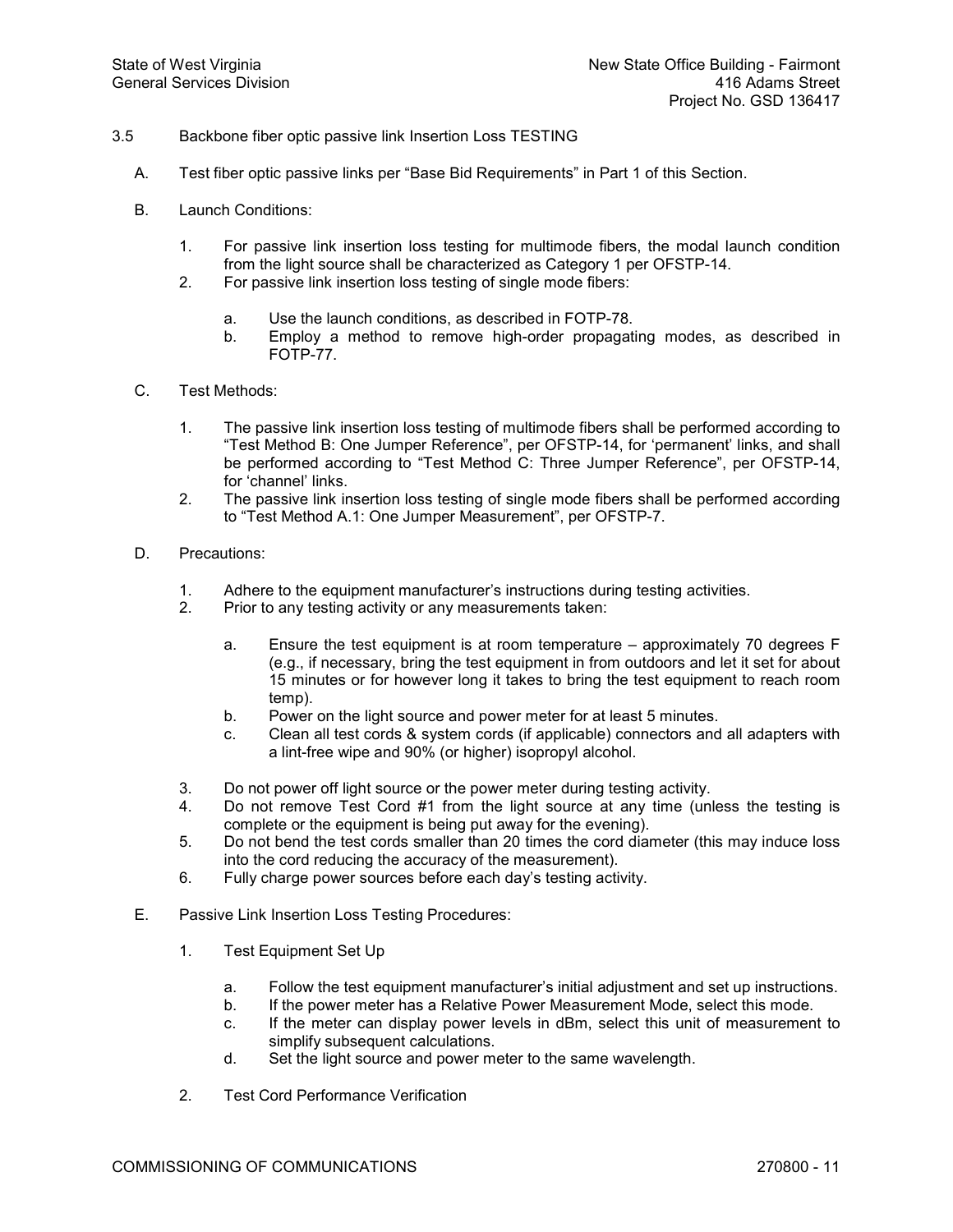## 3.5 Backbone fiber optic passive link Insertion Loss TESTING

A. Test fiber optic passive links per “Base Bid Requirements” in Part 1 of this Section.

B. Launch Conditions:

1. For passive link insertion loss testing for multimode fibers, the modal launch condition from the light source shall be characterized as Category 1 per OFSTP-14.
2. For passive link insertion loss testing of single mode fibers:
   a. Use the launch conditions, as described in FOTP-78.
   b. Employ a method to remove high-order propagating modes, as described in FOTP-77.

C. Test Methods:

1. The passive link insertion loss testing of multimode fibers shall be performed according to “Test Method B: One Jumper Reference”, per OFSTP-14, for ‘permanent’ links, and shall be performed according to “Test Method C: Three Jumper Reference”, per OFSTP-14, for ‘channel’ links.
2. The passive link insertion loss testing of single mode fibers shall be performed according to “Test Method A.1: One Jumper Measurement”, per OFSTP-7.

D. Precautions:

1. Adhere to the equipment manufacturer’s instructions during testing activities.
2. Prior to any testing activity or any measurements taken:
   a. Ensure the test equipment is at room temperature – approximately 70 degrees F (e.g., if necessary, bring the test equipment in from outdoors and let it set for about 15 minutes or for however long it takes to bring the test equipment to reach room temp).
   b. Power on the light source and power meter for at least 5 minutes.
   c. Clean all test cords & system cords (if applicable) connectors and all adapters with a lint-free wipe and 90% (or higher) isopropyl alcohol.
3. Do not power off light source or the power meter during testing activity.
4. Do not remove Test Cord #1 from the light source at any time (unless the testing is complete or the equipment is being put away for the evening).
5. Do not bend the test cords smaller than 20 times the cord diameter (this may induce loss into the cord reducing the accuracy of the measurement).
6. Fully charge power sources before each day’s testing activity.

E. Passive Link Insertion Loss Testing Procedures:

1. Test Equipment Set Up
   a. Follow the test equipment manufacturer’s initial adjustment and set up instructions.
   b. If the power meter has a Relative Power Measurement Mode, select this mode.
   c. If the meter can display power levels in dBm, select this unit of measurement to simplify subsequent calculations.
   d. Set the light source and power meter to the same wavelength.
2. Test Cord Performance Verification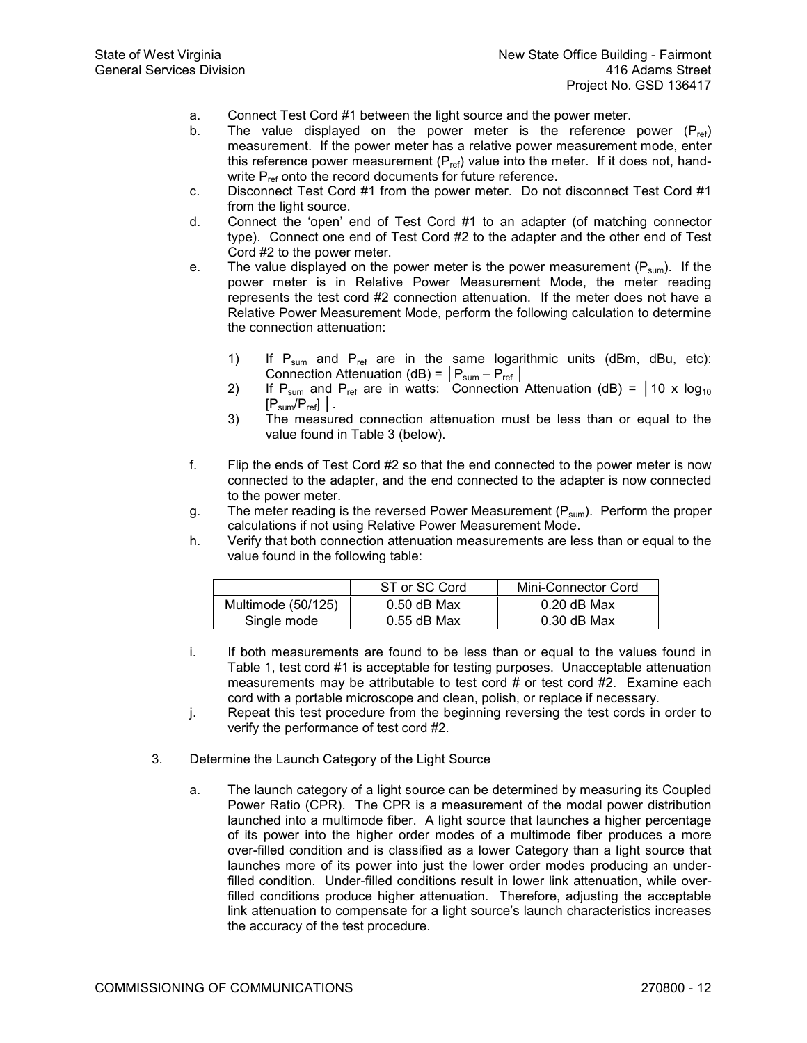a. Connect Test Cord #1 between the light source and the power meter.
b. The value displayed on the power meter is the reference power ($P_{ref}$) measurement. If the power meter has a relative power measurement mode, enter this reference power measurement ($P_{ref}$) value into the meter. If it does not, hand-write $P_{ref}$ onto the record documents for future reference.
c. Disconnect Test Cord #1 from the power meter. Do not disconnect Test Cord #1 from the light source.
d. Connect the 'open' end of Test Cord #1 to an adapter (of matching connector type). Connect one end of Test Cord #2 to the adapter and the other end of Test Cord #2 to the power meter.
e. The value displayed on the power meter is the power measurement ($P_{sum}$). If the power meter is in Relative Power Measurement Mode, the meter reading represents the test cord #2 connection attenuation. If the meter does not have a Relative Power Measurement Mode, perform the following calculation to determine the connection attenuation:

   1) If $P_{sum}$ and $P_{ref}$ are in the same logarithmic units (dBm, dBu, etc): Connection Attenuation (dB) = $|P_{sum} - P_{ref}|$
   2) If $P_{sum}$ and $P_{ref}$ are in watts: Connection Attenuation (dB) = $|10 \times \log_{10} [P_{sum}/P_{ref}]|$.
   3) The measured connection attenuation must be less than or equal to the value found in Table 3 (below).

f. Flip the ends of Test Cord #2 so that the end connected to the power meter is now connected to the adapter, and the end connected to the adapter is now connected to the power meter.
g. The meter reading is the reversed Power Measurement ($P_{sum}$). Perform the proper calculations if not using Relative Power Measurement Mode.
h. Verify that both connection attenuation measurements are less than or equal to the value found in the following table:

| | ST or SC Cord | Mini-Connector Cord |
|---|---|---|
| Multimode (50/125) | 0.50 dB Max | 0.20 dB Max |
| Single mode | 0.55 dB Max | 0.30 dB Max |

i. If both measurements are found to be less than or equal to the values found in Table 1, test cord #1 is acceptable for testing purposes. Unacceptable attenuation measurements may be attributable to test cord # or test cord #2. Examine each cord with a portable microscope and clean, polish, or replace if necessary.
j. Repeat this test procedure from the beginning reversing the test cords in order to verify the performance of test cord #2.

3. Determine the Launch Category of the Light Source

   a. The launch category of a light source can be determined by measuring its Coupled Power Ratio (CPR). The CPR is a measurement of the modal power distribution launched into a multimode fiber. A light source that launches a higher percentage of its power into the higher order modes of a multimode fiber produces a more over-filled condition and is classified as a lower Category than a light source that launches more of its power into just the lower order modes producing an under-filled condition. Under-filled conditions result in lower link attenuation, while over-filled conditions produce higher attenuation. Therefore, adjusting the acceptable link attenuation to compensate for a light source's launch characteristics increases the accuracy of the test procedure.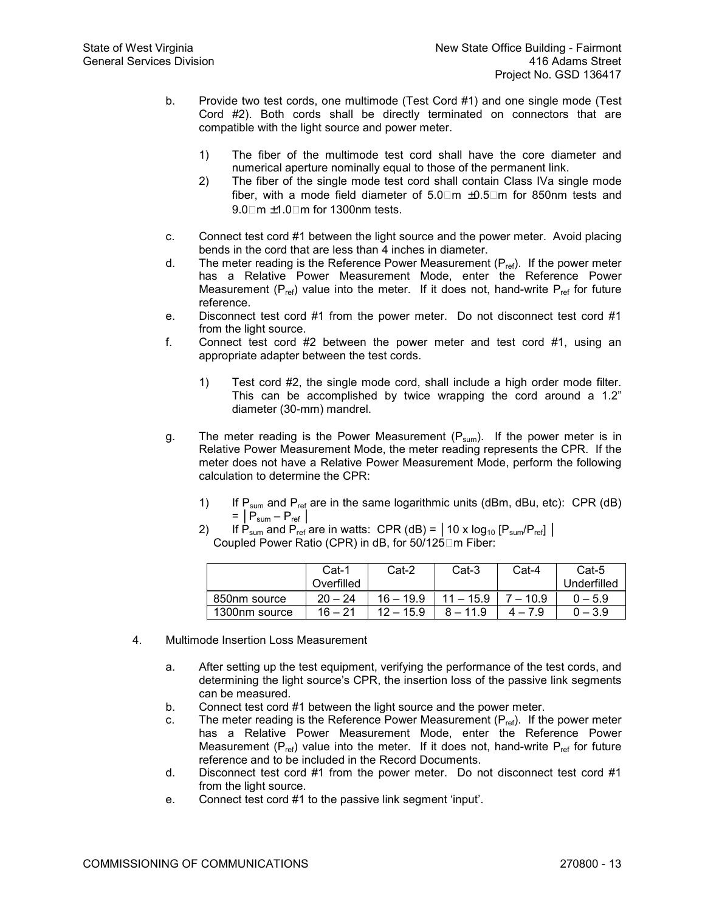b. Provide two test cords, one multimode (Test Cord #1) and one single mode (Test Cord #2). Both cords shall be directly terminated on connectors that are compatible with the light source and power meter.

   1) The fiber of the multimode test cord shall have the core diameter and numerical aperture nominally equal to those of the permanent link.
   2) The fiber of the single mode test cord shall contain Class IVa single mode fiber, with a mode field diameter of 5.0□m ±0.5□m for 850nm tests and 9.0□m ±1.0□m for 1300nm tests.

c. Connect test cord #1 between the light source and the power meter. Avoid placing bends in the cord that are less than 4 inches in diameter.

d. The meter reading is the Reference Power Measurement ($P_{ref}$). If the power meter has a Relative Power Measurement Mode, enter the Reference Power Measurement ($P_{ref}$) value into the meter. If it does not, hand-write $P_{ref}$ for future reference.

e. Disconnect test cord #1 from the power meter. Do not disconnect test cord #1 from the light source.

f. Connect test cord #2 between the power meter and test cord #1, using an appropriate adapter between the test cords.

   1) Test cord #2, the single mode cord, shall include a high order mode filter. This can be accomplished by twice wrapping the cord around a 1.2" diameter (30-mm) mandrel.

g. The meter reading is the Power Measurement ($P_{sum}$). If the power meter is in Relative Power Measurement Mode, the meter reading represents the CPR. If the meter does not have a Relative Power Measurement Mode, perform the following calculation to determine the CPR:

   1) If $P_{sum}$ and $P_{ref}$ are in the same logarithmic units (dBm, dBu, etc): CPR (dB) $= | P_{sum} - P_{ref} |$
   2) If $P_{sum}$ and $P_{ref}$ are in watts: CPR (dB) $= | 10 \times \log_{10} [P_{sum}/P_{ref}] |$

   Coupled Power Ratio (CPR) in dB, for 50/125□m Fiber:

| | Cat-1 Overfilled | Cat-2 | Cat-3 | Cat-4 | Cat-5 Underfilled |
|---|---|---|---|---|---|
| 850nm source | 20 – 24 | 16 – 19.9 | 11 – 15.9 | 7 – 10.9 | 0 – 5.9 |
| 1300nm source | 16 – 21 | 12 – 15.9 | 8 – 11.9 | 4 – 7.9 | 0 – 3.9 |

4. Multimode Insertion Loss Measurement

   a. After setting up the test equipment, verifying the performance of the test cords, and determining the light source's CPR, the insertion loss of the passive link segments can be measured.
   b. Connect test cord #1 between the light source and the power meter.
   c. The meter reading is the Reference Power Measurement ($P_{ref}$). If the power meter has a Relative Power Measurement Mode, enter the Reference Power Measurement ($P_{ref}$) value into the meter. If it does not, hand-write $P_{ref}$ for future reference and to be included in the Record Documents.
   d. Disconnect test cord #1 from the power meter. Do not disconnect test cord #1 from the light source.
   e. Connect test cord #1 to the passive link segment 'input'.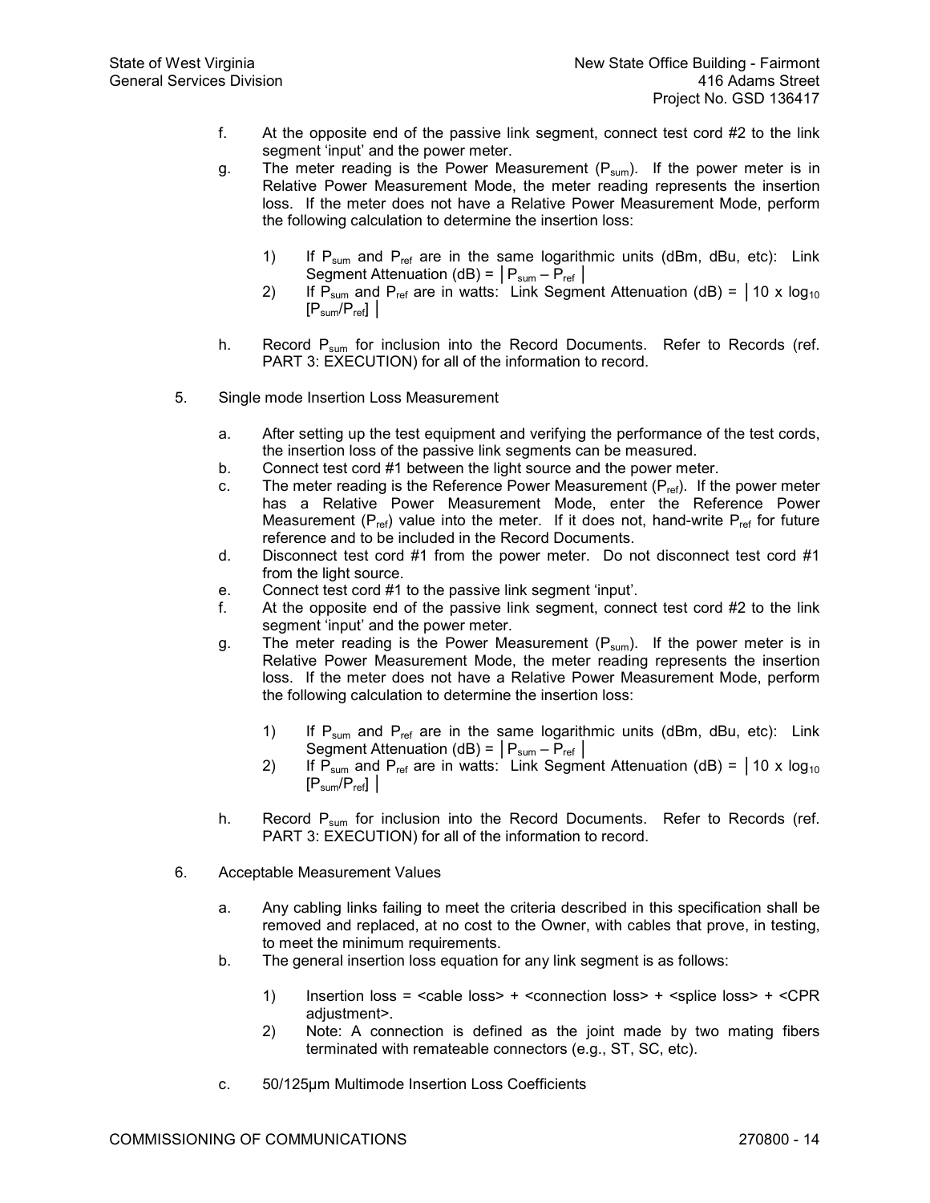f. At the opposite end of the passive link segment, connect test cord #2 to the link segment 'input' and the power meter.

g. The meter reading is the Power Measurement ($P_{sum}$). If the power meter is in Relative Power Measurement Mode, the meter reading represents the insertion loss. If the meter does not have a Relative Power Measurement Mode, perform the following calculation to determine the insertion loss:

   1) If $P_{sum}$ and $P_{ref}$ are in the same logarithmic units (dBm, dBu, etc): Link Segment Attenuation (dB) = $\left| P_{sum} - P_{ref} \right|$
   2) If $P_{sum}$ and $P_{ref}$ are in watts: Link Segment Attenuation (dB) = $\left| 10 \times \log_{10} [P_{sum}/P_{ref}] \right|$

h. Record $P_{sum}$ for inclusion into the Record Documents. Refer to Records (ref. PART 3: EXECUTION) for all of the information to record.

5. Single mode Insertion Loss Measurement

   a. After setting up the test equipment and verifying the performance of the test cords, the insertion loss of the passive link segments can be measured.
   b. Connect test cord #1 between the light source and the power meter.
   c. The meter reading is the Reference Power Measurement ($P_{ref}$). If the power meter has a Relative Power Measurement Mode, enter the Reference Power Measurement ($P_{ref}$) value into the meter. If it does not, hand-write $P_{ref}$ for future reference and to be included in the Record Documents.
   d. Disconnect test cord #1 from the power meter. Do not disconnect test cord #1 from the light source.
   e. Connect test cord #1 to the passive link segment 'input'.
   f. At the opposite end of the passive link segment, connect test cord #2 to the link segment 'input' and the power meter.
   g. The meter reading is the Power Measurement ($P_{sum}$). If the power meter is in Relative Power Measurement Mode, the meter reading represents the insertion loss. If the meter does not have a Relative Power Measurement Mode, perform the following calculation to determine the insertion loss:

      1) If $P_{sum}$ and $P_{ref}$ are in the same logarithmic units (dBm, dBu, etc): Link Segment Attenuation (dB) = $\left| P_{sum} - P_{ref} \right|$
      2) If $P_{sum}$ and $P_{ref}$ are in watts: Link Segment Attenuation (dB) = $\left| 10 \times \log_{10} [P_{sum}/P_{ref}] \right|$

   h. Record $P_{sum}$ for inclusion into the Record Documents. Refer to Records (ref. PART 3: EXECUTION) for all of the information to record.

6. Acceptable Measurement Values

   a. Any cabling links failing to meet the criteria described in this specification shall be removed and replaced, at no cost to the Owner, with cables that prove, in testing, to meet the minimum requirements.
   b. The general insertion loss equation for any link segment is as follows:

      1) Insertion loss = <cable loss> + <connection loss> + <splice loss> + <CPR adjustment>.
      2) Note: A connection is defined as the joint made by two mating fibers terminated with remateable connectors (e.g., ST, SC, etc).

   c. 50/125µm Multimode Insertion Loss Coefficients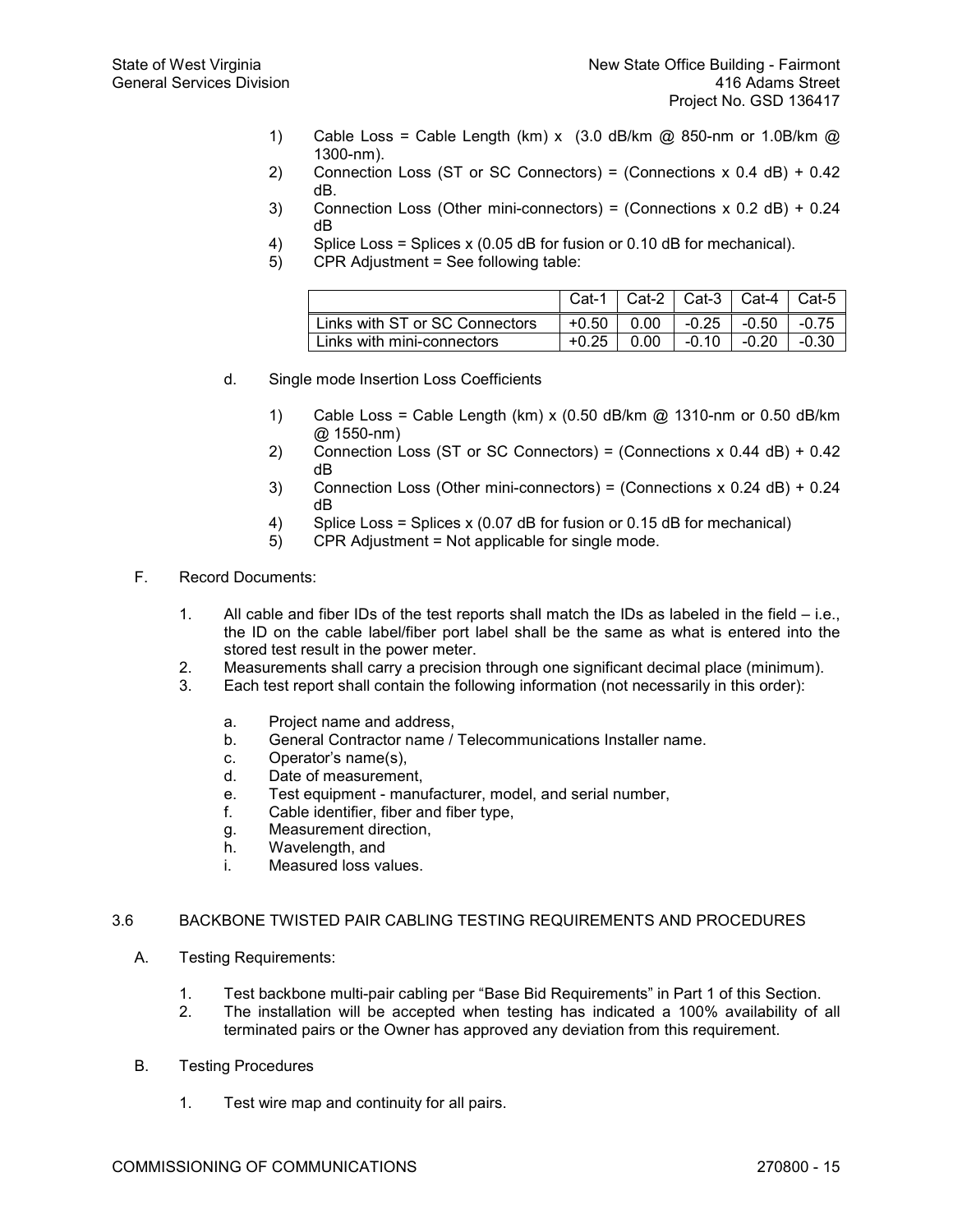1) Cable Loss = Cable Length (km) x (3.0 dB/km @ 850-nm or 1.0B/km @ 1300-nm).
2) Connection Loss (ST or SC Connectors) = (Connections x 0.4 dB) + 0.42 dB.
3) Connection Loss (Other mini-connectors) = (Connections x 0.2 dB) + 0.24 dB
4) Splice Loss = Splices x (0.05 dB for fusion or 0.10 dB for mechanical).
5) CPR Adjustment = See following table:

| | Cat-1 | Cat-2 | Cat-3 | Cat-4 | Cat-5 |
|---|---|---|---|---|---|
| Links with ST or SC Connectors | +0.50 | 0.00 | -0.25 | -0.50 | -0.75 |
| Links with mini-connectors | +0.25 | 0.00 | -0.10 | -0.20 | -0.30 |

d. Single mode Insertion Loss Coefficients

1) Cable Loss = Cable Length (km) x (0.50 dB/km @ 1310-nm or 0.50 dB/km @ 1550-nm)
2) Connection Loss (ST or SC Connectors) = (Connections x 0.44 dB) + 0.42 dB
3) Connection Loss (Other mini-connectors) = (Connections x 0.24 dB) + 0.24 dB
4) Splice Loss = Splices x (0.07 dB for fusion or 0.15 dB for mechanical)
5) CPR Adjustment = Not applicable for single mode.

F. Record Documents:

1. All cable and fiber IDs of the test reports shall match the IDs as labeled in the field – i.e., the ID on the cable label/fiber port label shall be the same as what is entered into the stored test result in the power meter.
2. Measurements shall carry a precision through one significant decimal place (minimum).
3. Each test report shall contain the following information (not necessarily in this order):

   a. Project name and address,
   b. General Contractor name / Telecommunications Installer name.
   c. Operator's name(s),
   d. Date of measurement,
   e. Test equipment - manufacturer, model, and serial number,
   f. Cable identifier, fiber and fiber type,
   g. Measurement direction,
   h. Wavelength, and
   i. Measured loss values.

## 3.6 BACKBONE TWISTED PAIR CABLING TESTING REQUIREMENTS AND PROCEDURES

A. Testing Requirements:

1. Test backbone multi-pair cabling per "Base Bid Requirements" in Part 1 of this Section.
2. The installation will be accepted when testing has indicated a 100% availability of all terminated pairs or the Owner has approved any deviation from this requirement.

B. Testing Procedures

1. Test wire map and continuity for all pairs.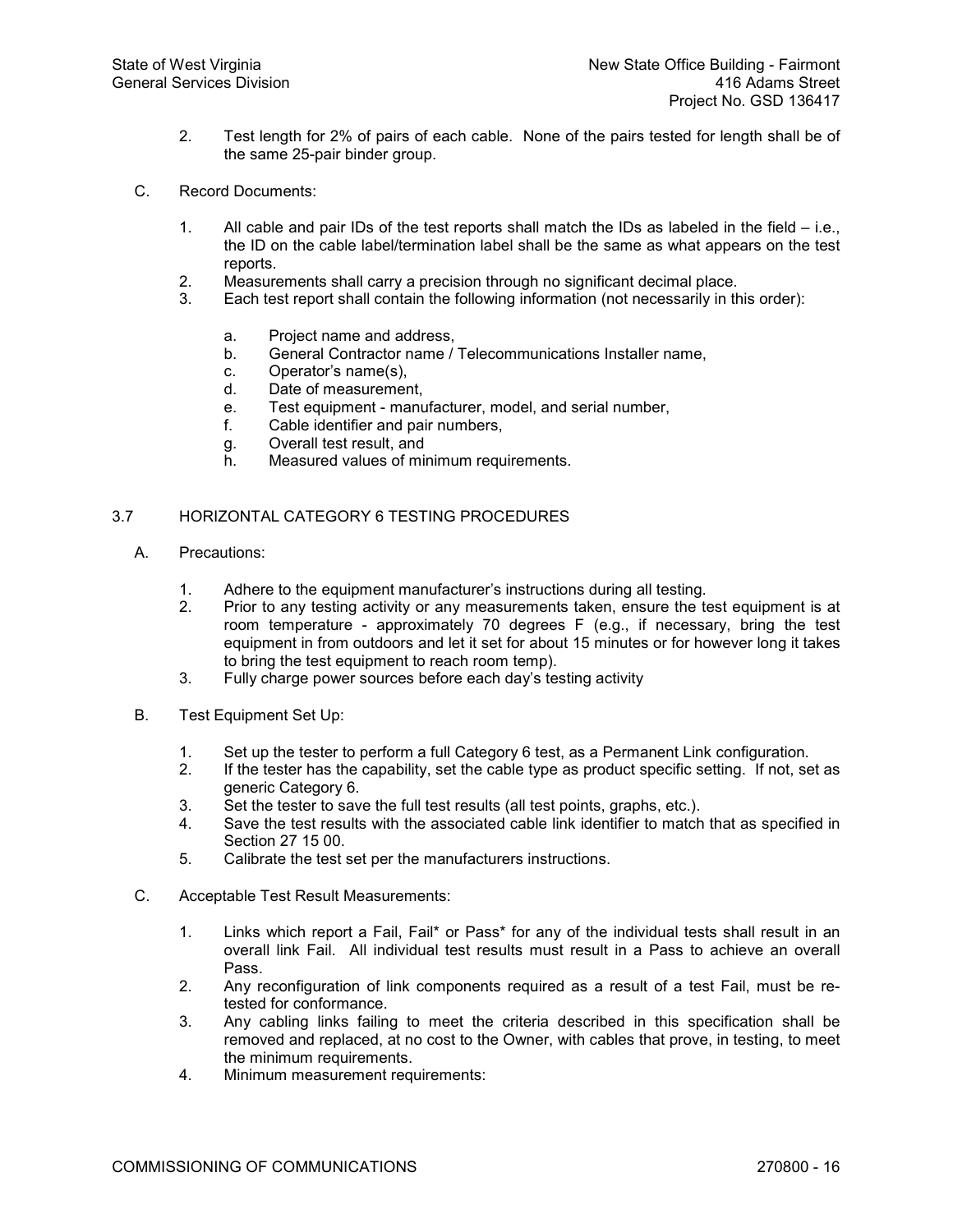2. Test length for 2% of pairs of each cable. None of the pairs tested for length shall be of the same 25-pair binder group.

C. Record Documents:

1. All cable and pair IDs of the test reports shall match the IDs as labeled in the field – i.e., the ID on the cable label/termination label shall be the same as what appears on the test reports.
2. Measurements shall carry a precision through no significant decimal place.
3. Each test report shall contain the following information (not necessarily in this order):

    a. Project name and address,
    b. General Contractor name / Telecommunications Installer name,
    c. Operator's name(s),
    d. Date of measurement,
    e. Test equipment - manufacturer, model, and serial number,
    f. Cable identifier and pair numbers,
    g. Overall test result, and
    h. Measured values of minimum requirements.

## 3.7 HORIZONTAL CATEGORY 6 TESTING PROCEDURES

A. Precautions:

1. Adhere to the equipment manufacturer's instructions during all testing.
2. Prior to any testing activity or any measurements taken, ensure the test equipment is at room temperature - approximately 70 degrees F (e.g., if necessary, bring the test equipment in from outdoors and let it set for about 15 minutes or for however long it takes to bring the test equipment to reach room temp).
3. Fully charge power sources before each day's testing activity

B. Test Equipment Set Up:

1. Set up the tester to perform a full Category 6 test, as a Permanent Link configuration.
2. If the tester has the capability, set the cable type as product specific setting. If not, set as generic Category 6.
3. Set the tester to save the full test results (all test points, graphs, etc.).
4. Save the test results with the associated cable link identifier to match that as specified in Section 27 15 00.
5. Calibrate the test set per the manufacturers instructions.

C. Acceptable Test Result Measurements:

1. Links which report a Fail, Fail* or Pass* for any of the individual tests shall result in an overall link Fail. All individual test results must result in a Pass to achieve an overall Pass.
2. Any reconfiguration of link components required as a result of a test Fail, must be re-tested for conformance.
3. Any cabling links failing to meet the criteria described in this specification shall be removed and replaced, at no cost to the Owner, with cables that prove, in testing, to meet the minimum requirements.
4. Minimum measurement requirements: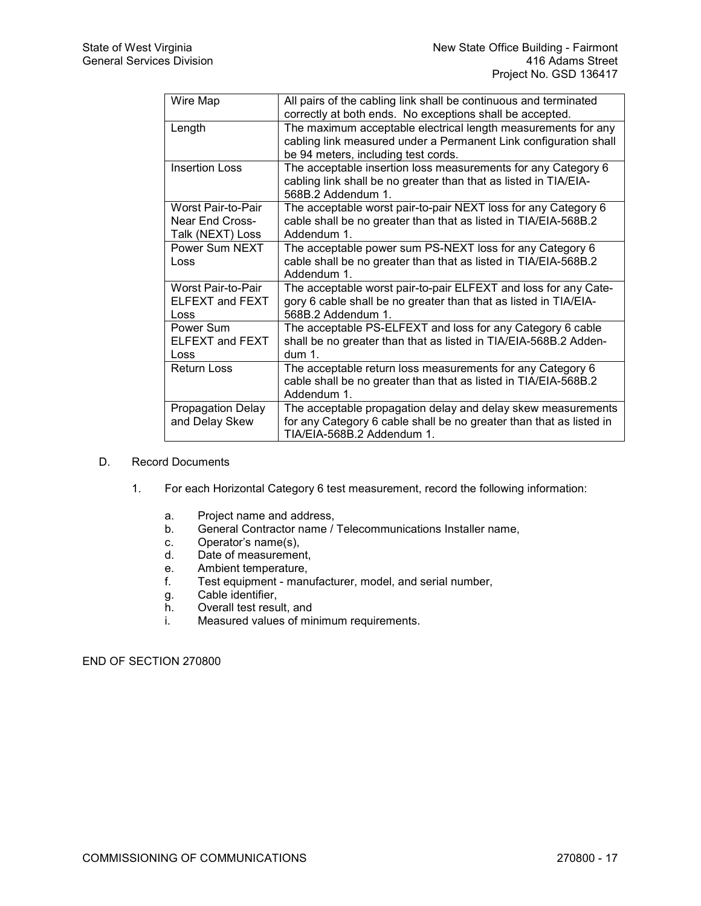| | |
|---|---|
| Wire Map | All pairs of the cabling link shall be continuous and terminated correctly at both ends. No exceptions shall be accepted. |
| Length | The maximum acceptable electrical length measurements for any cabling link measured under a Permanent Link configuration shall be 94 meters, including test cords. |
| Insertion Loss | The acceptable insertion loss measurements for any Category 6 cabling link shall be no greater than that as listed in TIA/EIA-568B.2 Addendum 1. |
| Worst Pair-to-Pair Near End Cross-Talk (NEXT) Loss | The acceptable worst pair-to-pair NEXT loss for any Category 6 cable shall be no greater than that as listed in TIA/EIA-568B.2 Addendum 1. |
| Power Sum NEXT Loss | The acceptable power sum PS-NEXT loss for any Category 6 cable shall be no greater than that as listed in TIA/EIA-568B.2 Addendum 1. |
| Worst Pair-to-Pair ELFEXT and FEXT Loss | The acceptable worst pair-to-pair ELFEXT and loss for any Category 6 cable shall be no greater than that as listed in TIA/EIA-568B.2 Addendum 1. |
| Power Sum ELFEXT and FEXT Loss | The acceptable PS-ELFEXT and loss for any Category 6 cable shall be no greater than that as listed in TIA/EIA-568B.2 Addendum 1. |
| Return Loss | The acceptable return loss measurements for any Category 6 cable shall be no greater than that as listed in TIA/EIA-568B.2 Addendum 1. |
| Propagation Delay and Delay Skew | The acceptable propagation delay and delay skew measurements for any Category 6 cable shall be no greater than that as listed in TIA/EIA-568B.2 Addendum 1. |

D. Record Documents

1. For each Horizontal Category 6 test measurement, record the following information:

   a. Project name and address,
   b. General Contractor name / Telecommunications Installer name,
   c. Operator's name(s),
   d. Date of measurement,
   e. Ambient temperature,
   f. Test equipment - manufacturer, model, and serial number,
   g. Cable identifier,
   h. Overall test result, and
   i. Measured values of minimum requirements.

END OF SECTION 270800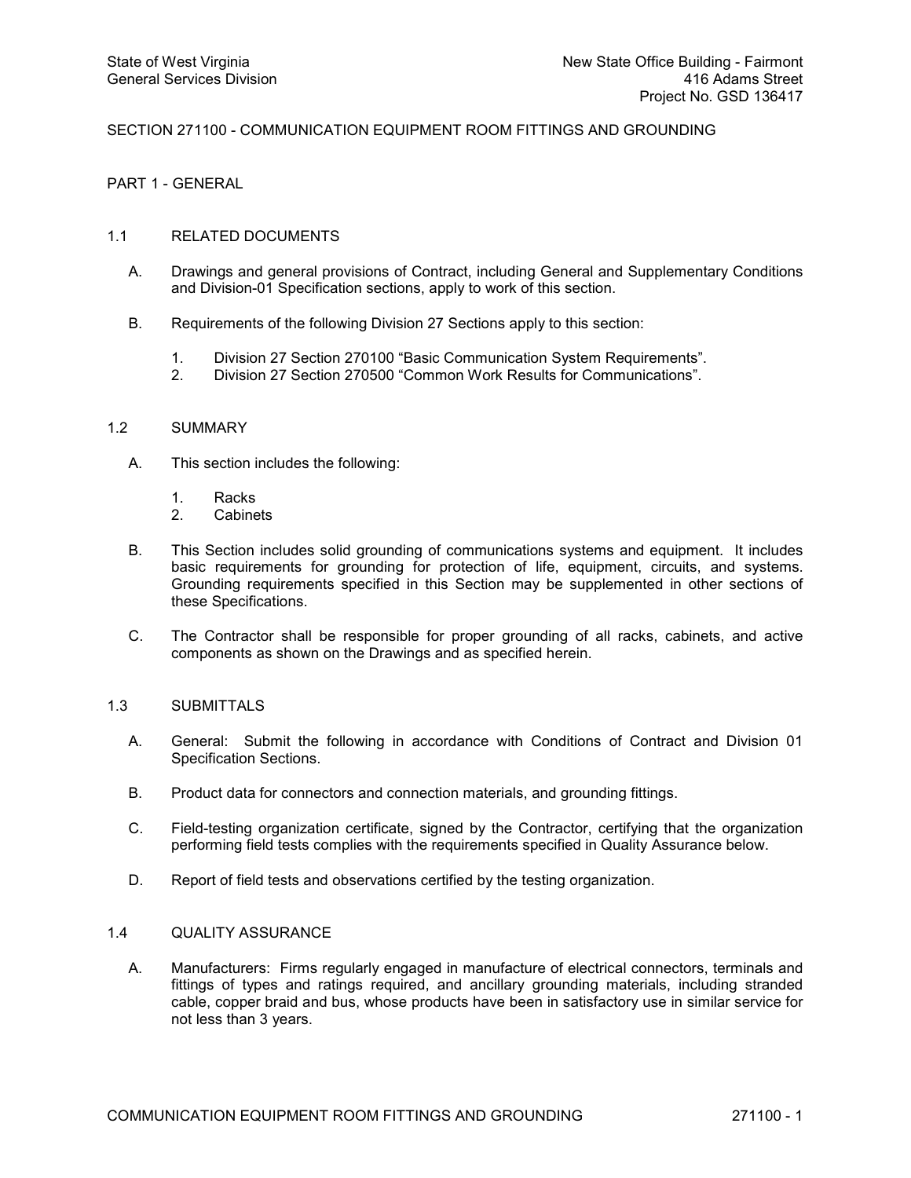# SECTION 271100 - COMMUNICATION EQUIPMENT ROOM FITTINGS AND GROUNDING

## PART 1 - GENERAL

### 1.1 RELATED DOCUMENTS

A. Drawings and general provisions of Contract, including General and Supplementary Conditions and Division-01 Specification sections, apply to work of this section.

B. Requirements of the following Division 27 Sections apply to this section:

1. Division 27 Section 270100 “Basic Communication System Requirements”.
2. Division 27 Section 270500 “Common Work Results for Communications”.

### 1.2 SUMMARY

A. This section includes the following:

1. Racks
2. Cabinets

B. This Section includes solid grounding of communications systems and equipment. It includes basic requirements for grounding for protection of life, equipment, circuits, and systems. Grounding requirements specified in this Section may be supplemented in other sections of these Specifications.

C. The Contractor shall be responsible for proper grounding of all racks, cabinets, and active components as shown on the Drawings and as specified herein.

### 1.3 SUBMITTALS

A. General: Submit the following in accordance with Conditions of Contract and Division 01 Specification Sections.

B. Product data for connectors and connection materials, and grounding fittings.

C. Field-testing organization certificate, signed by the Contractor, certifying that the organization performing field tests complies with the requirements specified in Quality Assurance below.

D. Report of field tests and observations certified by the testing organization.

### 1.4 QUALITY ASSURANCE

A. Manufacturers: Firms regularly engaged in manufacture of electrical connectors, terminals and fittings of types and ratings required, and ancillary grounding materials, including stranded cable, copper braid and bus, whose products have been in satisfactory use in similar service for not less than 3 years.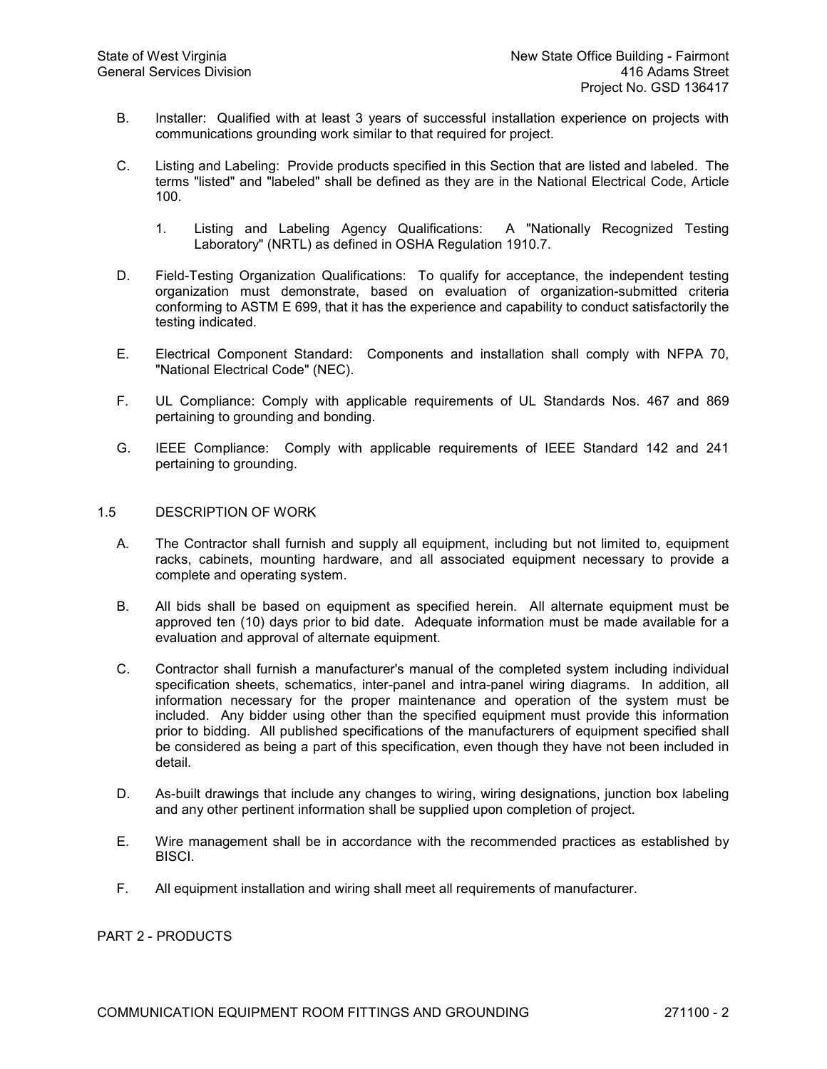B. Installer: Qualified with at least 3 years of successful installation experience on projects with communications grounding work similar to that required for project.

C. Listing and Labeling: Provide products specified in this Section that are listed and labeled. The terms "listed" and "labeled" shall be defined as they are in the National Electrical Code, Article 100.

   1. Listing and Labeling Agency Qualifications: A "Nationally Recognized Testing Laboratory" (NRTL) as defined in OSHA Regulation 1910.7.

D. Field-Testing Organization Qualifications: To qualify for acceptance, the independent testing organization must demonstrate, based on evaluation of organization-submitted criteria conforming to ASTM E 699, that it has the experience and capability to conduct satisfactorily the testing indicated.

E. Electrical Component Standard: Components and installation shall comply with NFPA 70, "National Electrical Code" (NEC).

F. UL Compliance: Comply with applicable requirements of UL Standards Nos. 467 and 869 pertaining to grounding and bonding.

G. IEEE Compliance: Comply with applicable requirements of IEEE Standard 142 and 241 pertaining to grounding.

## 1.5 DESCRIPTION OF WORK

A. The Contractor shall furnish and supply all equipment, including but not limited to, equipment racks, cabinets, mounting hardware, and all associated equipment necessary to provide a complete and operating system.

B. All bids shall be based on equipment as specified herein. All alternate equipment must be approved ten (10) days prior to bid date. Adequate information must be made available for a evaluation and approval of alternate equipment.

C. Contractor shall furnish a manufacturer's manual of the completed system including individual specification sheets, schematics, inter-panel and intra-panel wiring diagrams. In addition, all information necessary for the proper maintenance and operation of the system must be included. Any bidder using other than the specified equipment must provide this information prior to bidding. All published specifications of the manufacturers of equipment specified shall be considered as being a part of this specification, even though they have not been included in detail.

D. As-built drawings that include any changes to wiring, wiring designations, junction box labeling and any other pertinent information shall be supplied upon completion of project.

E. Wire management shall be in accordance with the recommended practices as established by BISCI.

F. All equipment installation and wiring shall meet all requirements of manufacturer.

# PART 2 - PRODUCTS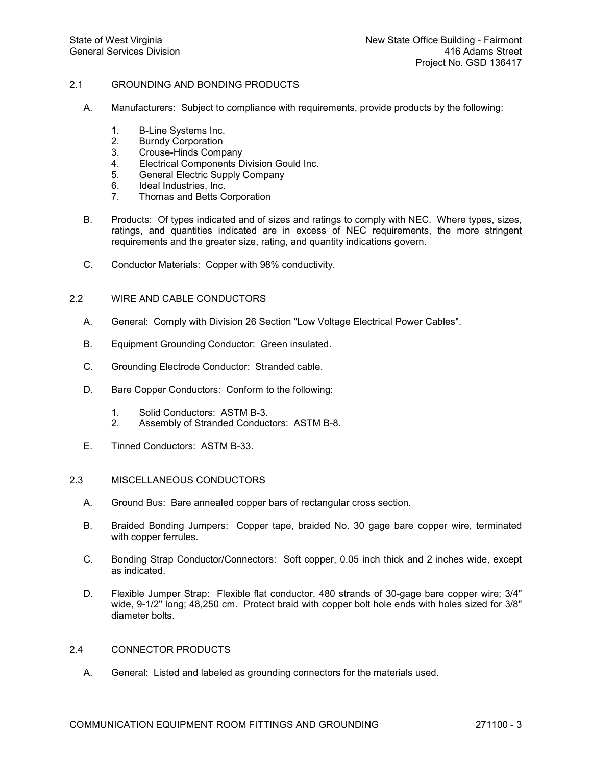## 2.1 GROUNDING AND BONDING PRODUCTS

A. Manufacturers: Subject to compliance with requirements, provide products by the following:

1. B-Line Systems Inc.
2. Burndy Corporation
3. Crouse-Hinds Company
4. Electrical Components Division Gould Inc.
5. General Electric Supply Company
6. Ideal Industries, Inc.
7. Thomas and Betts Corporation

B. Products: Of types indicated and of sizes and ratings to comply with NEC. Where types, sizes, ratings, and quantities indicated are in excess of NEC requirements, the more stringent requirements and the greater size, rating, and quantity indications govern.

C. Conductor Materials: Copper with 98% conductivity.

## 2.2 WIRE AND CABLE CONDUCTORS

A. General: Comply with Division 26 Section "Low Voltage Electrical Power Cables".

B. Equipment Grounding Conductor: Green insulated.

C. Grounding Electrode Conductor: Stranded cable.

D. Bare Copper Conductors: Conform to the following:

1. Solid Conductors: ASTM B-3.
2. Assembly of Stranded Conductors: ASTM B-8.

E. Tinned Conductors: ASTM B-33.

## 2.3 MISCELLANEOUS CONDUCTORS

A. Ground Bus: Bare annealed copper bars of rectangular cross section.

B. Braided Bonding Jumpers: Copper tape, braided No. 30 gage bare copper wire, terminated with copper ferrules.

C. Bonding Strap Conductor/Connectors: Soft copper, 0.05 inch thick and 2 inches wide, except as indicated.

D. Flexible Jumper Strap: Flexible flat conductor, 480 strands of 30-gage bare copper wire; 3/4" wide, 9-1/2" long; 48,250 cm. Protect braid with copper bolt hole ends with holes sized for 3/8" diameter bolts.

## 2.4 CONNECTOR PRODUCTS

A. General: Listed and labeled as grounding connectors for the materials used.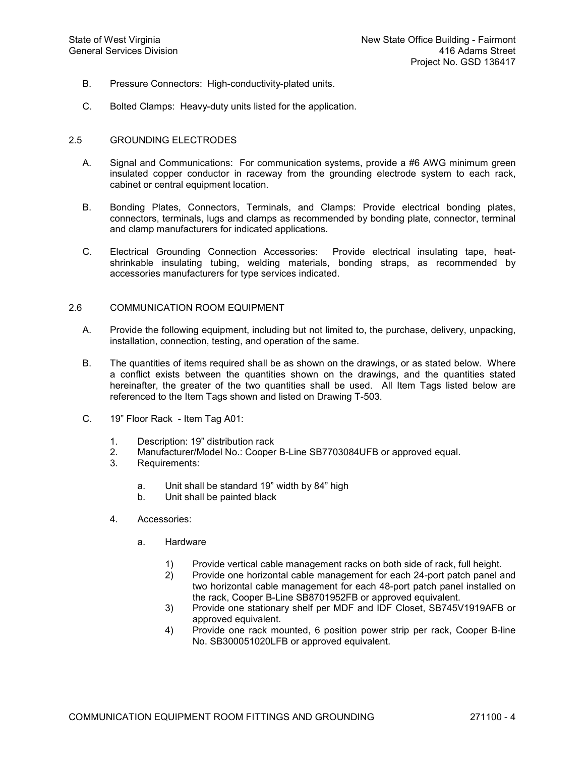B. Pressure Connectors: High-conductivity-plated units.

C. Bolted Clamps: Heavy-duty units listed for the application.

## 2.5 GROUNDING ELECTRODES

A. Signal and Communications: For communication systems, provide a #6 AWG minimum green insulated copper conductor in raceway from the grounding electrode system to each rack, cabinet or central equipment location.

B. Bonding Plates, Connectors, Terminals, and Clamps: Provide electrical bonding plates, connectors, terminals, lugs and clamps as recommended by bonding plate, connector, terminal and clamp manufacturers for indicated applications.

C. Electrical Grounding Connection Accessories: Provide electrical insulating tape, heat-shrinkable insulating tubing, welding materials, bonding straps, as recommended by accessories manufacturers for type services indicated.

## 2.6 COMMUNICATION ROOM EQUIPMENT

A. Provide the following equipment, including but not limited to, the purchase, delivery, unpacking, installation, connection, testing, and operation of the same.

B. The quantities of items required shall be as shown on the drawings, or as stated below. Where a conflict exists between the quantities shown on the drawings, and the quantities stated hereinafter, the greater of the two quantities shall be used. All Item Tags listed below are referenced to the Item Tags shown and listed on Drawing T-503.

C. 19" Floor Rack - Item Tag A01:

1. Description: 19" distribution rack
2. Manufacturer/Model No.: Cooper B-Line SB7703084UFB or approved equal.
3. Requirements:
   a. Unit shall be standard 19" width by 84" high
   b. Unit shall be painted black
4. Accessories:
   a. Hardware
      1) Provide vertical cable management racks on both side of rack, full height.
      2) Provide one horizontal cable management for each 24-port patch panel and two horizontal cable management for each 48-port patch panel installed on the rack, Cooper B-Line SB8701952FB or approved equivalent.
      3) Provide one stationary shelf per MDF and IDF Closet, SB745V1919AFB or approved equivalent.
      4) Provide one rack mounted, 6 position power strip per rack, Cooper B-line No. SB300051020LFB or approved equivalent.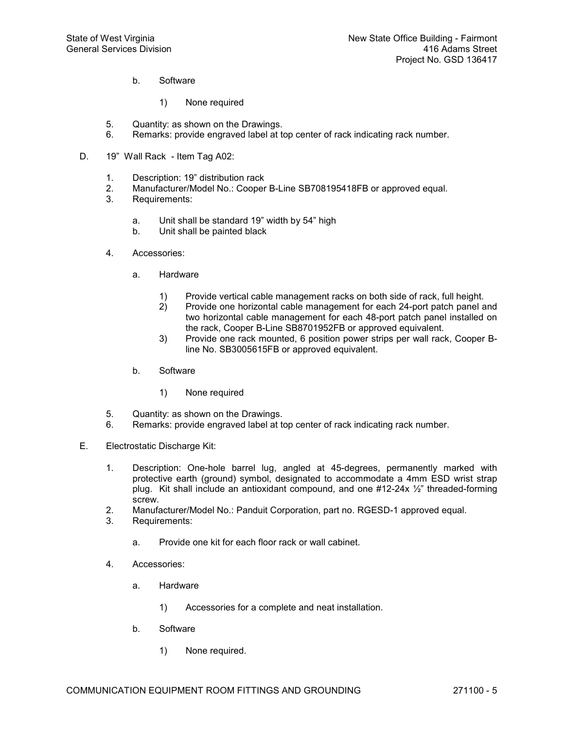b. Software

1) None required

5. Quantity: as shown on the Drawings.
6. Remarks: provide engraved label at top center of rack indicating rack number.

D. 19” Wall Rack - Item Tag A02:

1. Description: 19” distribution rack
2. Manufacturer/Model No.: Cooper B-Line SB708195418FB or approved equal.
3. Requirements:

    a. Unit shall be standard 19” width by 54” high
    b. Unit shall be painted black

4. Accessories:

    a. Hardware

        1) Provide vertical cable management racks on both side of rack, full height.
        2) Provide one horizontal cable management for each 24-port patch panel and two horizontal cable management for each 48-port patch panel installed on the rack, Cooper B-Line SB8701952FB or approved equivalent.
        3) Provide one rack mounted, 6 position power strips per wall rack, Cooper B-line No. SB3005615FB or approved equivalent.

    b. Software

        1) None required

5. Quantity: as shown on the Drawings.
6. Remarks: provide engraved label at top center of rack indicating rack number.

E. Electrostatic Discharge Kit:

1. Description: One-hole barrel lug, angled at 45-degrees, permanently marked with protective earth (ground) symbol, designated to accommodate a 4mm ESD wrist strap plug. Kit shall include an antioxidant compound, and one #12-24x ½” threaded-forming screw.
2. Manufacturer/Model No.: Panduit Corporation, part no. RGESD-1 approved equal.
3. Requirements:

    a. Provide one kit for each floor rack or wall cabinet.

4. Accessories:

    a. Hardware

        1) Accessories for a complete and neat installation.

    b. Software

        1) None required.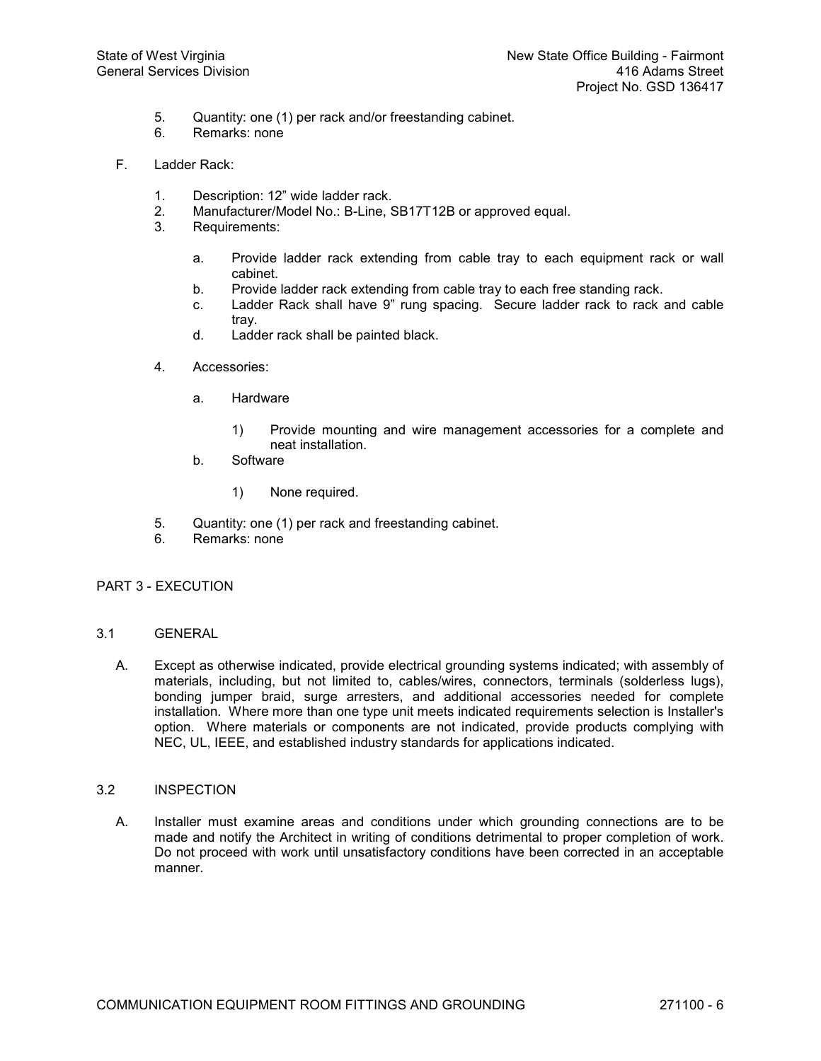5. Quantity: one (1) per rack and/or freestanding cabinet.
6. Remarks: none

F. Ladder Rack:

1. Description: 12” wide ladder rack.
2. Manufacturer/Model No.: B-Line, SB17T12B or approved equal.
3. Requirements:

   a. Provide ladder rack extending from cable tray to each equipment rack or wall cabinet.
   b. Provide ladder rack extending from cable tray to each free standing rack.
   c. Ladder Rack shall have 9” rung spacing. Secure ladder rack to rack and cable tray.
   d. Ladder rack shall be painted black.

4. Accessories:

   a. Hardware

      1) Provide mounting and wire management accessories for a complete and neat installation.

   b. Software

      1) None required.

5. Quantity: one (1) per rack and freestanding cabinet.
6. Remarks: none

## PART 3 - EXECUTION

### 3.1 GENERAL

A. Except as otherwise indicated, provide electrical grounding systems indicated; with assembly of materials, including, but not limited to, cables/wires, connectors, terminals (solderless lugs), bonding jumper braid, surge arresters, and additional accessories needed for complete installation. Where more than one type unit meets indicated requirements selection is Installer's option. Where materials or components are not indicated, provide products complying with NEC, UL, IEEE, and established industry standards for applications indicated.

### 3.2 INSPECTION

A. Installer must examine areas and conditions under which grounding connections are to be made and notify the Architect in writing of conditions detrimental to proper completion of work. Do not proceed with work until unsatisfactory conditions have been corrected in an acceptable manner.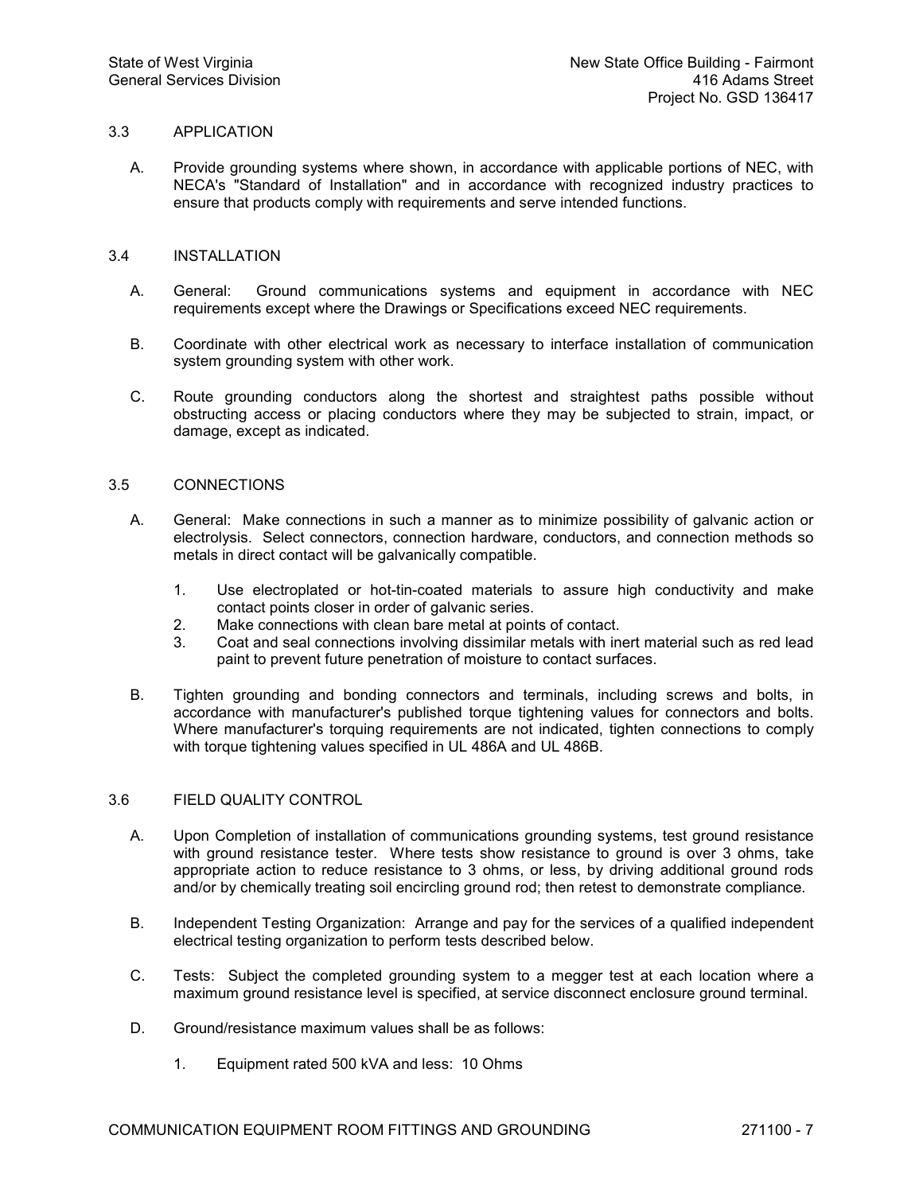## 3.3 APPLICATION

A. Provide grounding systems where shown, in accordance with applicable portions of NEC, with NECA's "Standard of Installation" and in accordance with recognized industry practices to ensure that products comply with requirements and serve intended functions.

## 3.4 INSTALLATION

A. General: Ground communications systems and equipment in accordance with NEC requirements except where the Drawings or Specifications exceed NEC requirements.

B. Coordinate with other electrical work as necessary to interface installation of communication system grounding system with other work.

C. Route grounding conductors along the shortest and straightest paths possible without obstructing access or placing conductors where they may be subjected to strain, impact, or damage, except as indicated.

## 3.5 CONNECTIONS

A. General: Make connections in such a manner as to minimize possibility of galvanic action or electrolysis. Select connectors, connection hardware, conductors, and connection methods so metals in direct contact will be galvanically compatible.

1. Use electroplated or hot-tin-coated materials to assure high conductivity and make contact points closer in order of galvanic series.
2. Make connections with clean bare metal at points of contact.
3. Coat and seal connections involving dissimilar metals with inert material such as red lead paint to prevent future penetration of moisture to contact surfaces.

B. Tighten grounding and bonding connectors and terminals, including screws and bolts, in accordance with manufacturer's published torque tightening values for connectors and bolts. Where manufacturer's torquing requirements are not indicated, tighten connections to comply with torque tightening values specified in UL 486A and UL 486B.

## 3.6 FIELD QUALITY CONTROL

A. Upon Completion of installation of communications grounding systems, test ground resistance with ground resistance tester. Where tests show resistance to ground is over 3 ohms, take appropriate action to reduce resistance to 3 ohms, or less, by driving additional ground rods and/or by chemically treating soil encircling ground rod; then retest to demonstrate compliance.

B. Independent Testing Organization: Arrange and pay for the services of a qualified independent electrical testing organization to perform tests described below.

C. Tests: Subject the completed grounding system to a megger test at each location where a maximum ground resistance level is specified, at service disconnect enclosure ground terminal.

D. Ground/resistance maximum values shall be as follows:

1. Equipment rated 500 kVA and less: 10 Ohms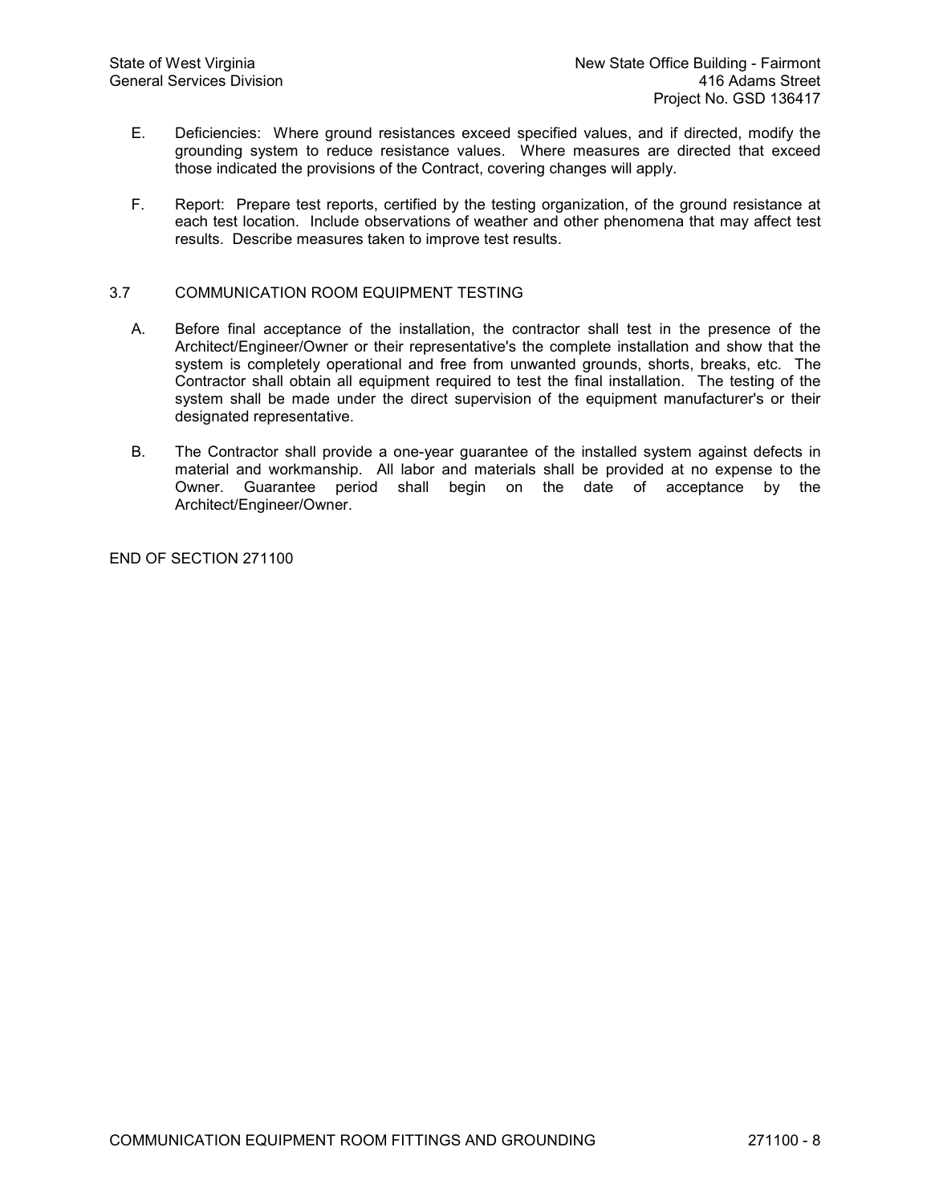E. Deficiencies: Where ground resistances exceed specified values, and if directed, modify the grounding system to reduce resistance values. Where measures are directed that exceed those indicated the provisions of the Contract, covering changes will apply.

F. Report: Prepare test reports, certified by the testing organization, of the ground resistance at each test location. Include observations of weather and other phenomena that may affect test results. Describe measures taken to improve test results.

## 3.7 COMMUNICATION ROOM EQUIPMENT TESTING

A. Before final acceptance of the installation, the contractor shall test in the presence of the Architect/Engineer/Owner or their representative's the complete installation and show that the system is completely operational and free from unwanted grounds, shorts, breaks, etc. The Contractor shall obtain all equipment required to test the final installation. The testing of the system shall be made under the direct supervision of the equipment manufacturer's or their designated representative.

B. The Contractor shall provide a one-year guarantee of the installed system against defects in material and workmanship. All labor and materials shall be provided at no expense to the Owner. Guarantee period shall begin on the date of acceptance by the Architect/Engineer/Owner.

END OF SECTION 271100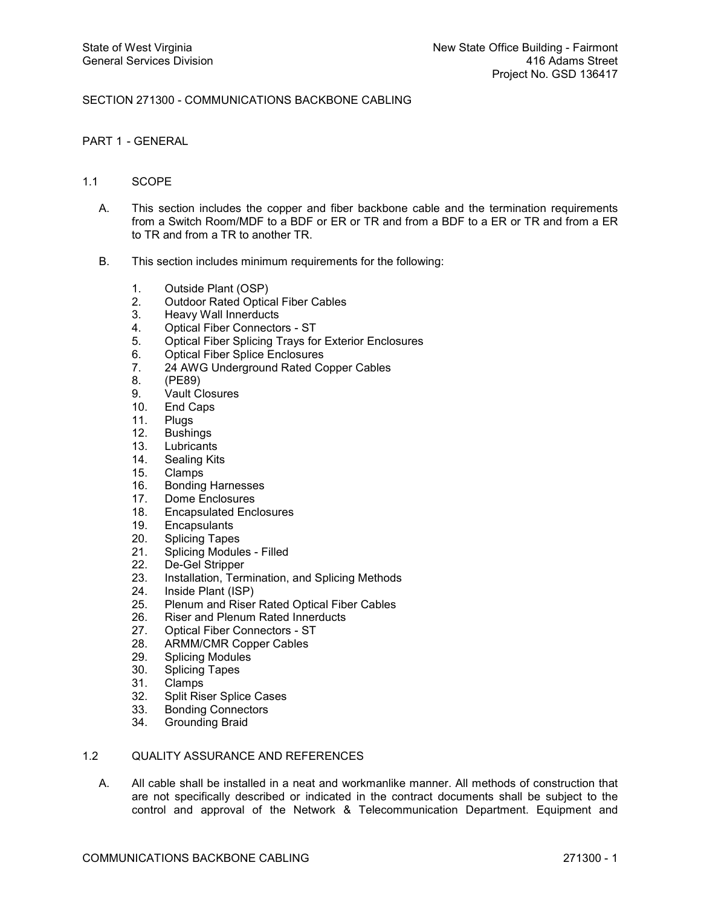# SECTION 271300 - COMMUNICATIONS BACKBONE CABLING

## PART 1 - GENERAL

### 1.1 SCOPE

A. This section includes the copper and fiber backbone cable and the termination requirements from a Switch Room/MDF to a BDF or ER or TR and from a BDF to a ER or TR and from a ER to TR and from a TR to another TR.

B. This section includes minimum requirements for the following:

1. Outside Plant (OSP)
2. Outdoor Rated Optical Fiber Cables
3. Heavy Wall Innerducts
4. Optical Fiber Connectors - ST
5. Optical Fiber Splicing Trays for Exterior Enclosures
6. Optical Fiber Splice Enclosures
7. 24 AWG Underground Rated Copper Cables
8. (PE89)
9. Vault Closures
10. End Caps
11. Plugs
12. Bushings
13. Lubricants
14. Sealing Kits
15. Clamps
16. Bonding Harnesses
17. Dome Enclosures
18. Encapsulated Enclosures
19. Encapsulants
20. Splicing Tapes
21. Splicing Modules - Filled
22. De-Gel Stripper
23. Installation, Termination, and Splicing Methods
24. Inside Plant (ISP)
25. Plenum and Riser Rated Optical Fiber Cables
26. Riser and Plenum Rated Innerducts
27. Optical Fiber Connectors - ST
28. ARMM/CMR Copper Cables
29. Splicing Modules
30. Splicing Tapes
31. Clamps
32. Split Riser Splice Cases
33. Bonding Connectors
34. Grounding Braid

### 1.2 QUALITY ASSURANCE AND REFERENCES

A. All cable shall be installed in a neat and workmanlike manner. All methods of construction that are not specifically described or indicated in the contract documents shall be subject to the control and approval of the Network & Telecommunication Department. Equipment and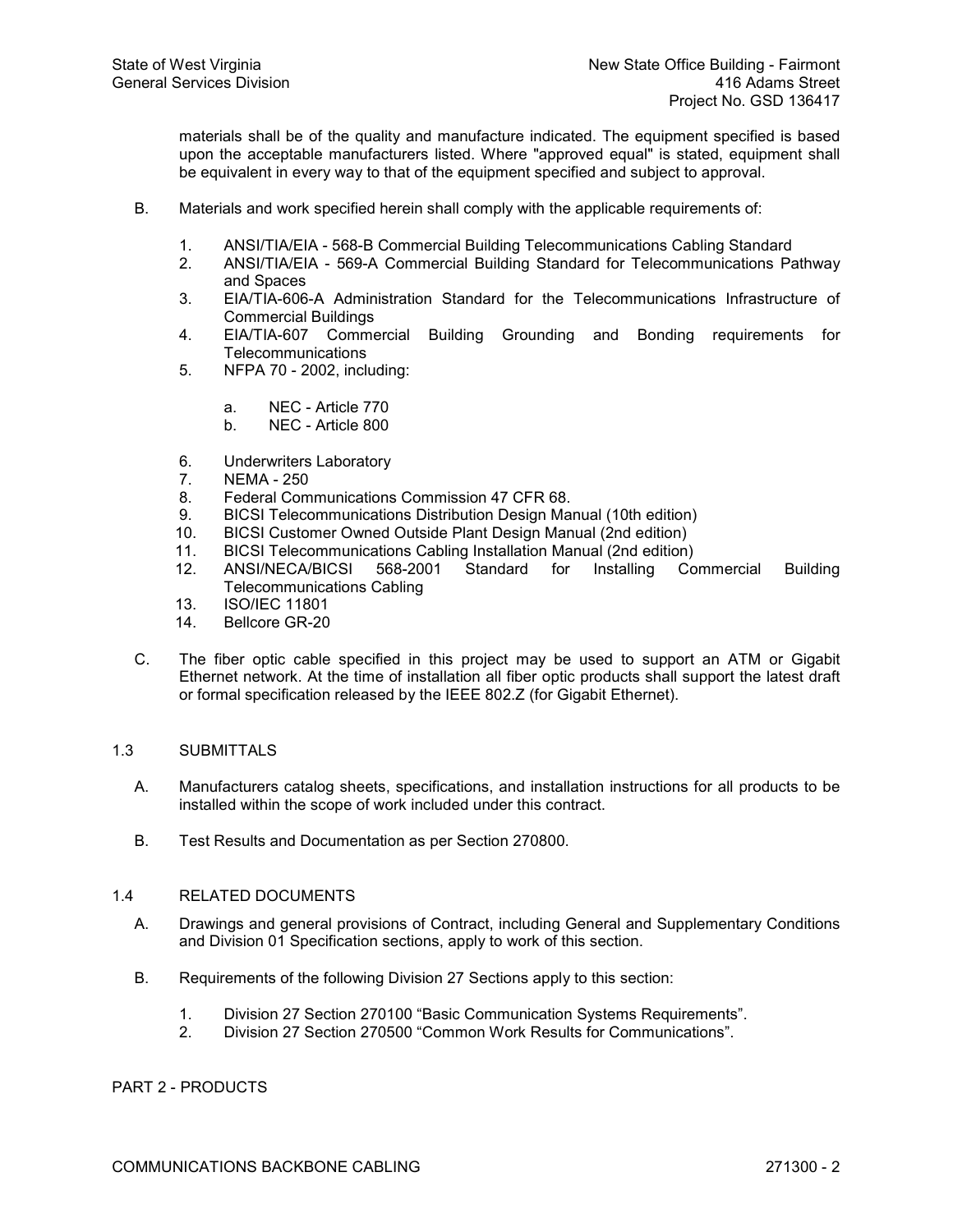materials shall be of the quality and manufacture indicated. The equipment specified is based upon the acceptable manufacturers listed. Where "approved equal" is stated, equipment shall be equivalent in every way to that of the equipment specified and subject to approval.

B. Materials and work specified herein shall comply with the applicable requirements of:

1. ANSI/TIA/EIA - 568-B Commercial Building Telecommunications Cabling Standard
2. ANSI/TIA/EIA - 569-A Commercial Building Standard for Telecommunications Pathway and Spaces
3. EIA/TIA-606-A Administration Standard for the Telecommunications Infrastructure of Commercial Buildings
4. EIA/TIA-607 Commercial Building Grounding and Bonding requirements for Telecommunications
5. NFPA 70 - 2002, including:
   a. NEC - Article 770
   b. NEC - Article 800
6. Underwriters Laboratory
7. NEMA - 250
8. Federal Communications Commission 47 CFR 68.
9. BICSI Telecommunications Distribution Design Manual (10th edition)
10. BICSI Customer Owned Outside Plant Design Manual (2nd edition)
11. BICSI Telecommunications Cabling Installation Manual (2nd edition)
12. ANSI/NECA/BICSI 568-2001 Standard for Installing Commercial Building Telecommunications Cabling
13. ISO/IEC 11801
14. Bellcore GR-20

C. The fiber optic cable specified in this project may be used to support an ATM or Gigabit Ethernet network. At the time of installation all fiber optic products shall support the latest draft or formal specification released by the IEEE 802.Z (for Gigabit Ethernet).

## 1.3 SUBMITTALS

A. Manufacturers catalog sheets, specifications, and installation instructions for all products to be installed within the scope of work included under this contract.

B. Test Results and Documentation as per Section 270800.

## 1.4 RELATED DOCUMENTS

A. Drawings and general provisions of Contract, including General and Supplementary Conditions and Division 01 Specification sections, apply to work of this section.

B. Requirements of the following Division 27 Sections apply to this section:

1. Division 27 Section 270100 "Basic Communication Systems Requirements".
2. Division 27 Section 270500 "Common Work Results for Communications".

# PART 2 - PRODUCTS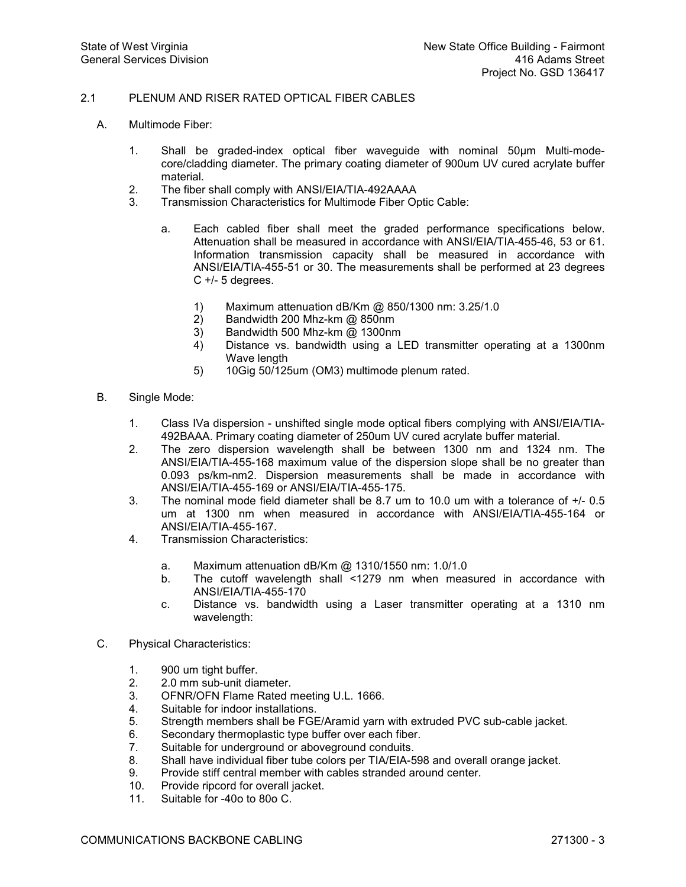## 2.1 PLENUM AND RISER RATED OPTICAL FIBER CABLES

A. Multimode Fiber:

1. Shall be graded-index optical fiber waveguide with nominal 50µm Multi-mode-core/cladding diameter. The primary coating diameter of 900um UV cured acrylate buffer material.
2. The fiber shall comply with ANSI/EIA/TIA-492AAAA
3. Transmission Characteristics for Multimode Fiber Optic Cable:

    a. Each cabled fiber shall meet the graded performance specifications below. Attenuation shall be measured in accordance with ANSI/EIA/TIA-455-46, 53 or 61. Information transmission capacity shall be measured in accordance with ANSI/EIA/TIA-455-51 or 30. The measurements shall be performed at 23 degrees C +/- 5 degrees.

        1) Maximum attenuation dB/Km @ 850/1300 nm: 3.25/1.0
        2) Bandwidth 200 Mhz-km @ 850nm
        3) Bandwidth 500 Mhz-km @ 1300nm
        4) Distance vs. bandwidth using a LED transmitter operating at a 1300nm Wave length
        5) 10Gig 50/125um (OM3) multimode plenum rated.

B. Single Mode:

1. Class IVa dispersion - unshifted single mode optical fibers complying with ANSI/EIA/TIA-492BAAA. Primary coating diameter of 250um UV cured acrylate buffer material.
2. The zero dispersion wavelength shall be between 1300 nm and 1324 nm. The ANSI/EIA/TIA-455-168 maximum value of the dispersion slope shall be no greater than 0.093 ps/km-nm2. Dispersion measurements shall be made in accordance with ANSI/EIA/TIA-455-169 or ANSI/EIA/TIA-455-175.
3. The nominal mode field diameter shall be 8.7 um to 10.0 um with a tolerance of +/- 0.5 um at 1300 nm when measured in accordance with ANSI/EIA/TIA-455-164 or ANSI/EIA/TIA-455-167.
4. Transmission Characteristics:

    a. Maximum attenuation dB/Km @ 1310/1550 nm: 1.0/1.0
    b. The cutoff wavelength shall <1279 nm when measured in accordance with ANSI/EIA/TIA-455-170
    c. Distance vs. bandwidth using a Laser transmitter operating at a 1310 nm wavelength:

C. Physical Characteristics:

1. 900 um tight buffer.
2. 2.0 mm sub-unit diameter.
3. OFNR/OFN Flame Rated meeting U.L. 1666.
4. Suitable for indoor installations.
5. Strength members shall be FGE/Aramid yarn with extruded PVC sub-cable jacket.
6. Secondary thermoplastic type buffer over each fiber.
7. Suitable for underground or aboveground conduits.
8. Shall have individual fiber tube colors per TIA/EIA-598 and overall orange jacket.
9. Provide stiff central member with cables stranded around center.
10. Provide ripcord for overall jacket.
11. Suitable for -40o to 80o C.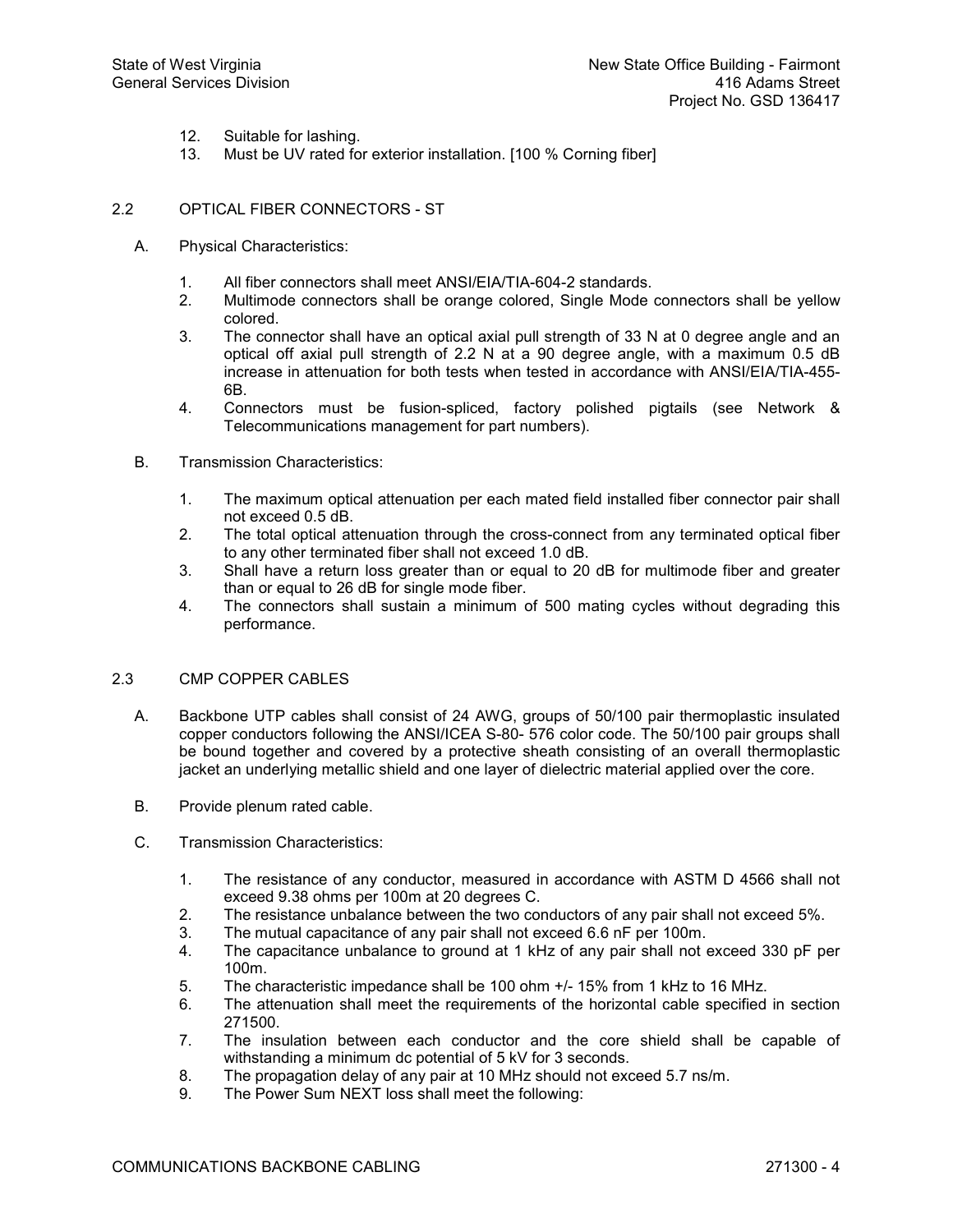12. Suitable for lashing.
13. Must be UV rated for exterior installation. [100 % Corning fiber]

## 2.2 OPTICAL FIBER CONNECTORS - ST

A. Physical Characteristics:

1. All fiber connectors shall meet ANSI/EIA/TIA-604-2 standards.
2. Multimode connectors shall be orange colored, Single Mode connectors shall be yellow colored.
3. The connector shall have an optical axial pull strength of 33 N at 0 degree angle and an optical off axial pull strength of 2.2 N at a 90 degree angle, with a maximum 0.5 dB increase in attenuation for both tests when tested in accordance with ANSI/EIA/TIA-455-6B.
4. Connectors must be fusion-spliced, factory polished pigtails (see Network & Telecommunications management for part numbers).

B. Transmission Characteristics:

1. The maximum optical attenuation per each mated field installed fiber connector pair shall not exceed 0.5 dB.
2. The total optical attenuation through the cross-connect from any terminated optical fiber to any other terminated fiber shall not exceed 1.0 dB.
3. Shall have a return loss greater than or equal to 20 dB for multimode fiber and greater than or equal to 26 dB for single mode fiber.
4. The connectors shall sustain a minimum of 500 mating cycles without degrading this performance.

## 2.3 CMP COPPER CABLES

A. Backbone UTP cables shall consist of 24 AWG, groups of 50/100 pair thermoplastic insulated copper conductors following the ANSI/ICEA S-80- 576 color code. The 50/100 pair groups shall be bound together and covered by a protective sheath consisting of an overall thermoplastic jacket an underlying metallic shield and one layer of dielectric material applied over the core.

B. Provide plenum rated cable.

C. Transmission Characteristics:

1. The resistance of any conductor, measured in accordance with ASTM D 4566 shall not exceed 9.38 ohms per 100m at 20 degrees C.
2. The resistance unbalance between the two conductors of any pair shall not exceed 5%.
3. The mutual capacitance of any pair shall not exceed 6.6 nF per 100m.
4. The capacitance unbalance to ground at 1 kHz of any pair shall not exceed 330 pF per 100m.
5. The characteristic impedance shall be 100 ohm +/- 15% from 1 kHz to 16 MHz.
6. The attenuation shall meet the requirements of the horizontal cable specified in section 271500.
7. The insulation between each conductor and the core shield shall be capable of withstanding a minimum dc potential of 5 kV for 3 seconds.
8. The propagation delay of any pair at 10 MHz should not exceed 5.7 ns/m.
9. The Power Sum NEXT loss shall meet the following: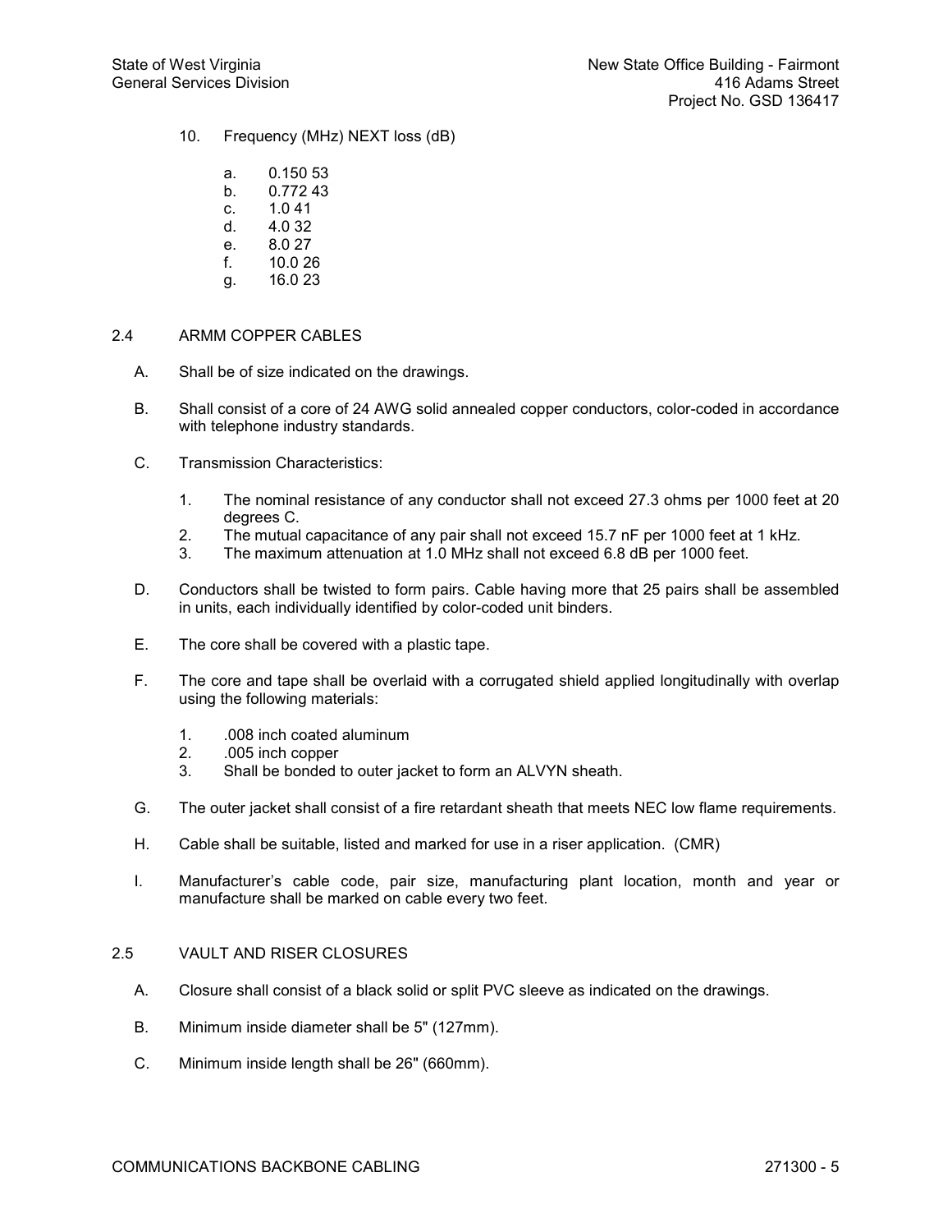10. Frequency (MHz) NEXT loss (dB)

    a. 0.150 53
    b. 0.772 43
    c. 1.0 41
    d. 4.0 32
    e. 8.0 27
    f. 10.0 26
    g. 16.0 23

## 2.4 ARMM COPPER CABLES

A. Shall be of size indicated on the drawings.

B. Shall consist of a core of 24 AWG solid annealed copper conductors, color-coded in accordance with telephone industry standards.

C. Transmission Characteristics:

   1. The nominal resistance of any conductor shall not exceed 27.3 ohms per 1000 feet at 20 degrees C.
   2. The mutual capacitance of any pair shall not exceed 15.7 nF per 1000 feet at 1 kHz.
   3. The maximum attenuation at 1.0 MHz shall not exceed 6.8 dB per 1000 feet.

D. Conductors shall be twisted to form pairs. Cable having more that 25 pairs shall be assembled in units, each individually identified by color-coded unit binders.

E. The core shall be covered with a plastic tape.

F. The core and tape shall be overlaid with a corrugated shield applied longitudinally with overlap using the following materials:

   1. .008 inch coated aluminum
   2. .005 inch copper
   3. Shall be bonded to outer jacket to form an ALVYN sheath.

G. The outer jacket shall consist of a fire retardant sheath that meets NEC low flame requirements.

H. Cable shall be suitable, listed and marked for use in a riser application. (CMR)

I. Manufacturer's cable code, pair size, manufacturing plant location, month and year or manufacture shall be marked on cable every two feet.

## 2.5 VAULT AND RISER CLOSURES

A. Closure shall consist of a black solid or split PVC sleeve as indicated on the drawings.

B. Minimum inside diameter shall be 5" (127mm).

C. Minimum inside length shall be 26" (660mm).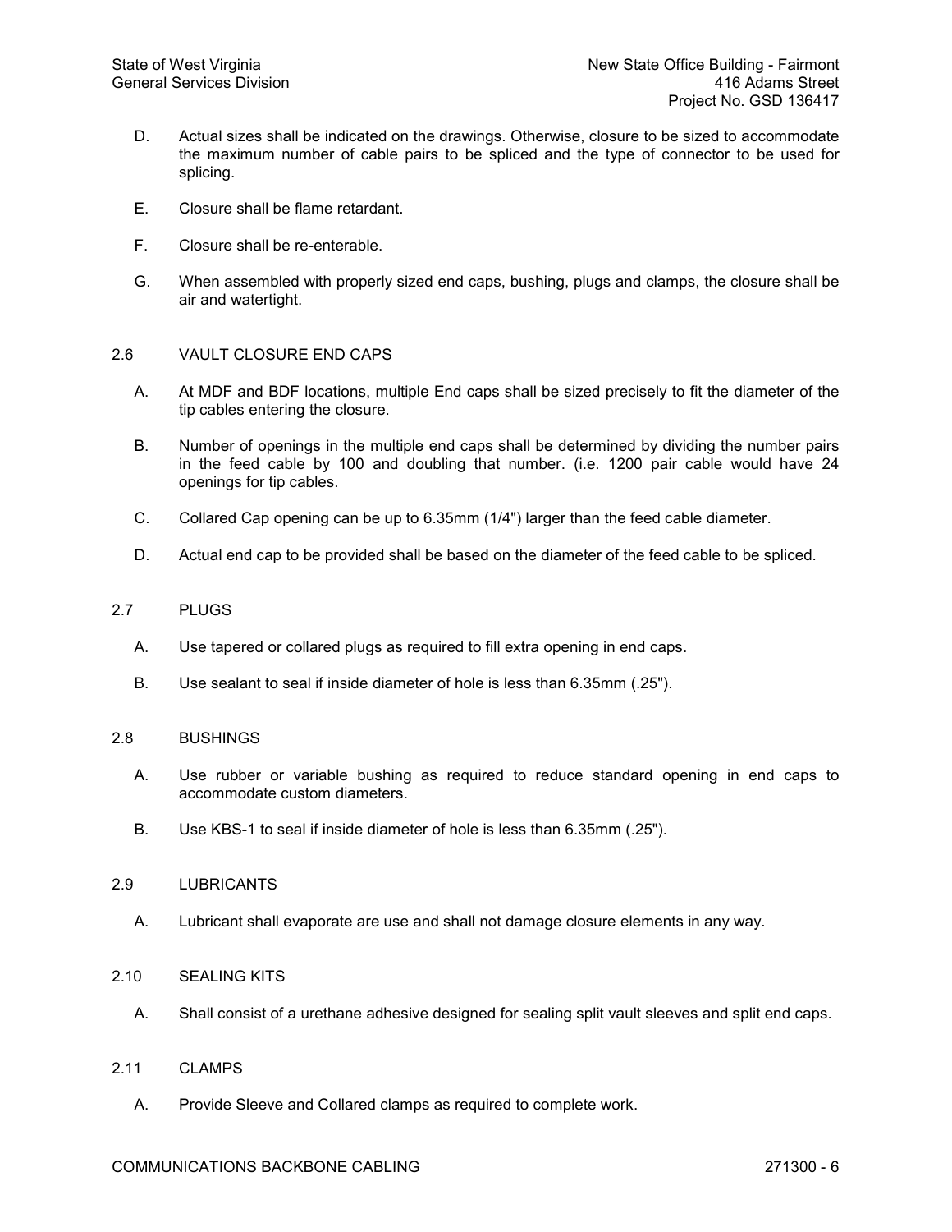D. Actual sizes shall be indicated on the drawings. Otherwise, closure to be sized to accommodate the maximum number of cable pairs to be spliced and the type of connector to be used for splicing.

E. Closure shall be flame retardant.

F. Closure shall be re-enterable.

G. When assembled with properly sized end caps, bushing, plugs and clamps, the closure shall be air and watertight.

## 2.6 VAULT CLOSURE END CAPS

A. At MDF and BDF locations, multiple End caps shall be sized precisely to fit the diameter of the tip cables entering the closure.

B. Number of openings in the multiple end caps shall be determined by dividing the number pairs in the feed cable by 100 and doubling that number. (i.e. 1200 pair cable would have 24 openings for tip cables.

C. Collared Cap opening can be up to 6.35mm (1/4") larger than the feed cable diameter.

D. Actual end cap to be provided shall be based on the diameter of the feed cable to be spliced.

## 2.7 PLUGS

A. Use tapered or collared plugs as required to fill extra opening in end caps.

B. Use sealant to seal if inside diameter of hole is less than 6.35mm (.25").

## 2.8 BUSHINGS

A. Use rubber or variable bushing as required to reduce standard opening in end caps to accommodate custom diameters.

B. Use KBS-1 to seal if inside diameter of hole is less than 6.35mm (.25").

## 2.9 LUBRICANTS

A. Lubricant shall evaporate are use and shall not damage closure elements in any way.

## 2.10 SEALING KITS

A. Shall consist of a urethane adhesive designed for sealing split vault sleeves and split end caps.

## 2.11 CLAMPS

A. Provide Sleeve and Collared clamps as required to complete work.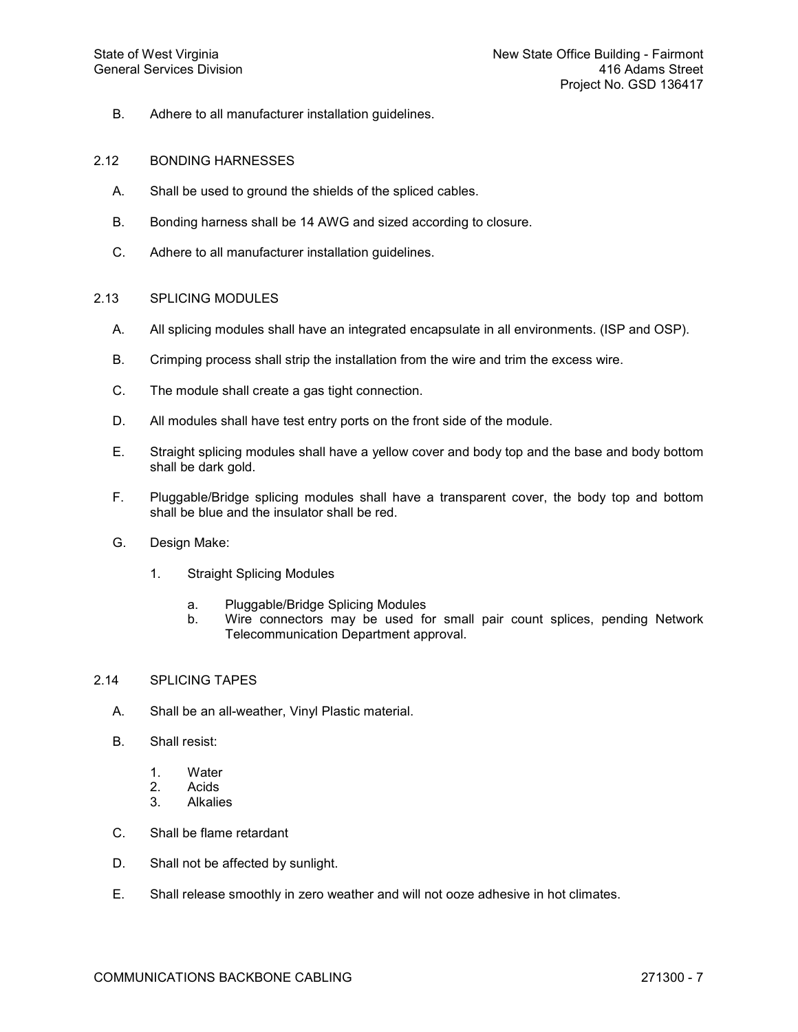B. Adhere to all manufacturer installation guidelines.

## 2.12 BONDING HARNESSES

A. Shall be used to ground the shields of the spliced cables.

B. Bonding harness shall be 14 AWG and sized according to closure.

C. Adhere to all manufacturer installation guidelines.

## 2.13 SPLICING MODULES

A. All splicing modules shall have an integrated encapsulate in all environments. (ISP and OSP).

B. Crimping process shall strip the installation from the wire and trim the excess wire.

C. The module shall create a gas tight connection.

D. All modules shall have test entry ports on the front side of the module.

E. Straight splicing modules shall have a yellow cover and body top and the base and body bottom shall be dark gold.

F. Pluggable/Bridge splicing modules shall have a transparent cover, the body top and bottom shall be blue and the insulator shall be red.

G. Design Make:

1. Straight Splicing Modules

   a. Pluggable/Bridge Splicing Modules
   b. Wire connectors may be used for small pair count splices, pending Network Telecommunication Department approval.

## 2.14 SPLICING TAPES

A. Shall be an all-weather, Vinyl Plastic material.

B. Shall resist:

1. Water
2. Acids
3. Alkalies

C. Shall be flame retardant

D. Shall not be affected by sunlight.

E. Shall release smoothly in zero weather and will not ooze adhesive in hot climates.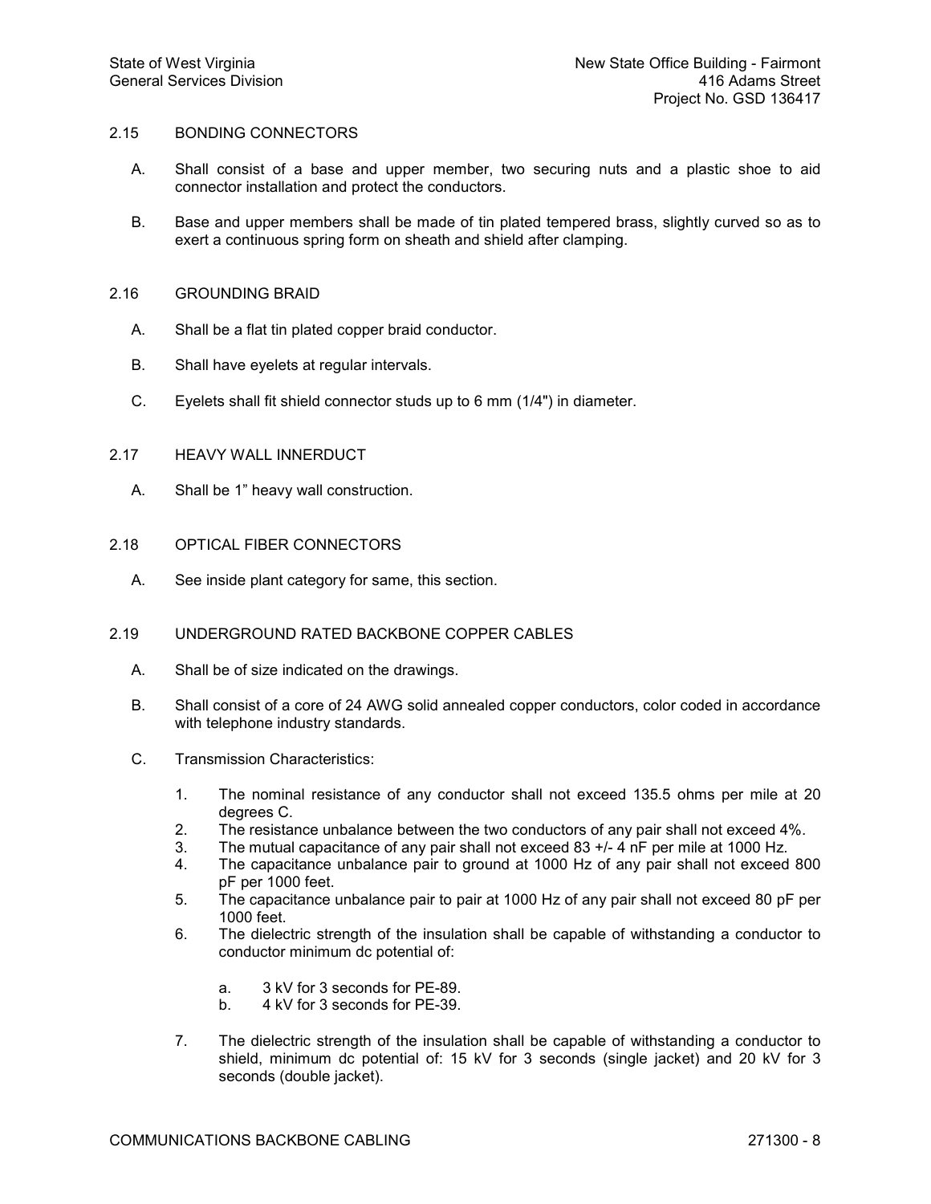## 2.15 BONDING CONNECTORS

A. Shall consist of a base and upper member, two securing nuts and a plastic shoe to aid connector installation and protect the conductors.

B. Base and upper members shall be made of tin plated tempered brass, slightly curved so as to exert a continuous spring form on sheath and shield after clamping.

## 2.16 GROUNDING BRAID

A. Shall be a flat tin plated copper braid conductor.

B. Shall have eyelets at regular intervals.

C. Eyelets shall fit shield connector studs up to 6 mm (1/4") in diameter.

## 2.17 HEAVY WALL INNERDUCT

A. Shall be 1" heavy wall construction.

## 2.18 OPTICAL FIBER CONNECTORS

A. See inside plant category for same, this section.

## 2.19 UNDERGROUND RATED BACKBONE COPPER CABLES

A. Shall be of size indicated on the drawings.

B. Shall consist of a core of 24 AWG solid annealed copper conductors, color coded in accordance with telephone industry standards.

C. Transmission Characteristics:

1. The nominal resistance of any conductor shall not exceed 135.5 ohms per mile at 20 degrees C.
2. The resistance unbalance between the two conductors of any pair shall not exceed 4%.
3. The mutual capacitance of any pair shall not exceed 83 +/- 4 nF per mile at 1000 Hz.
4. The capacitance unbalance pair to ground at 1000 Hz of any pair shall not exceed 800 pF per 1000 feet.
5. The capacitance unbalance pair to pair at 1000 Hz of any pair shall not exceed 80 pF per 1000 feet.
6. The dielectric strength of the insulation shall be capable of withstanding a conductor to conductor minimum dc potential of:
   a. 3 kV for 3 seconds for PE-89.
   b. 4 kV for 3 seconds for PE-39.
7. The dielectric strength of the insulation shall be capable of withstanding a conductor to shield, minimum dc potential of: 15 kV for 3 seconds (single jacket) and 20 kV for 3 seconds (double jacket).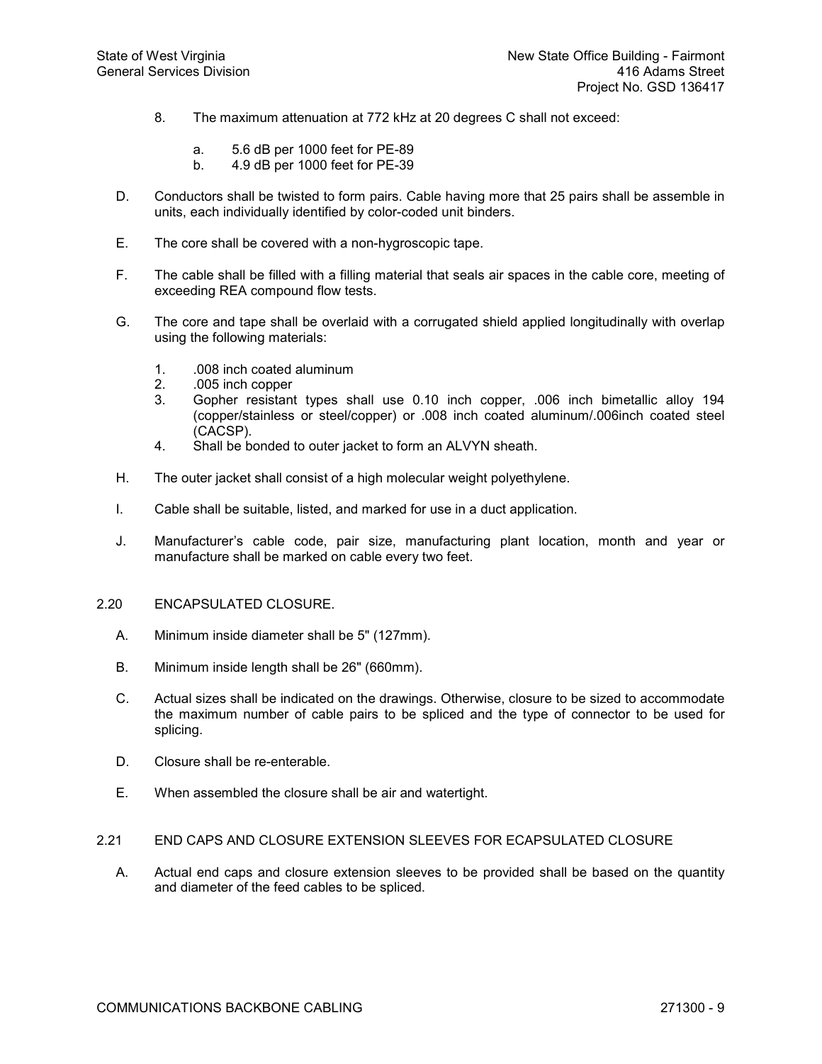8. The maximum attenuation at 772 kHz at 20 degrees C shall not exceed:

    a. 5.6 dB per 1000 feet for PE-89
    b. 4.9 dB per 1000 feet for PE-39

D. Conductors shall be twisted to form pairs. Cable having more that 25 pairs shall be assemble in units, each individually identified by color-coded unit binders.

E. The core shall be covered with a non-hygroscopic tape.

F. The cable shall be filled with a filling material that seals air spaces in the cable core, meeting of exceeding REA compound flow tests.

G. The core and tape shall be overlaid with a corrugated shield applied longitudinally with overlap using the following materials:

1. .008 inch coated aluminum
2. .005 inch copper
3. Gopher resistant types shall use 0.10 inch copper, .006 inch bimetallic alloy 194 (copper/stainless or steel/copper) or .008 inch coated aluminum/.006inch coated steel (CACSP).
4. Shall be bonded to outer jacket to form an ALVYN sheath.

H. The outer jacket shall consist of a high molecular weight polyethylene.

I. Cable shall be suitable, listed, and marked for use in a duct application.

J. Manufacturer's cable code, pair size, manufacturing plant location, month and year or manufacture shall be marked on cable every two feet.

## 2.20 ENCAPSULATED CLOSURE.

A. Minimum inside diameter shall be 5" (127mm).

B. Minimum inside length shall be 26" (660mm).

C. Actual sizes shall be indicated on the drawings. Otherwise, closure to be sized to accommodate the maximum number of cable pairs to be spliced and the type of connector to be used for splicing.

D. Closure shall be re-enterable.

E. When assembled the closure shall be air and watertight.

## 2.21 END CAPS AND CLOSURE EXTENSION SLEEVES FOR ECAPSULATED CLOSURE

A. Actual end caps and closure extension sleeves to be provided shall be based on the quantity and diameter of the feed cables to be spliced.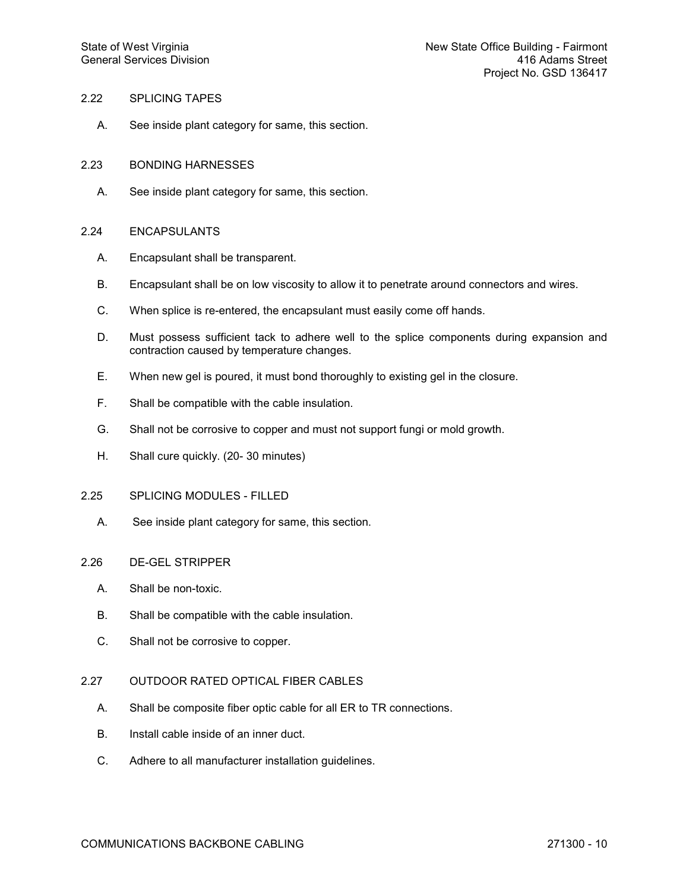## 2.22 SPLICING TAPES

A. See inside plant category for same, this section.

## 2.23 BONDING HARNESSES

A. See inside plant category for same, this section.

## 2.24 ENCAPSULANTS

A. Encapsulant shall be transparent.

B. Encapsulant shall be on low viscosity to allow it to penetrate around connectors and wires.

C. When splice is re-entered, the encapsulant must easily come off hands.

D. Must possess sufficient tack to adhere well to the splice components during expansion and contraction caused by temperature changes.

E. When new gel is poured, it must bond thoroughly to existing gel in the closure.

F. Shall be compatible with the cable insulation.

G. Shall not be corrosive to copper and must not support fungi or mold growth.

H. Shall cure quickly. (20- 30 minutes)

## 2.25 SPLICING MODULES - FILLED

A. See inside plant category for same, this section.

## 2.26 DE-GEL STRIPPER

A. Shall be non-toxic.

B. Shall be compatible with the cable insulation.

C. Shall not be corrosive to copper.

## 2.27 OUTDOOR RATED OPTICAL FIBER CABLES

A. Shall be composite fiber optic cable for all ER to TR connections.

B. Install cable inside of an inner duct.

C. Adhere to all manufacturer installation guidelines.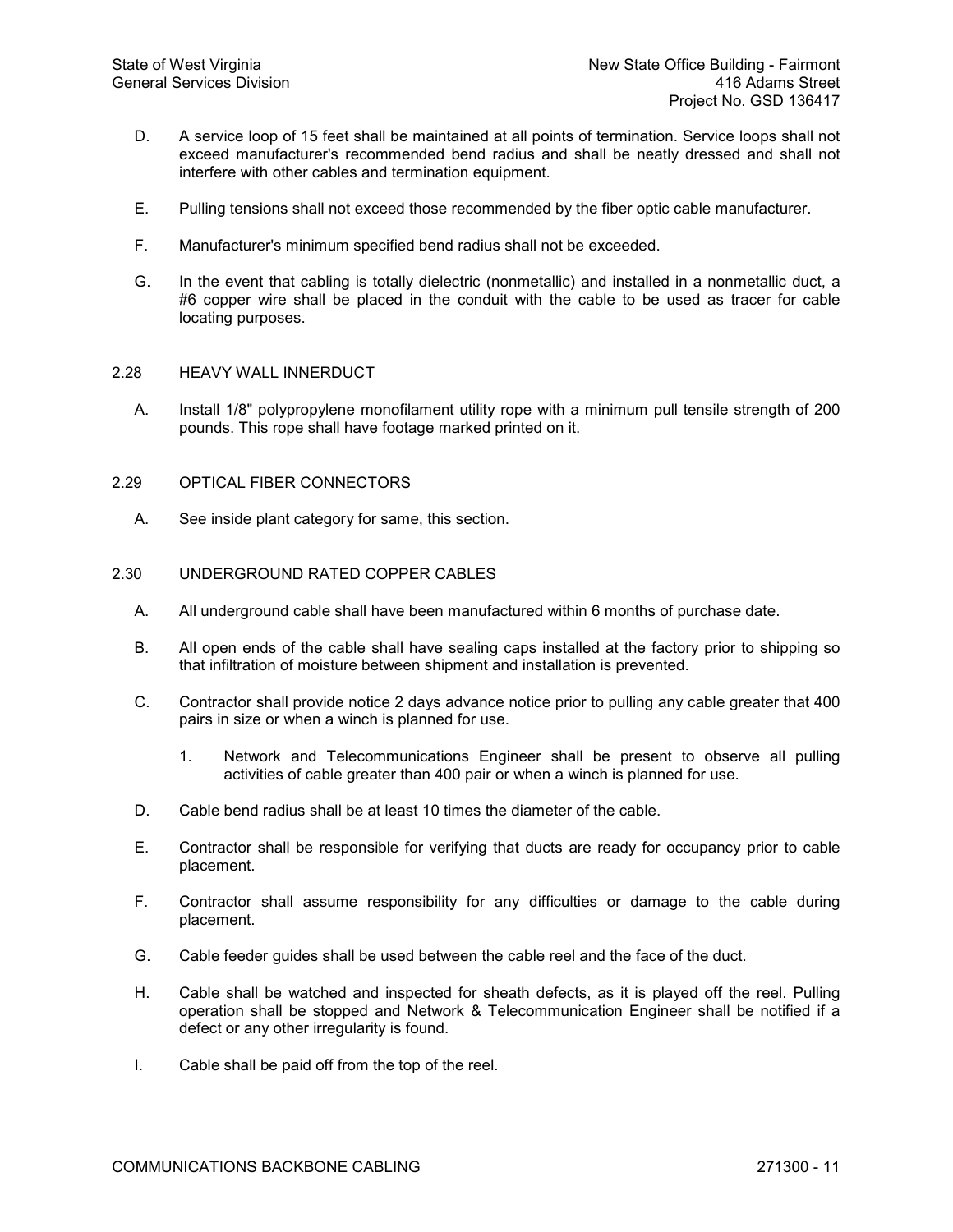D. A service loop of 15 feet shall be maintained at all points of termination. Service loops shall not exceed manufacturer's recommended bend radius and shall be neatly dressed and shall not interfere with other cables and termination equipment.

E. Pulling tensions shall not exceed those recommended by the fiber optic cable manufacturer.

F. Manufacturer's minimum specified bend radius shall not be exceeded.

G. In the event that cabling is totally dielectric (nonmetallic) and installed in a nonmetallic duct, a #6 copper wire shall be placed in the conduit with the cable to be used as tracer for cable locating purposes.

## 2.28 HEAVY WALL INNERDUCT

A. Install 1/8" polypropylene monofilament utility rope with a minimum pull tensile strength of 200 pounds. This rope shall have footage marked printed on it.

## 2.29 OPTICAL FIBER CONNECTORS

A. See inside plant category for same, this section.

## 2.30 UNDERGROUND RATED COPPER CABLES

A. All underground cable shall have been manufactured within 6 months of purchase date.

B. All open ends of the cable shall have sealing caps installed at the factory prior to shipping so that infiltration of moisture between shipment and installation is prevented.

C. Contractor shall provide notice 2 days advance notice prior to pulling any cable greater that 400 pairs in size or when a winch is planned for use.

1. Network and Telecommunications Engineer shall be present to observe all pulling activities of cable greater than 400 pair or when a winch is planned for use.

D. Cable bend radius shall be at least 10 times the diameter of the cable.

E. Contractor shall be responsible for verifying that ducts are ready for occupancy prior to cable placement.

F. Contractor shall assume responsibility for any difficulties or damage to the cable during placement.

G. Cable feeder guides shall be used between the cable reel and the face of the duct.

H. Cable shall be watched and inspected for sheath defects, as it is played off the reel. Pulling operation shall be stopped and Network & Telecommunication Engineer shall be notified if a defect or any other irregularity is found.

I. Cable shall be paid off from the top of the reel.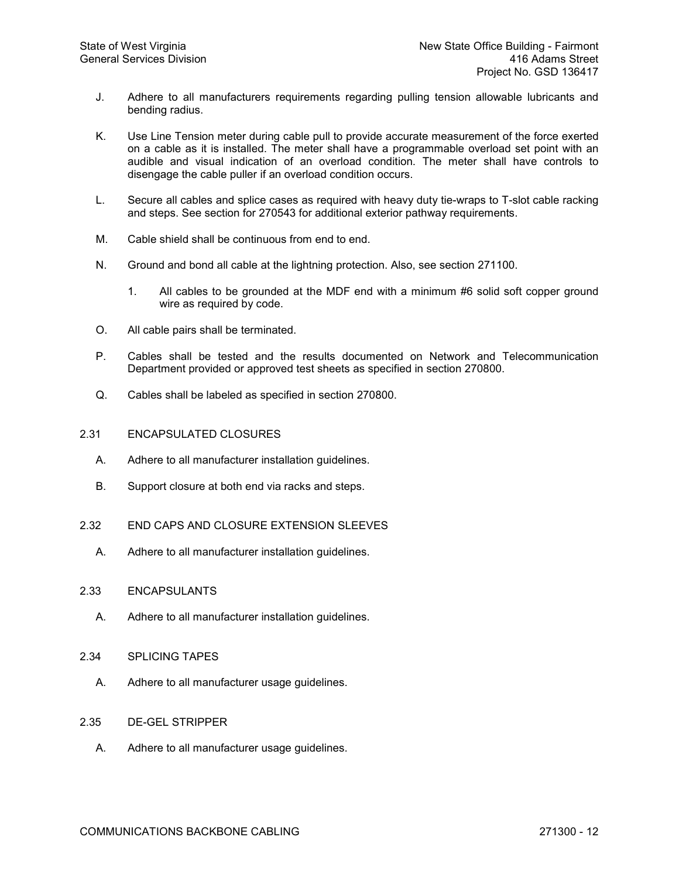J. Adhere to all manufacturers requirements regarding pulling tension allowable lubricants and bending radius.

K. Use Line Tension meter during cable pull to provide accurate measurement of the force exerted on a cable as it is installed. The meter shall have a programmable overload set point with an audible and visual indication of an overload condition. The meter shall have controls to disengage the cable puller if an overload condition occurs.

L. Secure all cables and splice cases as required with heavy duty tie-wraps to T-slot cable racking and steps. See section for 270543 for additional exterior pathway requirements.

M. Cable shield shall be continuous from end to end.

N. Ground and bond all cable at the lightning protection. Also, see section 271100.

   1. All cables to be grounded at the MDF end with a minimum #6 solid soft copper ground wire as required by code.

O. All cable pairs shall be terminated.

P. Cables shall be tested and the results documented on Network and Telecommunication Department provided or approved test sheets as specified in section 270800.

Q. Cables shall be labeled as specified in section 270800.

## 2.31 ENCAPSULATED CLOSURES

A. Adhere to all manufacturer installation guidelines.

B. Support closure at both end via racks and steps.

## 2.32 END CAPS AND CLOSURE EXTENSION SLEEVES

A. Adhere to all manufacturer installation guidelines.

## 2.33 ENCAPSULANTS

A. Adhere to all manufacturer installation guidelines.

## 2.34 SPLICING TAPES

A. Adhere to all manufacturer usage guidelines.

## 2.35 DE-GEL STRIPPER

A. Adhere to all manufacturer usage guidelines.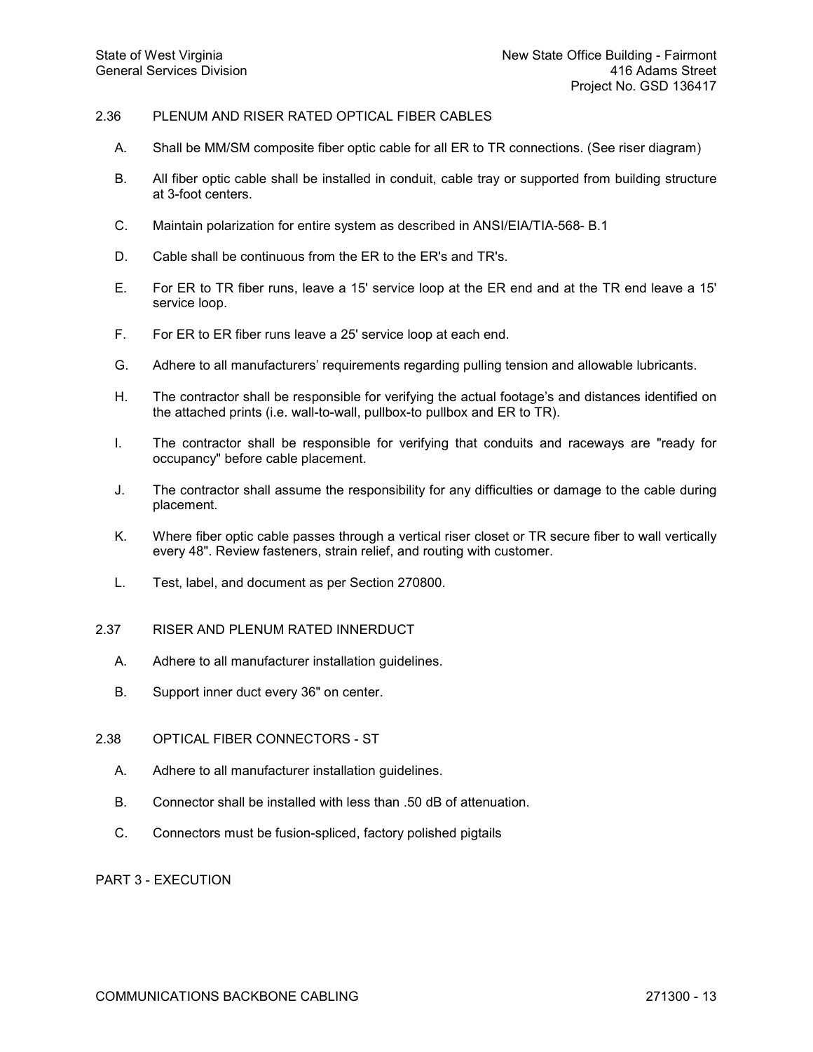## 2.36 PLENUM AND RISER RATED OPTICAL FIBER CABLES

A. Shall be MM/SM composite fiber optic cable for all ER to TR connections. (See riser diagram)

B. All fiber optic cable shall be installed in conduit, cable tray or supported from building structure at 3-foot centers.

C. Maintain polarization for entire system as described in ANSI/EIA/TIA-568- B.1

D. Cable shall be continuous from the ER to the ER's and TR's.

E. For ER to TR fiber runs, leave a 15' service loop at the ER end and at the TR end leave a 15' service loop.

F. For ER to ER fiber runs leave a 25' service loop at each end.

G. Adhere to all manufacturers' requirements regarding pulling tension and allowable lubricants.

H. The contractor shall be responsible for verifying the actual footage's and distances identified on the attached prints (i.e. wall-to-wall, pullbox-to pullbox and ER to TR).

I. The contractor shall be responsible for verifying that conduits and raceways are "ready for occupancy" before cable placement.

J. The contractor shall assume the responsibility for any difficulties or damage to the cable during placement.

K. Where fiber optic cable passes through a vertical riser closet or TR secure fiber to wall vertically every 48". Review fasteners, strain relief, and routing with customer.

L. Test, label, and document as per Section 270800.

## 2.37 RISER AND PLENUM RATED INNERDUCT

A. Adhere to all manufacturer installation guidelines.

B. Support inner duct every 36" on center.

## 2.38 OPTICAL FIBER CONNECTORS - ST

A. Adhere to all manufacturer installation guidelines.

B. Connector shall be installed with less than .50 dB of attenuation.

C. Connectors must be fusion-spliced, factory polished pigtails

# PART 3 - EXECUTION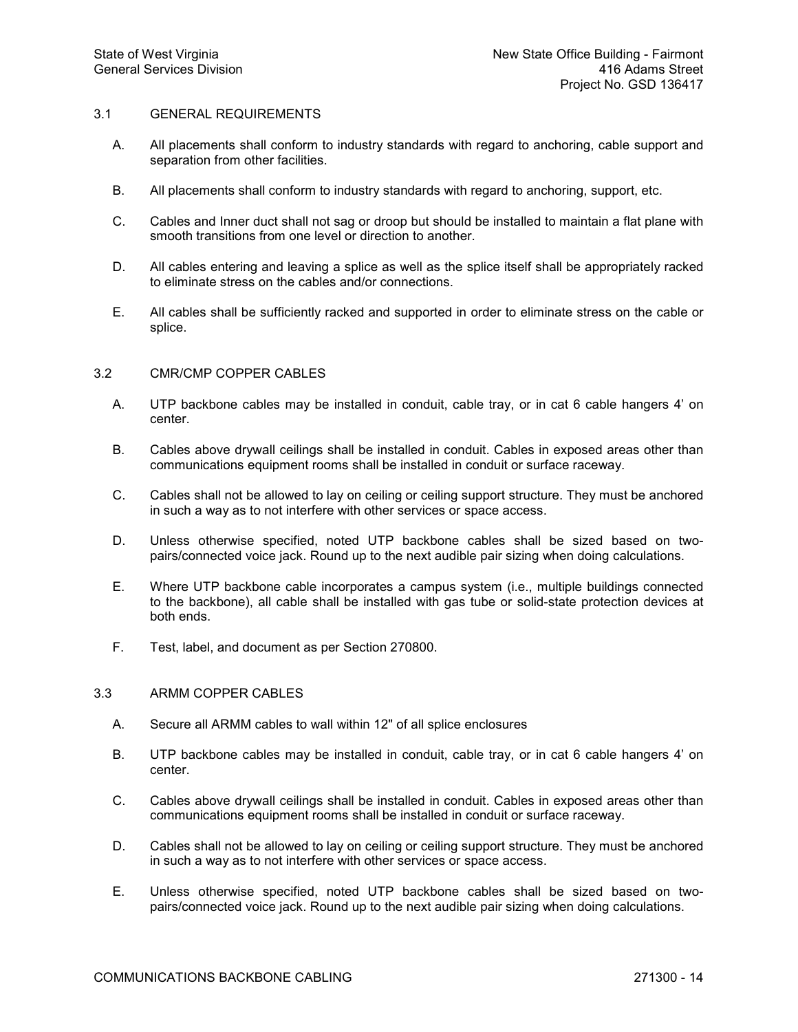## 3.1 GENERAL REQUIREMENTS

A. All placements shall conform to industry standards with regard to anchoring, cable support and separation from other facilities.

B. All placements shall conform to industry standards with regard to anchoring, support, etc.

C. Cables and Inner duct shall not sag or droop but should be installed to maintain a flat plane with smooth transitions from one level or direction to another.

D. All cables entering and leaving a splice as well as the splice itself shall be appropriately racked to eliminate stress on the cables and/or connections.

E. All cables shall be sufficiently racked and supported in order to eliminate stress on the cable or splice.

## 3.2 CMR/CMP COPPER CABLES

A. UTP backbone cables may be installed in conduit, cable tray, or in cat 6 cable hangers 4' on center.

B. Cables above drywall ceilings shall be installed in conduit. Cables in exposed areas other than communications equipment rooms shall be installed in conduit or surface raceway.

C. Cables shall not be allowed to lay on ceiling or ceiling support structure. They must be anchored in such a way as to not interfere with other services or space access.

D. Unless otherwise specified, noted UTP backbone cables shall be sized based on two-pairs/connected voice jack. Round up to the next audible pair sizing when doing calculations.

E. Where UTP backbone cable incorporates a campus system (i.e., multiple buildings connected to the backbone), all cable shall be installed with gas tube or solid-state protection devices at both ends.

F. Test, label, and document as per Section 270800.

## 3.3 ARMM COPPER CABLES

A. Secure all ARMM cables to wall within 12" of all splice enclosures

B. UTP backbone cables may be installed in conduit, cable tray, or in cat 6 cable hangers 4' on center.

C. Cables above drywall ceilings shall be installed in conduit. Cables in exposed areas other than communications equipment rooms shall be installed in conduit or surface raceway.

D. Cables shall not be allowed to lay on ceiling or ceiling support structure. They must be anchored in such a way as to not interfere with other services or space access.

E. Unless otherwise specified, noted UTP backbone cables shall be sized based on two-pairs/connected voice jack. Round up to the next audible pair sizing when doing calculations.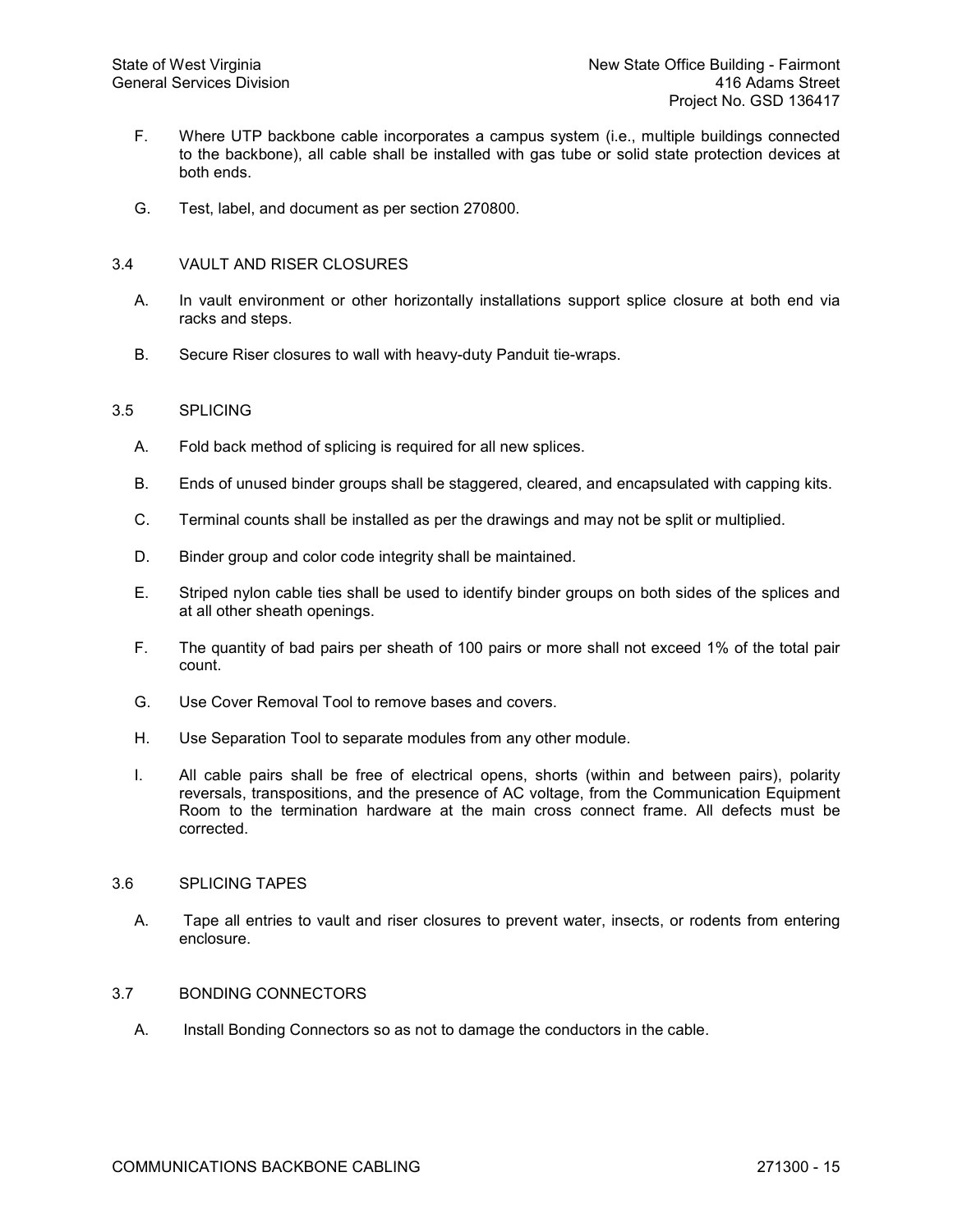F. Where UTP backbone cable incorporates a campus system (i.e., multiple buildings connected to the backbone), all cable shall be installed with gas tube or solid state protection devices at both ends.

G. Test, label, and document as per section 270800.

## 3.4 VAULT AND RISER CLOSURES

A. In vault environment or other horizontally installations support splice closure at both end via racks and steps.

B. Secure Riser closures to wall with heavy-duty Panduit tie-wraps.

## 3.5 SPLICING

A. Fold back method of splicing is required for all new splices.

B. Ends of unused binder groups shall be staggered, cleared, and encapsulated with capping kits.

C. Terminal counts shall be installed as per the drawings and may not be split or multiplied.

D. Binder group and color code integrity shall be maintained.

E. Striped nylon cable ties shall be used to identify binder groups on both sides of the splices and at all other sheath openings.

F. The quantity of bad pairs per sheath of 100 pairs or more shall not exceed 1% of the total pair count.

G. Use Cover Removal Tool to remove bases and covers.

H. Use Separation Tool to separate modules from any other module.

I. All cable pairs shall be free of electrical opens, shorts (within and between pairs), polarity reversals, transpositions, and the presence of AC voltage, from the Communication Equipment Room to the termination hardware at the main cross connect frame. All defects must be corrected.

## 3.6 SPLICING TAPES

A. Tape all entries to vault and riser closures to prevent water, insects, or rodents from entering enclosure.

## 3.7 BONDING CONNECTORS

A. Install Bonding Connectors so as not to damage the conductors in the cable.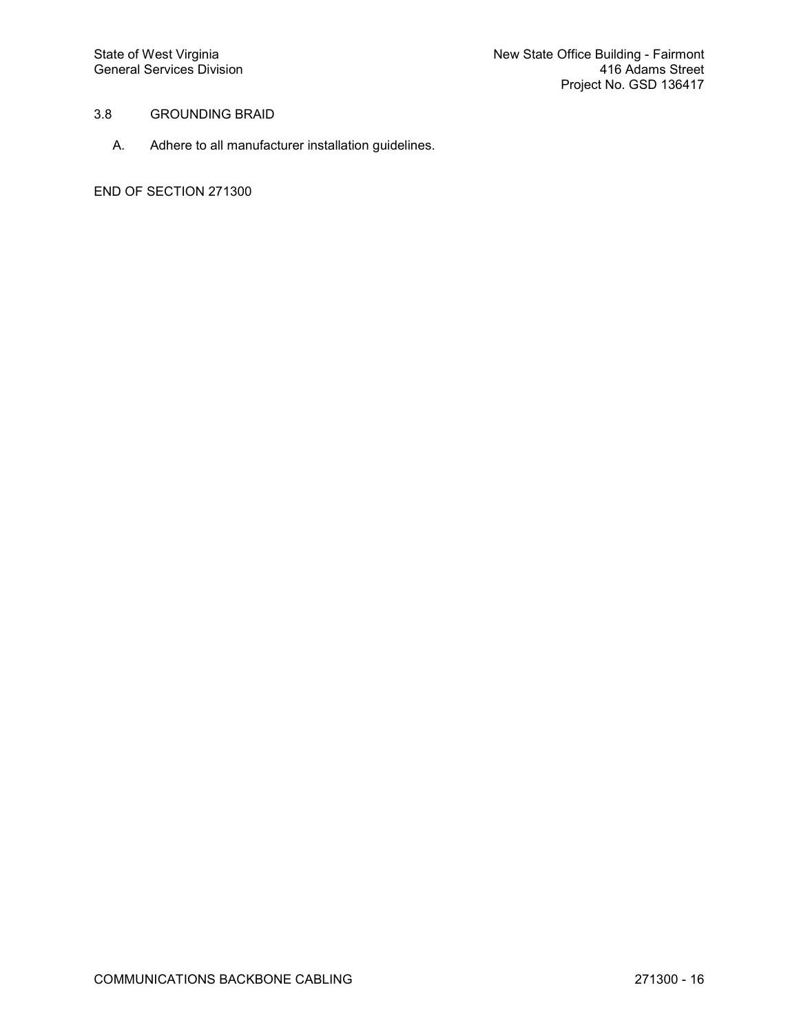## 3.8 GROUNDING BRAID

A. Adhere to all manufacturer installation guidelines.

END OF SECTION 271300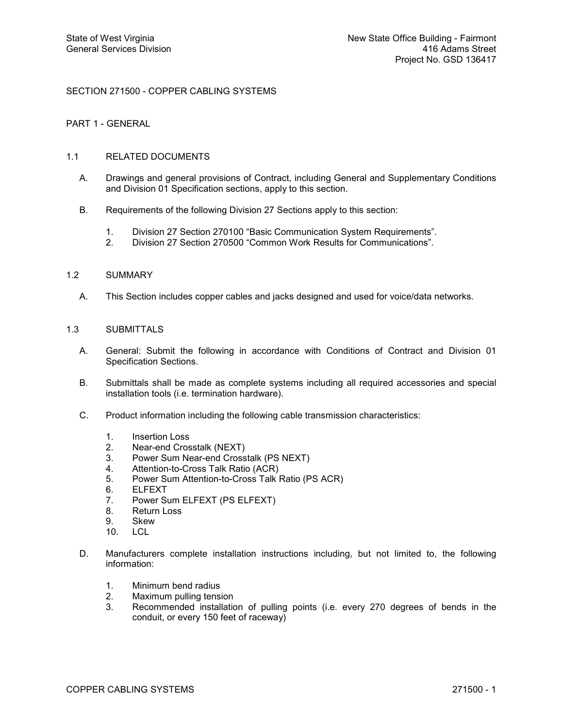# SECTION 271500 - COPPER CABLING SYSTEMS

## PART 1 - GENERAL

### 1.1 RELATED DOCUMENTS

A. Drawings and general provisions of Contract, including General and Supplementary Conditions and Division 01 Specification sections, apply to this section.

B. Requirements of the following Division 27 Sections apply to this section:

1. Division 27 Section 270100 “Basic Communication System Requirements”.
2. Division 27 Section 270500 “Common Work Results for Communications”.

### 1.2 SUMMARY

A. This Section includes copper cables and jacks designed and used for voice/data networks.

### 1.3 SUBMITTALS

A. General: Submit the following in accordance with Conditions of Contract and Division 01 Specification Sections.

B. Submittals shall be made as complete systems including all required accessories and special installation tools (i.e. termination hardware).

C. Product information including the following cable transmission characteristics:

1. Insertion Loss
2. Near-end Crosstalk (NEXT)
3. Power Sum Near-end Crosstalk (PS NEXT)
4. Attention-to-Cross Talk Ratio (ACR)
5. Power Sum Attention-to-Cross Talk Ratio (PS ACR)
6. ELFEXT
7. Power Sum ELFEXT (PS ELFEXT)
8. Return Loss
9. Skew
10. LCL

D. Manufacturers complete installation instructions including, but not limited to, the following information:

1. Minimum bend radius
2. Maximum pulling tension
3. Recommended installation of pulling points (i.e. every 270 degrees of bends in the conduit, or every 150 feet of raceway)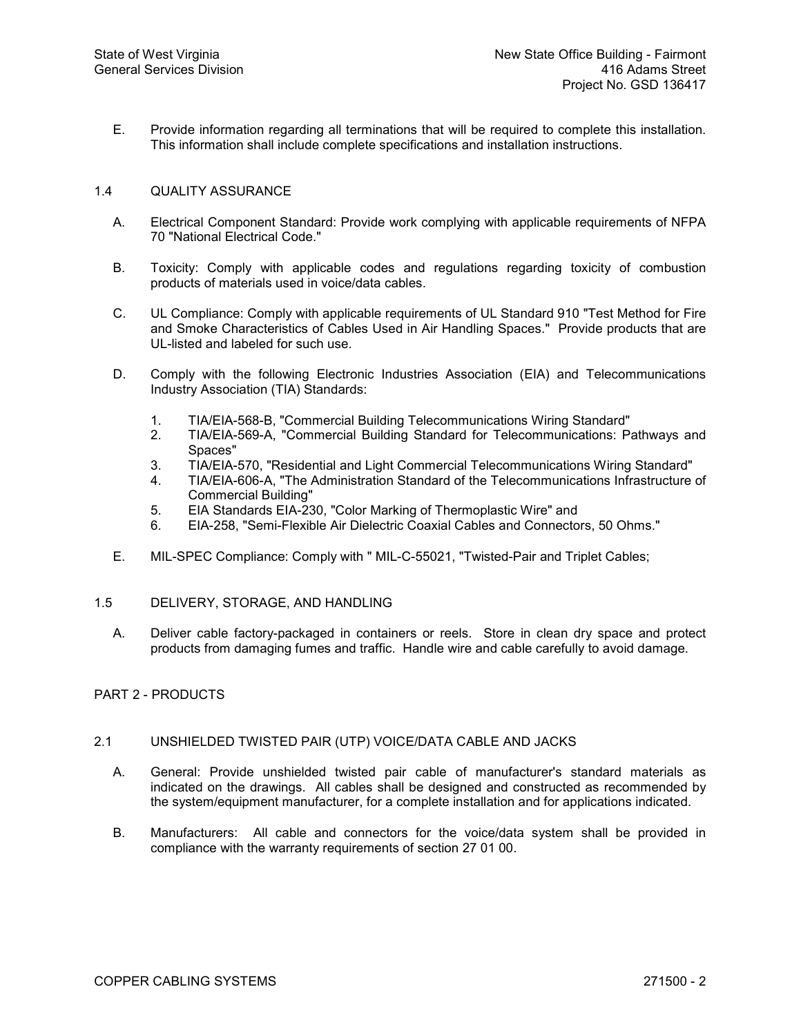E. Provide information regarding all terminations that will be required to complete this installation. This information shall include complete specifications and installation instructions.

## 1.4 QUALITY ASSURANCE

A. Electrical Component Standard: Provide work complying with applicable requirements of NFPA 70 "National Electrical Code."

B. Toxicity: Comply with applicable codes and regulations regarding toxicity of combustion products of materials used in voice/data cables.

C. UL Compliance: Comply with applicable requirements of UL Standard 910 "Test Method for Fire and Smoke Characteristics of Cables Used in Air Handling Spaces." Provide products that are UL-listed and labeled for such use.

D. Comply with the following Electronic Industries Association (EIA) and Telecommunications Industry Association (TIA) Standards:

1. TIA/EIA-568-B, "Commercial Building Telecommunications Wiring Standard"
2. TIA/EIA-569-A, "Commercial Building Standard for Telecommunications: Pathways and Spaces"
3. TIA/EIA-570, "Residential and Light Commercial Telecommunications Wiring Standard"
4. TIA/EIA-606-A, "The Administration Standard of the Telecommunications Infrastructure of Commercial Building"
5. EIA Standards EIA-230, "Color Marking of Thermoplastic Wire" and
6. EIA-258, "Semi-Flexible Air Dielectric Coaxial Cables and Connectors, 50 Ohms."

E. MIL-SPEC Compliance: Comply with " MIL-C-55021, "Twisted-Pair and Triplet Cables;

## 1.5 DELIVERY, STORAGE, AND HANDLING

A. Deliver cable factory-packaged in containers or reels. Store in clean dry space and protect products from damaging fumes and traffic. Handle wire and cable carefully to avoid damage.

# PART 2 - PRODUCTS

## 2.1 UNSHIELDED TWISTED PAIR (UTP) VOICE/DATA CABLE AND JACKS

A. General: Provide unshielded twisted pair cable of manufacturer's standard materials as indicated on the drawings. All cables shall be designed and constructed as recommended by the system/equipment manufacturer, for a complete installation and for applications indicated.

B. Manufacturers: All cable and connectors for the voice/data system shall be provided in compliance with the warranty requirements of section 27 01 00.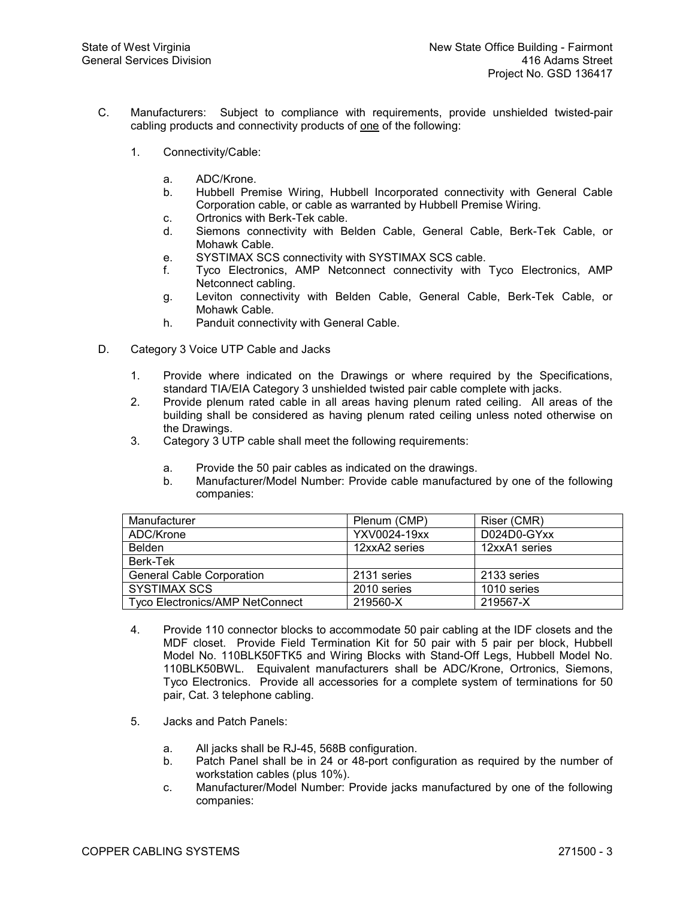C. Manufacturers: Subject to compliance with requirements, provide unshielded twisted-pair cabling products and connectivity products of one of the following:

1. Connectivity/Cable:

   a. ADC/Krone.
   b. Hubbell Premise Wiring, Hubbell Incorporated connectivity with General Cable Corporation cable, or cable as warranted by Hubbell Premise Wiring.
   c. Ortronics with Berk-Tek cable.
   d. Siemons connectivity with Belden Cable, General Cable, Berk-Tek Cable, or Mohawk Cable.
   e. SYSTIMAX SCS connectivity with SYSTIMAX SCS cable.
   f. Tyco Electronics, AMP Netconnect connectivity with Tyco Electronics, AMP Netconnect cabling.
   g. Leviton connectivity with Belden Cable, General Cable, Berk-Tek Cable, or Mohawk Cable.
   h. Panduit connectivity with General Cable.

D. Category 3 Voice UTP Cable and Jacks

1. Provide where indicated on the Drawings or where required by the Specifications, standard TIA/EIA Category 3 unshielded twisted pair cable complete with jacks.
2. Provide plenum rated cable in all areas having plenum rated ceiling. All areas of the building shall be considered as having plenum rated ceiling unless noted otherwise on the Drawings.
3. Category 3 UTP cable shall meet the following requirements:

   a. Provide the 50 pair cables as indicated on the drawings.
   b. Manufacturer/Model Number: Provide cable manufactured by one of the following companies:

| Manufacturer | Plenum (CMP) | Riser (CMR) |
|---|---|---|
| ADC/Krone | YXV0024-19xx | D024D0-GYxx |
| Belden | 12xxA2 series | 12xxA1 series |
| Berk-Tek | | |
| General Cable Corporation | 2131 series | 2133 series |
| SYSTIMAX SCS | 2010 series | 1010 series |
| Tyco Electronics/AMP NetConnect | 219560-X | 219567-X |

4. Provide 110 connector blocks to accommodate 50 pair cabling at the IDF closets and the MDF closet. Provide Field Termination Kit for 50 pair with 5 pair per block, Hubbell Model No. 110BLK50FTK5 and Wiring Blocks with Stand-Off Legs, Hubbell Model No. 110BLK50BWL. Equivalent manufacturers shall be ADC/Krone, Ortronics, Siemons, Tyco Electronics. Provide all accessories for a complete system of terminations for 50 pair, Cat. 3 telephone cabling.

5. Jacks and Patch Panels:

   a. All jacks shall be RJ-45, 568B configuration.
   b. Patch Panel shall be in 24 or 48-port configuration as required by the number of workstation cables (plus 10%).
   c. Manufacturer/Model Number: Provide jacks manufactured by one of the following companies: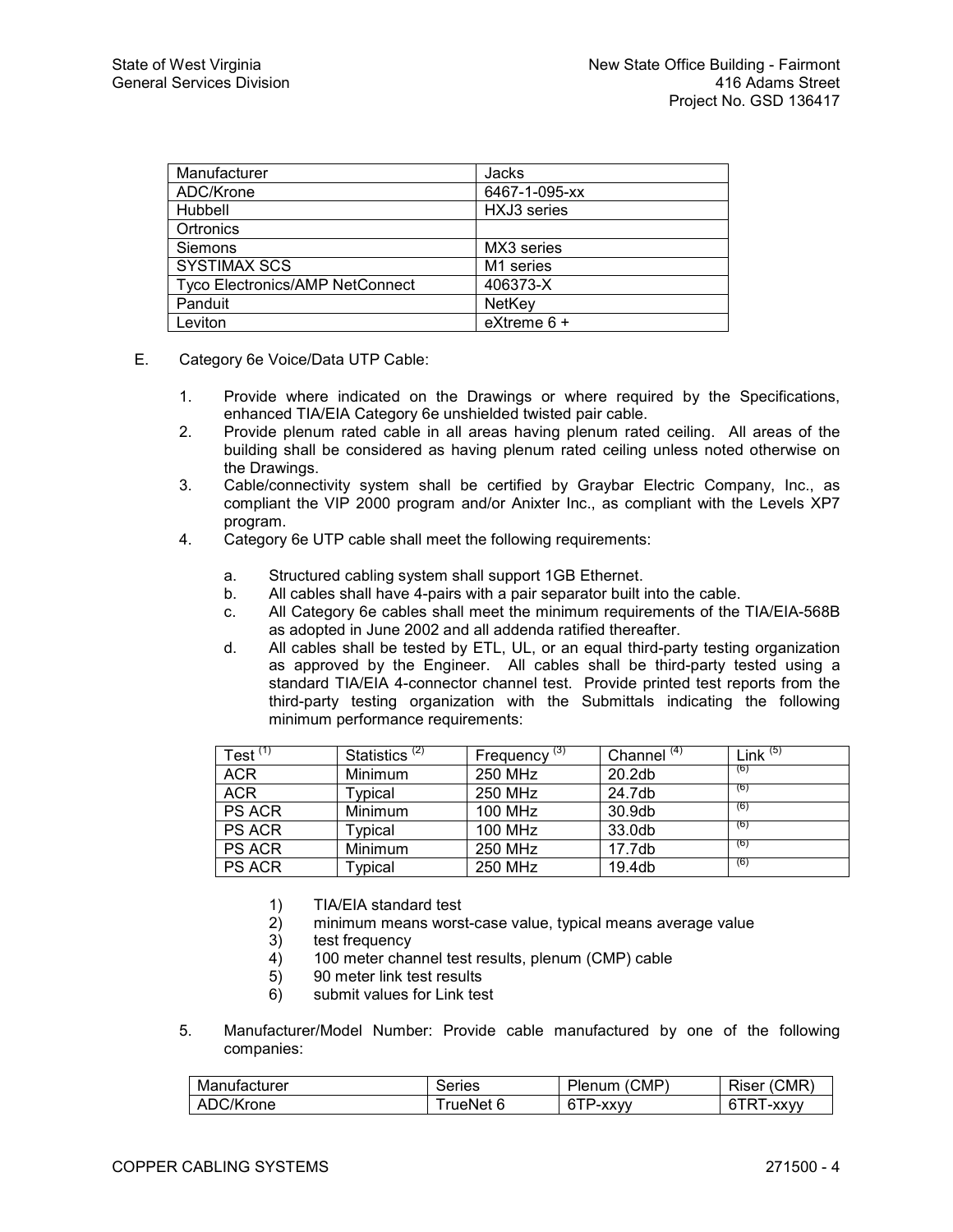| Manufacturer | Jacks |
|---|---|
| ADC/Krone | 6467-1-095-xx |
| Hubbell | HXJ3 series |
| Ortronics | |
| Siemons | MX3 series |
| SYSTIMAX SCS | M1 series |
| Tyco Electronics/AMP NetConnect | 406373-X |
| Panduit | NetKey |
| Leviton | eXtreme 6 + |

E. Category 6e Voice/Data UTP Cable:

1. Provide where indicated on the Drawings or where required by the Specifications, enhanced TIA/EIA Category 6e unshielded twisted pair cable.
2. Provide plenum rated cable in all areas having plenum rated ceiling. All areas of the building shall be considered as having plenum rated ceiling unless noted otherwise on the Drawings.
3. Cable/connectivity system shall be certified by Graybar Electric Company, Inc., as compliant the VIP 2000 program and/or Anixter Inc., as compliant with the Levels XP7 program.
4. Category 6e UTP cable shall meet the following requirements:

   a. Structured cabling system shall support 1GB Ethernet.
   b. All cables shall have 4-pairs with a pair separator built into the cable.
   c. All Category 6e cables shall meet the minimum requirements of the TIA/EIA-568B as adopted in June 2002 and all addenda ratified thereafter.
   d. All cables shall be tested by ETL, UL, or an equal third-party testing organization as approved by the Engineer. All cables shall be third-party tested using a standard TIA/EIA 4-connector channel test. Provide printed test reports from the third-party testing organization with the Submittals indicating the following minimum performance requirements:

| Test (1) | Statistics (2) | Frequency (3) | Channel (4) | Link (5) |
|---|---|---|---|---|
| ACR | Minimum | 250 MHz | 20.2db | (6) |
| ACR | Typical | 250 MHz | 24.7db | (6) |
| PS ACR | Minimum | 100 MHz | 30.9db | (6) |
| PS ACR | Typical | 100 MHz | 33.0db | (6) |
| PS ACR | Minimum | 250 MHz | 17.7db | (6) |
| PS ACR | Typical | 250 MHz | 19.4db | (6) |

   1) TIA/EIA standard test
   2) minimum means worst-case value, typical means average value
   3) test frequency
   4) 100 meter channel test results, plenum (CMP) cable
   5) 90 meter link test results
   6) submit values for Link test

5. Manufacturer/Model Number: Provide cable manufactured by one of the following companies:

| Manufacturer | Series | Plenum (CMP) | Riser (CMR) |
|---|---|---|---|
| ADC/Krone | TrueNet 6 | 6TP-xxyy | 6TRT-xxyy |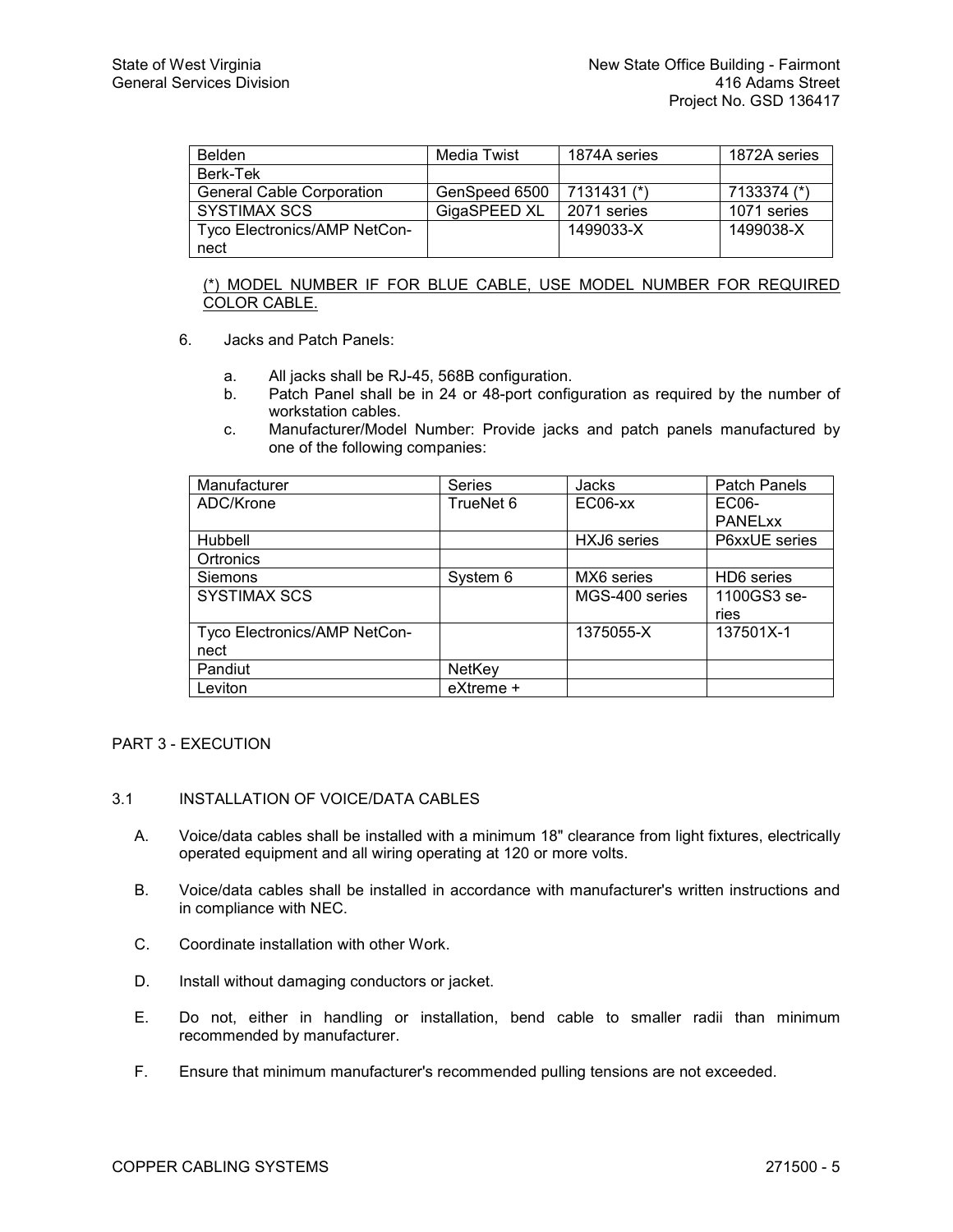| | | | |
|---|---|---|---|
| Belden | Media Twist | 1874A series | 1872A series |
| Berk-Tek | | | |
| General Cable Corporation | GenSpeed 6500 | 7131431 (*) | 7133374 (*) |
| SYSTIMAX SCS | GigaSPEED XL | 2071 series | 1071 series |
| Tyco Electronics/AMP NetConnect | | 1499033-X | 1499038-X |

(*) MODEL NUMBER IF FOR BLUE CABLE, USE MODEL NUMBER FOR REQUIRED COLOR CABLE.

6. Jacks and Patch Panels:

   a. All jacks shall be RJ-45, 568B configuration.
   b. Patch Panel shall be in 24 or 48-port configuration as required by the number of workstation cables.
   c. Manufacturer/Model Number: Provide jacks and patch panels manufactured by one of the following companies:

| Manufacturer | Series | Jacks | Patch Panels |
|---|---|---|---|
| ADC/Krone | TrueNet 6 | EC06-xx | EC06-PANELxx |
| Hubbell | | HXJ6 series | P6xxUE series |
| Ortronics | | | |
| Siemons | System 6 | MX6 series | HD6 series |
| SYSTIMAX SCS | | MGS-400 series | 1100GS3 series |
| Tyco Electronics/AMP NetConnect | | 1375055-X | 137501X-1 |
| Pandiut | NetKey | | |
| Leviton | eXtreme + | | |

## PART 3 - EXECUTION

### 3.1 INSTALLATION OF VOICE/DATA CABLES

A. Voice/data cables shall be installed with a minimum 18" clearance from light fixtures, electrically operated equipment and all wiring operating at 120 or more volts.

B. Voice/data cables shall be installed in accordance with manufacturer's written instructions and in compliance with NEC.

C. Coordinate installation with other Work.

D. Install without damaging conductors or jacket.

E. Do not, either in handling or installation, bend cable to smaller radii than minimum recommended by manufacturer.

F. Ensure that minimum manufacturer's recommended pulling tensions are not exceeded.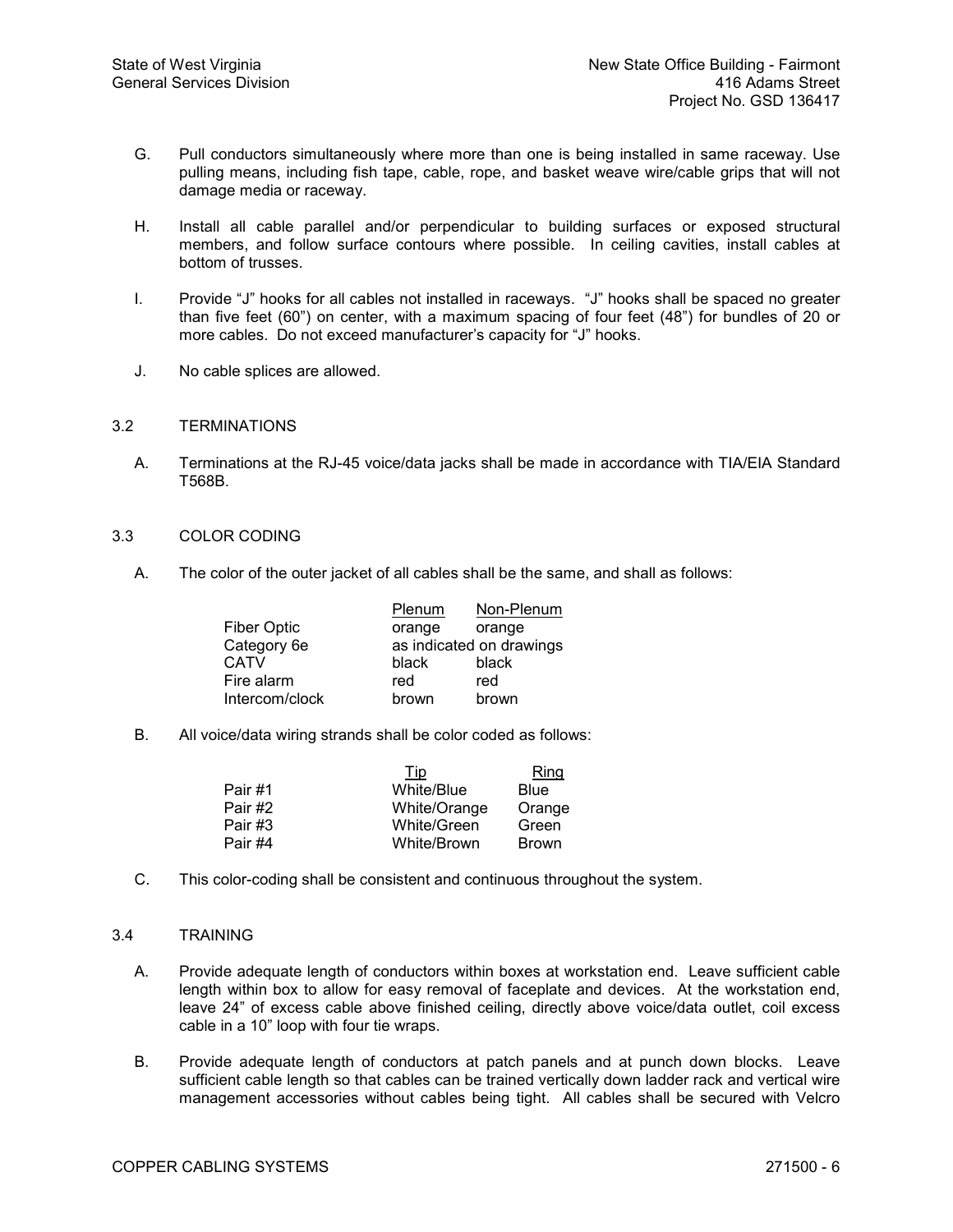G. Pull conductors simultaneously where more than one is being installed in same raceway. Use pulling means, including fish tape, cable, rope, and basket weave wire/cable grips that will not damage media or raceway.

H. Install all cable parallel and/or perpendicular to building surfaces or exposed structural members, and follow surface contours where possible. In ceiling cavities, install cables at bottom of trusses.

I. Provide "J" hooks for all cables not installed in raceways. "J" hooks shall be spaced no greater than five feet (60") on center, with a maximum spacing of four feet (48") for bundles of 20 or more cables. Do not exceed manufacturer's capacity for "J" hooks.

J. No cable splices are allowed.

## 3.2 TERMINATIONS

A. Terminations at the RJ-45 voice/data jacks shall be made in accordance with TIA/EIA Standard T568B.

## 3.3 COLOR CODING

A. The color of the outer jacket of all cables shall be the same, and shall as follows:

| | Plenum | Non-Plenum |
|---|---|---|
| Fiber Optic | orange | orange |
| Category 6e | as indicated on drawings | |
| CATV | black | black |
| Fire alarm | red | red |
| Intercom/clock | brown | brown |

B. All voice/data wiring strands shall be color coded as follows:

| | Tip | Ring |
|---|---|---|
| Pair #1 | White/Blue | Blue |
| Pair #2 | White/Orange | Orange |
| Pair #3 | White/Green | Green |
| Pair #4 | White/Brown | Brown |

C. This color-coding shall be consistent and continuous throughout the system.

## 3.4 TRAINING

A. Provide adequate length of conductors within boxes at workstation end. Leave sufficient cable length within box to allow for easy removal of faceplate and devices. At the workstation end, leave 24" of excess cable above finished ceiling, directly above voice/data outlet, coil excess cable in a 10" loop with four tie wraps.

B. Provide adequate length of conductors at patch panels and at punch down blocks. Leave sufficient cable length so that cables can be trained vertically down ladder rack and vertical wire management accessories without cables being tight. All cables shall be secured with Velcro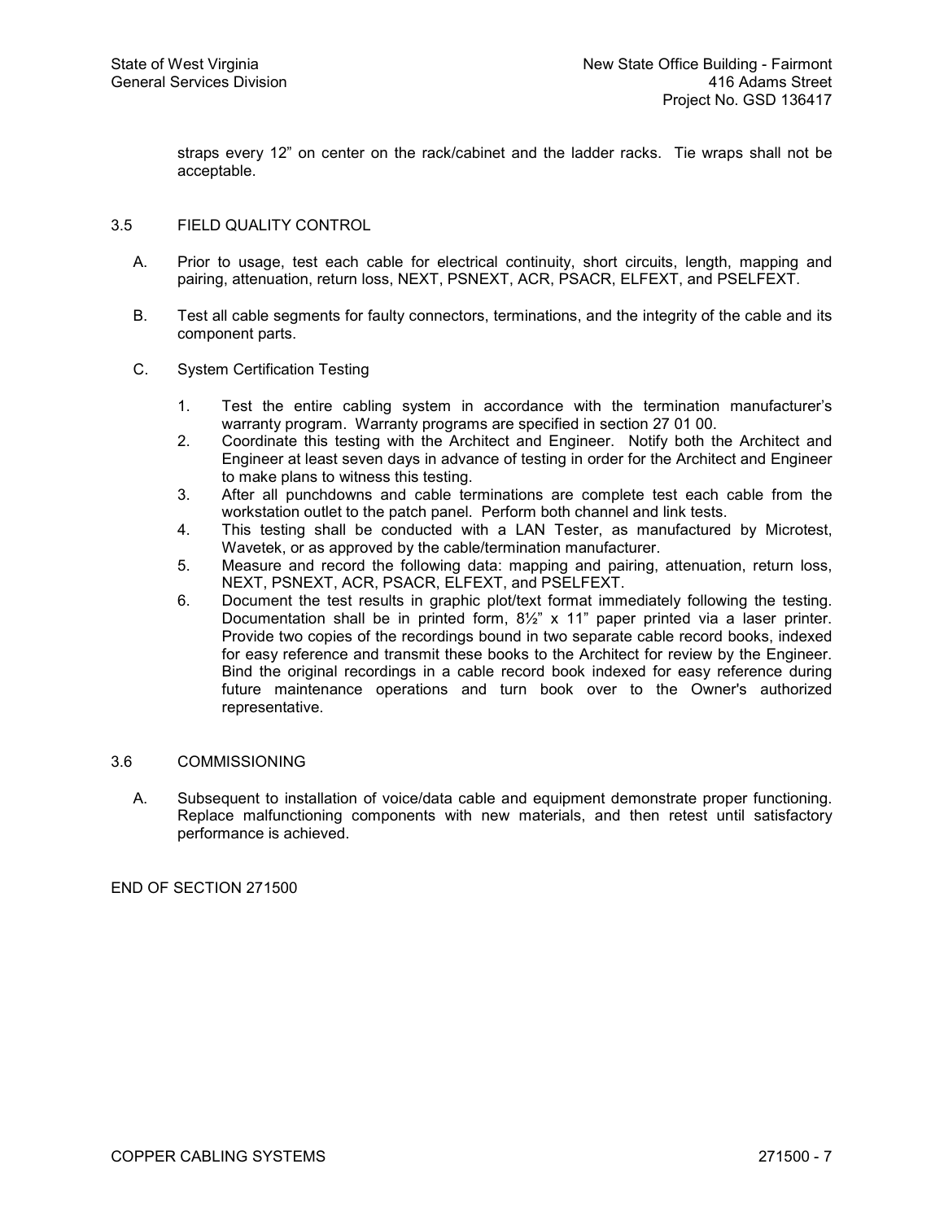straps every 12" on center on the rack/cabinet and the ladder racks. Tie wraps shall not be acceptable.

## 3.5 FIELD QUALITY CONTROL

A. Prior to usage, test each cable for electrical continuity, short circuits, length, mapping and pairing, attenuation, return loss, NEXT, PSNEXT, ACR, PSACR, ELFEXT, and PSELFEXT.

B. Test all cable segments for faulty connectors, terminations, and the integrity of the cable and its component parts.

C. System Certification Testing

1. Test the entire cabling system in accordance with the termination manufacturer's warranty program. Warranty programs are specified in section 27 01 00.
2. Coordinate this testing with the Architect and Engineer. Notify both the Architect and Engineer at least seven days in advance of testing in order for the Architect and Engineer to make plans to witness this testing.
3. After all punchdowns and cable terminations are complete test each cable from the workstation outlet to the patch panel. Perform both channel and link tests.
4. This testing shall be conducted with a LAN Tester, as manufactured by Microtest, Wavetek, or as approved by the cable/termination manufacturer.
5. Measure and record the following data: mapping and pairing, attenuation, return loss, NEXT, PSNEXT, ACR, PSACR, ELFEXT, and PSELFEXT.
6. Document the test results in graphic plot/text format immediately following the testing. Documentation shall be in printed form, 8½" x 11" paper printed via a laser printer. Provide two copies of the recordings bound in two separate cable record books, indexed for easy reference and transmit these books to the Architect for review by the Engineer. Bind the original recordings in a cable record book indexed for easy reference during future maintenance operations and turn book over to the Owner's authorized representative.

## 3.6 COMMISSIONING

A. Subsequent to installation of voice/data cable and equipment demonstrate proper functioning. Replace malfunctioning components with new materials, and then retest until satisfactory performance is achieved.

END OF SECTION 271500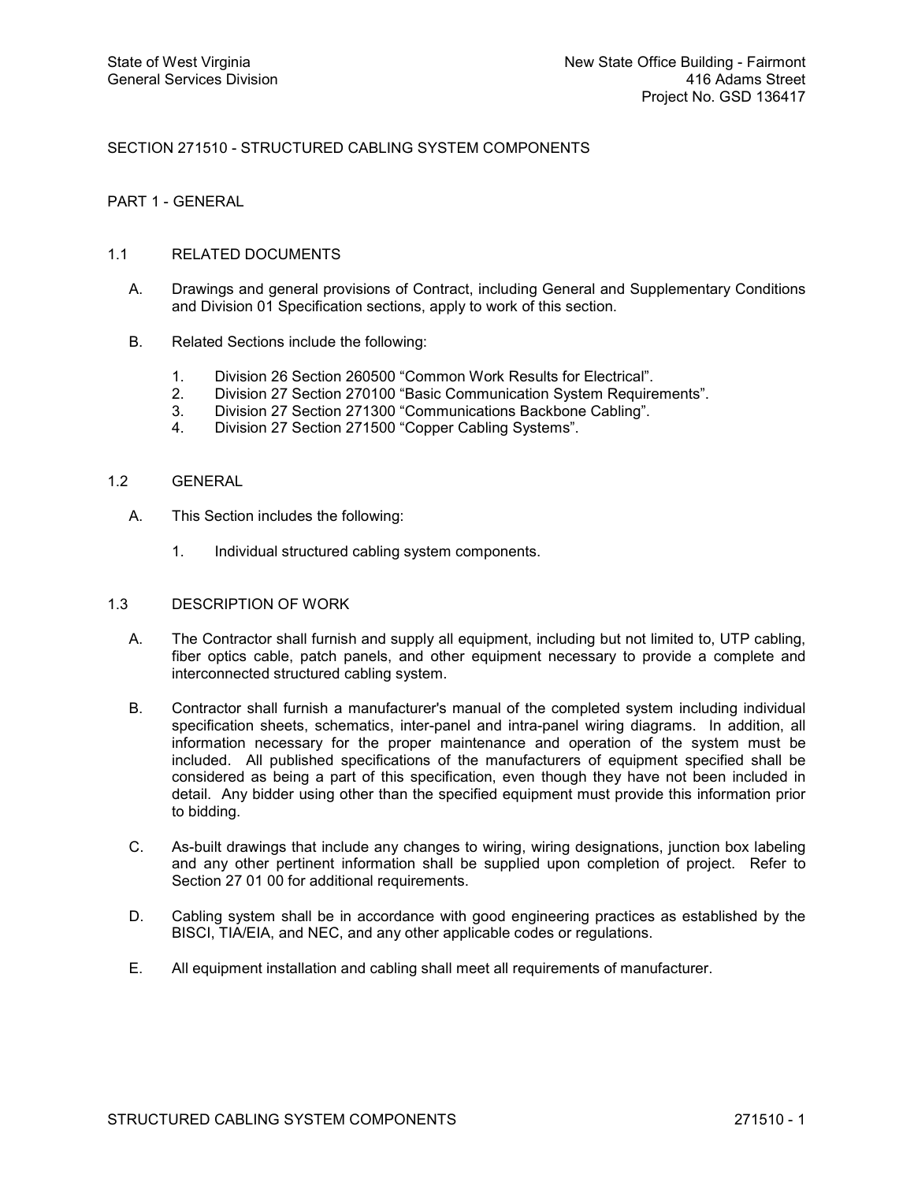# SECTION 271510 - STRUCTURED CABLING SYSTEM COMPONENTS

## PART 1 - GENERAL

### 1.1 RELATED DOCUMENTS

A. Drawings and general provisions of Contract, including General and Supplementary Conditions and Division 01 Specification sections, apply to work of this section.

B. Related Sections include the following:

1. Division 26 Section 260500 “Common Work Results for Electrical”.
2. Division 27 Section 270100 “Basic Communication System Requirements”.
3. Division 27 Section 271300 “Communications Backbone Cabling”.
4. Division 27 Section 271500 “Copper Cabling Systems”.

### 1.2 GENERAL

A. This Section includes the following:

1. Individual structured cabling system components.

### 1.3 DESCRIPTION OF WORK

A. The Contractor shall furnish and supply all equipment, including but not limited to, UTP cabling, fiber optics cable, patch panels, and other equipment necessary to provide a complete and interconnected structured cabling system.

B. Contractor shall furnish a manufacturer's manual of the completed system including individual specification sheets, schematics, inter-panel and intra-panel wiring diagrams. In addition, all information necessary for the proper maintenance and operation of the system must be included. All published specifications of the manufacturers of equipment specified shall be considered as being a part of this specification, even though they have not been included in detail. Any bidder using other than the specified equipment must provide this information prior to bidding.

C. As-built drawings that include any changes to wiring, wiring designations, junction box labeling and any other pertinent information shall be supplied upon completion of project. Refer to Section 27 01 00 for additional requirements.

D. Cabling system shall be in accordance with good engineering practices as established by the BISCI, TIA/EIA, and NEC, and any other applicable codes or regulations.

E. All equipment installation and cabling shall meet all requirements of manufacturer.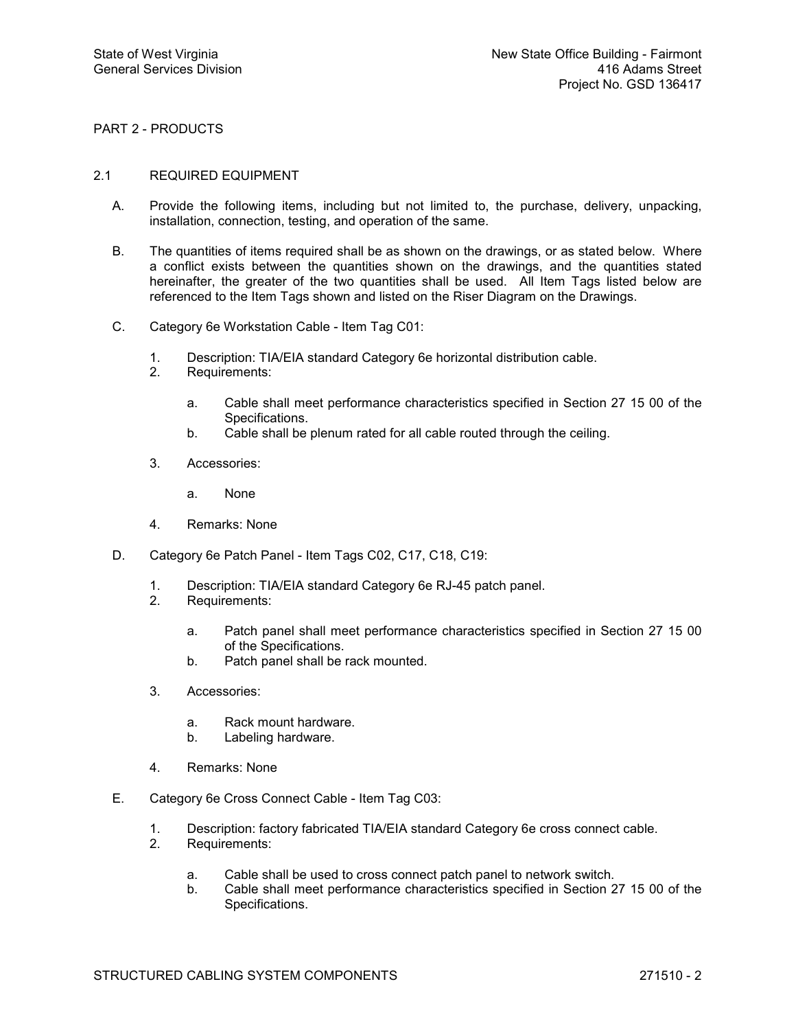PART 2 - PRODUCTS

## 2.1 REQUIRED EQUIPMENT

A. Provide the following items, including but not limited to, the purchase, delivery, unpacking, installation, connection, testing, and operation of the same.

B. The quantities of items required shall be as shown on the drawings, or as stated below. Where a conflict exists between the quantities shown on the drawings, and the quantities stated hereinafter, the greater of the two quantities shall be used. All Item Tags listed below are referenced to the Item Tags shown and listed on the Riser Diagram on the Drawings.

C. Category 6e Workstation Cable - Item Tag C01:

1. Description: TIA/EIA standard Category 6e horizontal distribution cable.
2. Requirements:
   a. Cable shall meet performance characteristics specified in Section 27 15 00 of the Specifications.
   b. Cable shall be plenum rated for all cable routed through the ceiling.
3. Accessories:
   a. None
4. Remarks: None

D. Category 6e Patch Panel - Item Tags C02, C17, C18, C19:

1. Description: TIA/EIA standard Category 6e RJ-45 patch panel.
2. Requirements:
   a. Patch panel shall meet performance characteristics specified in Section 27 15 00 of the Specifications.
   b. Patch panel shall be rack mounted.
3. Accessories:
   a. Rack mount hardware.
   b. Labeling hardware.
4. Remarks: None

E. Category 6e Cross Connect Cable - Item Tag C03:

1. Description: factory fabricated TIA/EIA standard Category 6e cross connect cable.
2. Requirements:
   a. Cable shall be used to cross connect patch panel to network switch.
   b. Cable shall meet performance characteristics specified in Section 27 15 00 of the Specifications.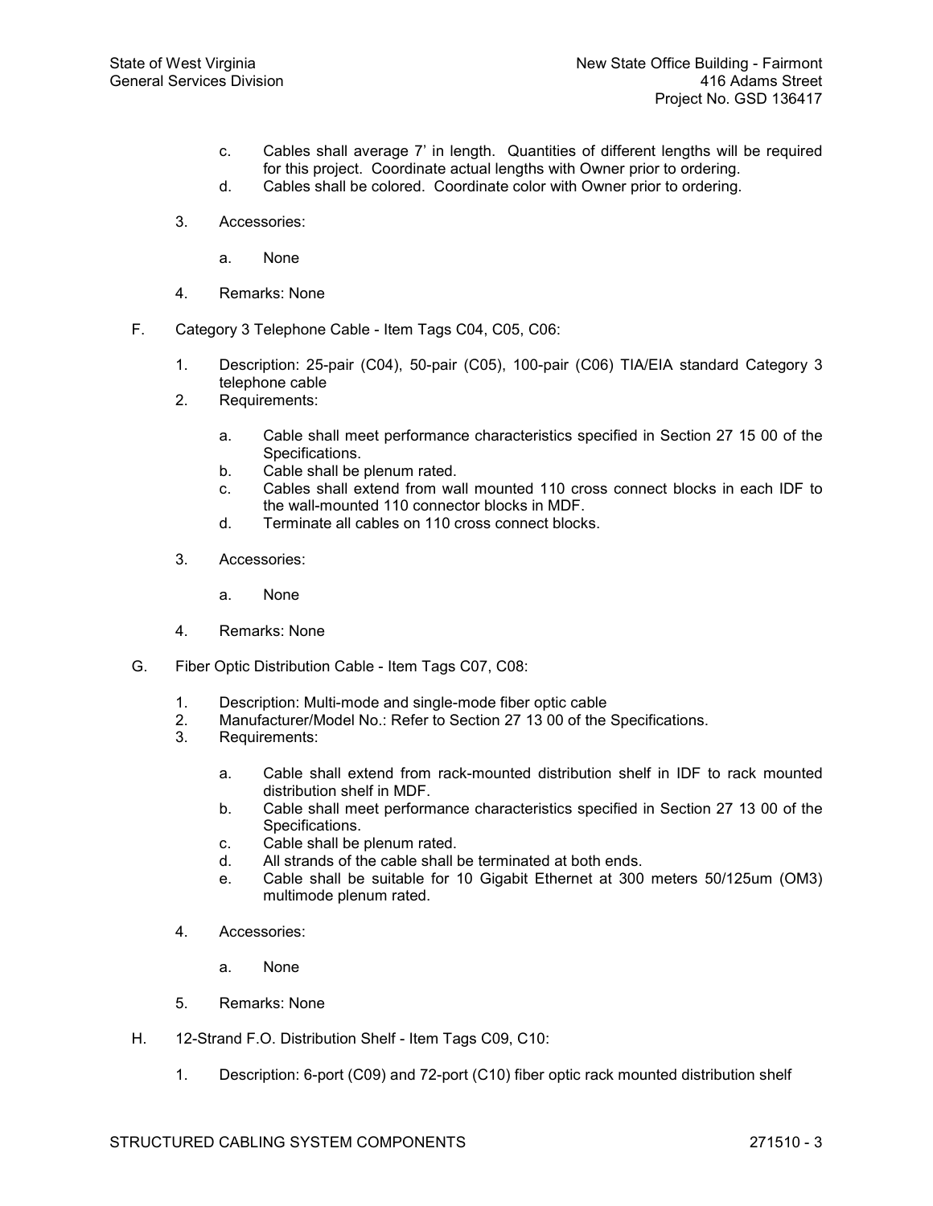c. Cables shall average 7' in length. Quantities of different lengths will be required for this project. Coordinate actual lengths with Owner prior to ordering.

d. Cables shall be colored. Coordinate color with Owner prior to ordering.

3. Accessories:

   a. None

4. Remarks: None

F. Category 3 Telephone Cable - Item Tags C04, C05, C06:

1. Description: 25-pair (C04), 50-pair (C05), 100-pair (C06) TIA/EIA standard Category 3 telephone cable
2. Requirements:

   a. Cable shall meet performance characteristics specified in Section 27 15 00 of the Specifications.
   b. Cable shall be plenum rated.
   c. Cables shall extend from wall mounted 110 cross connect blocks in each IDF to the wall-mounted 110 connector blocks in MDF.
   d. Terminate all cables on 110 cross connect blocks.

3. Accessories:

   a. None

4. Remarks: None

G. Fiber Optic Distribution Cable - Item Tags C07, C08:

1. Description: Multi-mode and single-mode fiber optic cable
2. Manufacturer/Model No.: Refer to Section 27 13 00 of the Specifications.
3. Requirements:

   a. Cable shall extend from rack-mounted distribution shelf in IDF to rack mounted distribution shelf in MDF.
   b. Cable shall meet performance characteristics specified in Section 27 13 00 of the Specifications.
   c. Cable shall be plenum rated.
   d. All strands of the cable shall be terminated at both ends.
   e. Cable shall be suitable for 10 Gigabit Ethernet at 300 meters 50/125um (OM3) multimode plenum rated.

4. Accessories:

   a. None

5. Remarks: None

H. 12-Strand F.O. Distribution Shelf - Item Tags C09, C10:

1. Description: 6-port (C09) and 72-port (C10) fiber optic rack mounted distribution shelf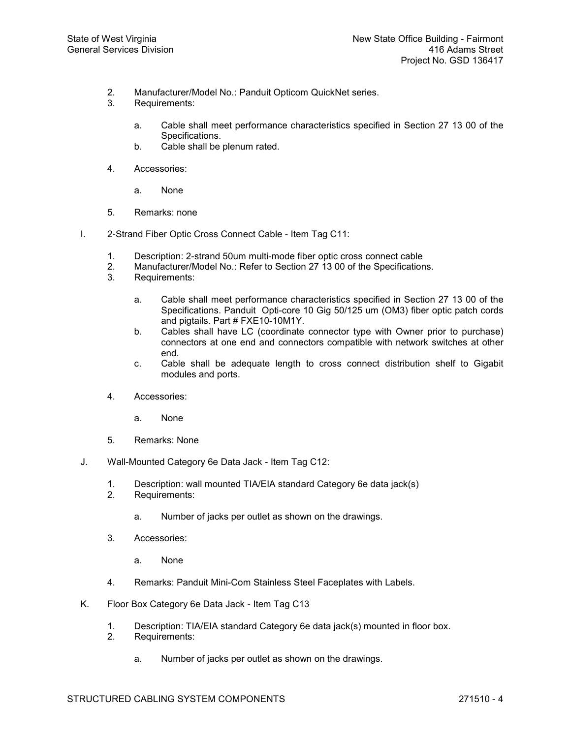2. Manufacturer/Model No.: Panduit Opticom QuickNet series.
3. Requirements:

    a. Cable shall meet performance characteristics specified in Section 27 13 00 of the Specifications.
    b. Cable shall be plenum rated.

4. Accessories:

    a. None

5. Remarks: none

I. 2-Strand Fiber Optic Cross Connect Cable - Item Tag C11:

1. Description: 2-strand 50um multi-mode fiber optic cross connect cable
2. Manufacturer/Model No.: Refer to Section 27 13 00 of the Specifications.
3. Requirements:

    a. Cable shall meet performance characteristics specified in Section 27 13 00 of the Specifications. Panduit Opti-core 10 Gig 50/125 um (OM3) fiber optic patch cords and pigtails. Part # FXE10-10M1Y.
    b. Cables shall have LC (coordinate connector type with Owner prior to purchase) connectors at one end and connectors compatible with network switches at other end.
    c. Cable shall be adequate length to cross connect distribution shelf to Gigabit modules and ports.

4. Accessories:

    a. None

5. Remarks: None

J. Wall-Mounted Category 6e Data Jack - Item Tag C12:

1. Description: wall mounted TIA/EIA standard Category 6e data jack(s)
2. Requirements:

    a. Number of jacks per outlet as shown on the drawings.

3. Accessories:

    a. None

4. Remarks: Panduit Mini-Com Stainless Steel Faceplates with Labels.

K. Floor Box Category 6e Data Jack - Item Tag C13

1. Description: TIA/EIA standard Category 6e data jack(s) mounted in floor box.
2. Requirements:

    a. Number of jacks per outlet as shown on the drawings.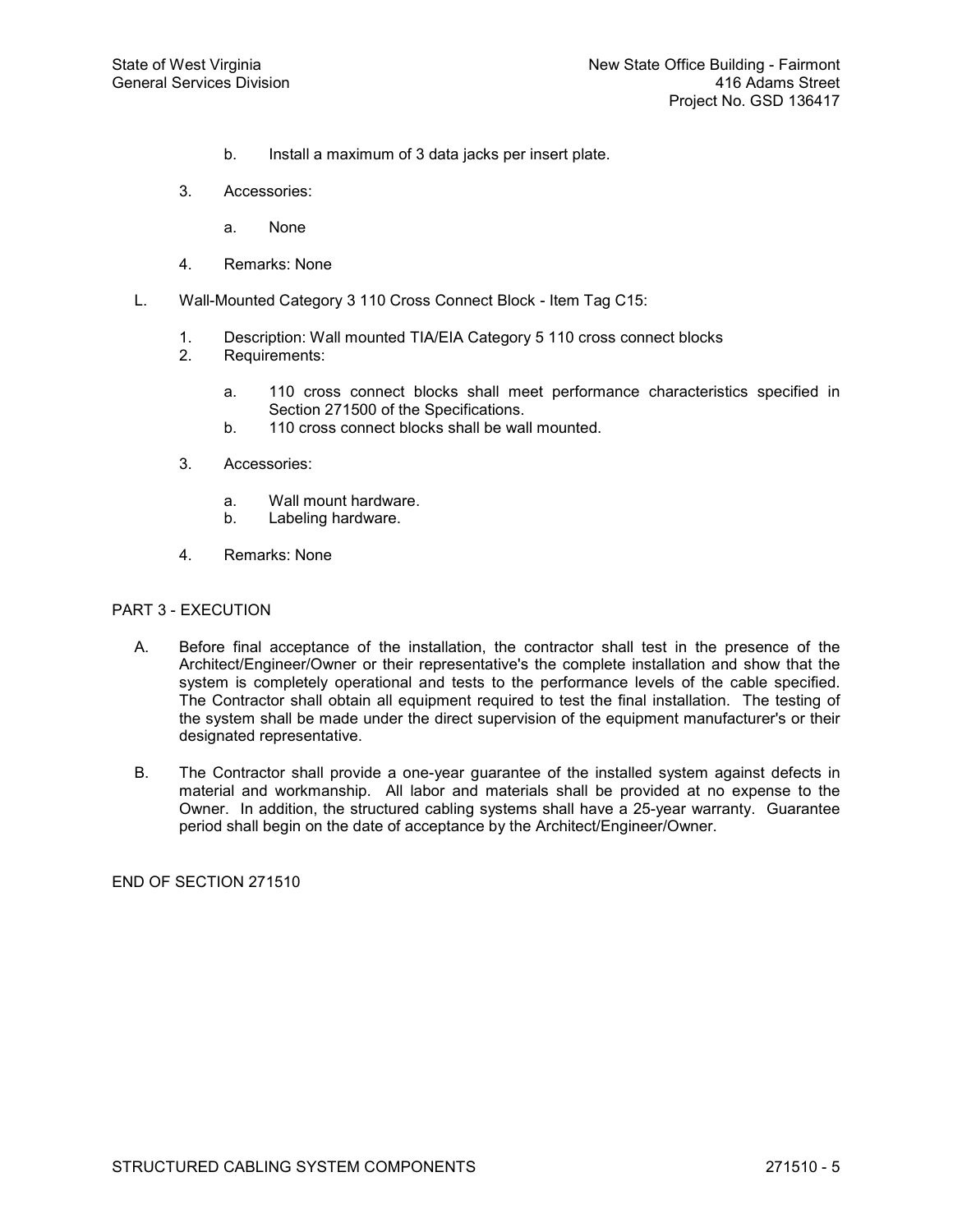b. Install a maximum of 3 data jacks per insert plate.

3. Accessories:

   a. None

4. Remarks: None

L. Wall-Mounted Category 3 110 Cross Connect Block - Item Tag C15:

1. Description: Wall mounted TIA/EIA Category 5 110 cross connect blocks
2. Requirements:

   a. 110 cross connect blocks shall meet performance characteristics specified in Section 271500 of the Specifications.
   b. 110 cross connect blocks shall be wall mounted.

3. Accessories:

   a. Wall mount hardware.
   b. Labeling hardware.

4. Remarks: None

## PART 3 - EXECUTION

A. Before final acceptance of the installation, the contractor shall test in the presence of the Architect/Engineer/Owner or their representative's the complete installation and show that the system is completely operational and tests to the performance levels of the cable specified. The Contractor shall obtain all equipment required to test the final installation. The testing of the system shall be made under the direct supervision of the equipment manufacturer's or their designated representative.

B. The Contractor shall provide a one-year guarantee of the installed system against defects in material and workmanship. All labor and materials shall be provided at no expense to the Owner. In addition, the structured cabling systems shall have a 25-year warranty. Guarantee period shall begin on the date of acceptance by the Architect/Engineer/Owner.

END OF SECTION 271510